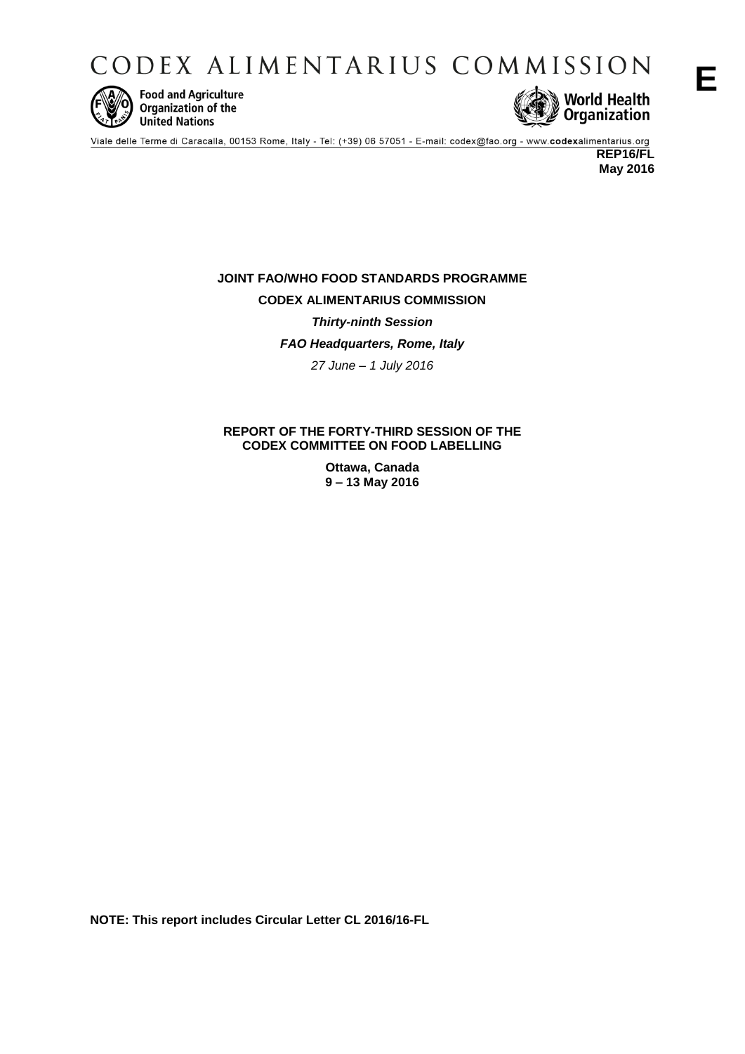# CODEX ALIMENTARIUS COMMISSION

**E**

Food and Agriculture Organization of the United Nations

World Health Organization

Viale delle Terme di Caracalla, 00153 Rome, Italy - Tel: (+39) 06 57051 - E-mail: codex@fao.org - www.codexalimentarius.org

**REP16/FL**
**May 2016**

**JOINT FAO/WHO FOOD STANDARDS PROGRAMME**

**CODEX ALIMENTARIUS COMMISSION**

***Thirty-ninth Session***

***FAO Headquarters, Rome, Italy***

*27 June – 1 July 2016*

**REPORT OF THE FORTY-THIRD SESSION OF THE CODEX COMMITTEE ON FOOD LABELLING**

**Ottawa, Canada**
**9 – 13 May 2016**

**NOTE: This report includes Circular Letter CL 2016/16-FL**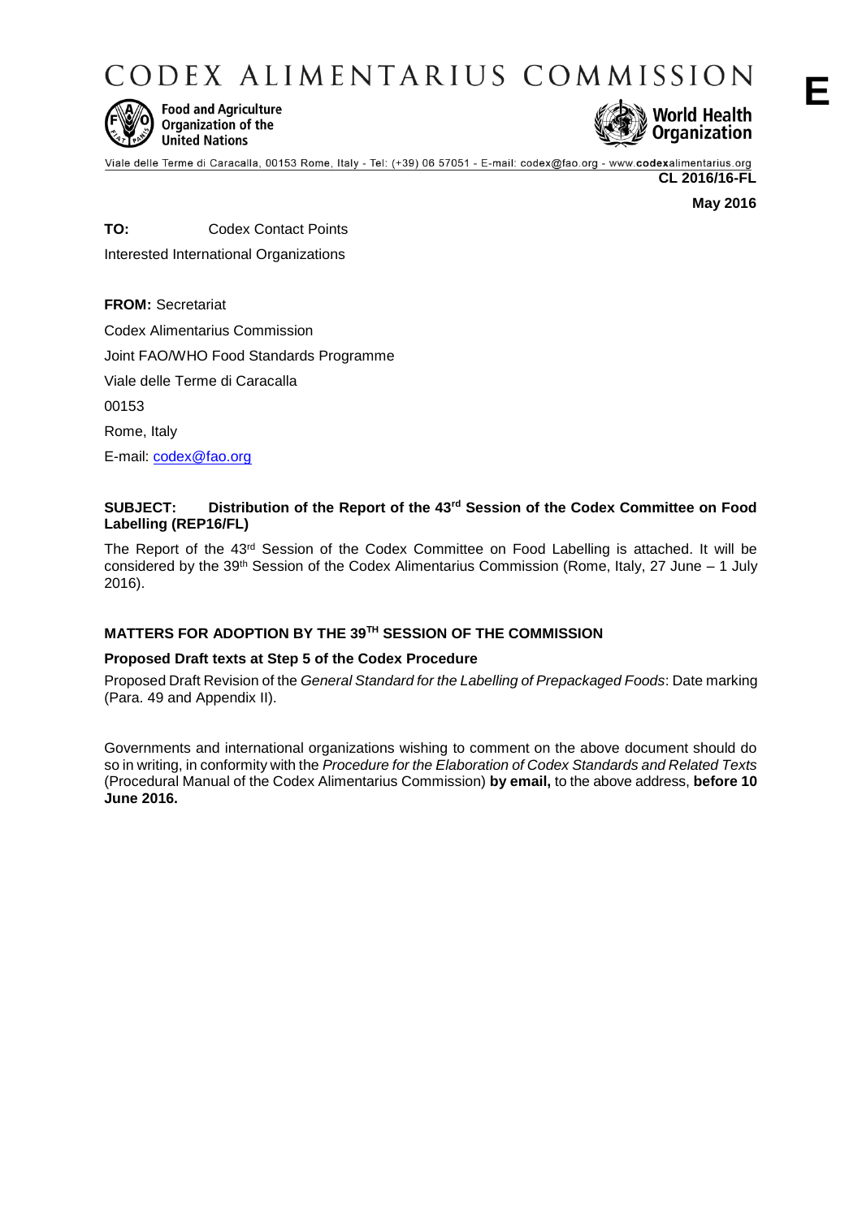# CODEX ALIMENTARIUS COMMISSION

**E**

Food and Agriculture Organization of the United Nations

World Health Organization

Viale delle Terme di Caracalla, 00153 Rome, Italy - Tel: (+39) 06 57051 - E-mail: codex@fao.org - www.codexalimentarius.org

**CL 2016/16-FL**

**May 2016**

**TO:** Codex Contact Points

Interested International Organizations

**FROM:** Secretariat

Codex Alimentarius Commission

Joint FAO/WHO Food Standards Programme

Viale delle Terme di Caracalla

00153

Rome, Italy

E-mail: codex@fao.org

**SUBJECT: Distribution of the Report of the 43rd Session of the Codex Committee on Food Labelling (REP16/FL)**

The Report of the 43rd Session of the Codex Committee on Food Labelling is attached. It will be considered by the 39th Session of the Codex Alimentarius Commission (Rome, Italy, 27 June – 1 July 2016).

## MATTERS FOR ADOPTION BY THE 39TH SESSION OF THE COMMISSION

### Proposed Draft texts at Step 5 of the Codex Procedure

Proposed Draft Revision of the *General Standard for the Labelling of Prepackaged Foods*: Date marking (Para. 49 and Appendix II).

Governments and international organizations wishing to comment on the above document should do so in writing, in conformity with the *Procedure for the Elaboration of Codex Standards and Related Texts* (Procedural Manual of the Codex Alimentarius Commission) **by email,** to the above address, **before 10 June 2016.**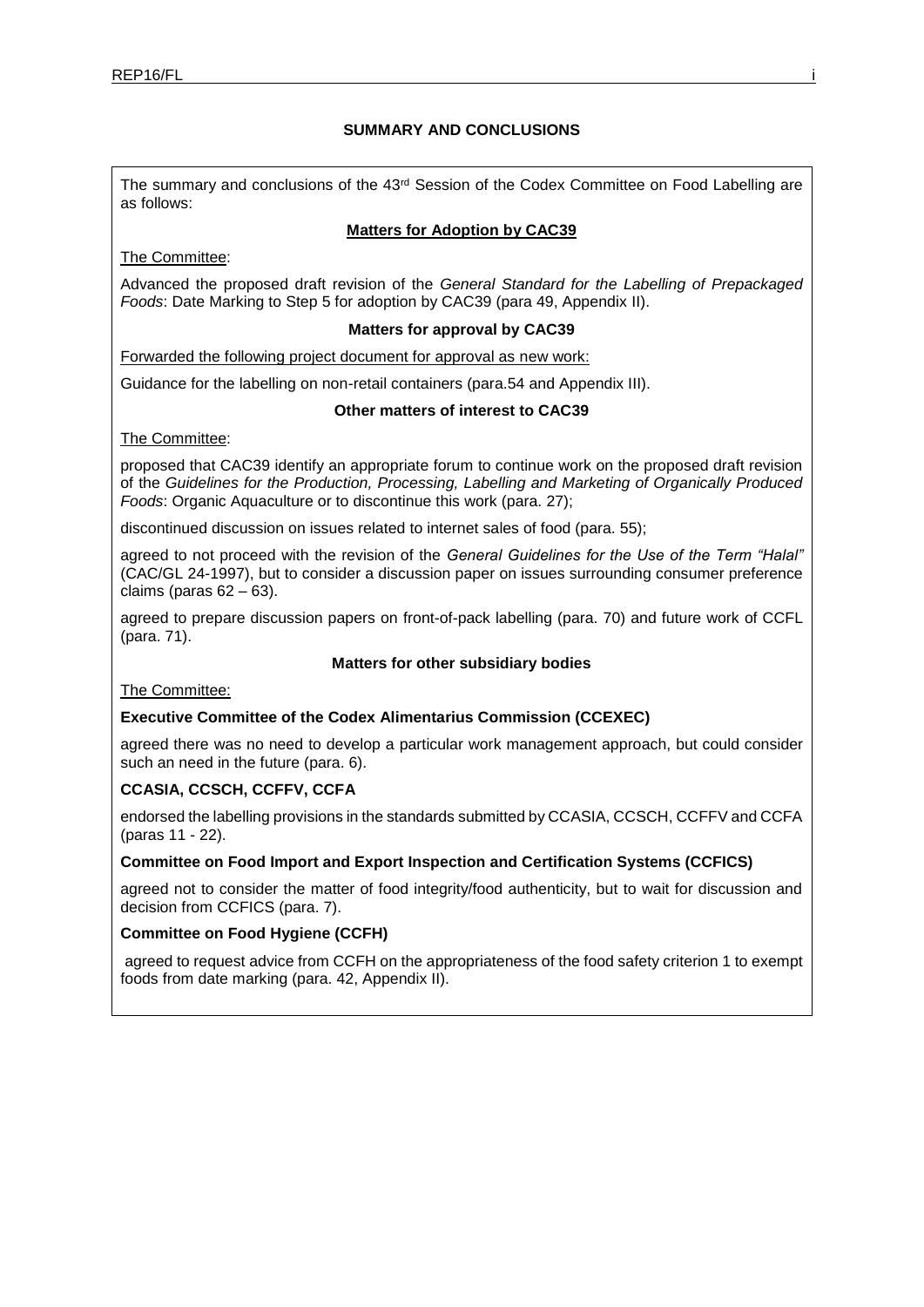# SUMMARY AND CONCLUSIONS

The summary and conclusions of the 43rd Session of the Codex Committee on Food Labelling are as follows:

## Matters for Adoption by CAC39

The Committee:

Advanced the proposed draft revision of the *General Standard for the Labelling of Prepackaged Foods*: Date Marking to Step 5 for adoption by CAC39 (para 49, Appendix II).

## Matters for approval by CAC39

Forwarded the following project document for approval as new work:

Guidance for the labelling on non-retail containers (para.54 and Appendix III).

## Other matters of interest to CAC39

The Committee:

proposed that CAC39 identify an appropriate forum to continue work on the proposed draft revision of the *Guidelines for the Production, Processing, Labelling and Marketing of Organically Produced Foods*: Organic Aquaculture or to discontinue this work (para. 27);

discontinued discussion on issues related to internet sales of food (para. 55);

agreed to not proceed with the revision of the *General Guidelines for the Use of the Term "Halal"* (CAC/GL 24-1997), but to consider a discussion paper on issues surrounding consumer preference claims (paras 62 – 63).

agreed to prepare discussion papers on front-of-pack labelling (para. 70) and future work of CCFL (para. 71).

## Matters for other subsidiary bodies

The Committee:

**Executive Committee of the Codex Alimentarius Commission (CCEXEC)**

agreed there was no need to develop a particular work management approach, but could consider such an need in the future (para. 6).

**CCASIA, CCSCH, CCFFV, CCFA**

endorsed the labelling provisions in the standards submitted by CCASIA, CCSCH, CCFFV and CCFA (paras 11 - 22).

**Committee on Food Import and Export Inspection and Certification Systems (CCFICS)**

agreed not to consider the matter of food integrity/food authenticity, but to wait for discussion and decision from CCFICS (para. 7).

**Committee on Food Hygiene (CCFH)**

agreed to request advice from CCFH on the appropriateness of the food safety criterion 1 to exempt foods from date marking (para. 42, Appendix II).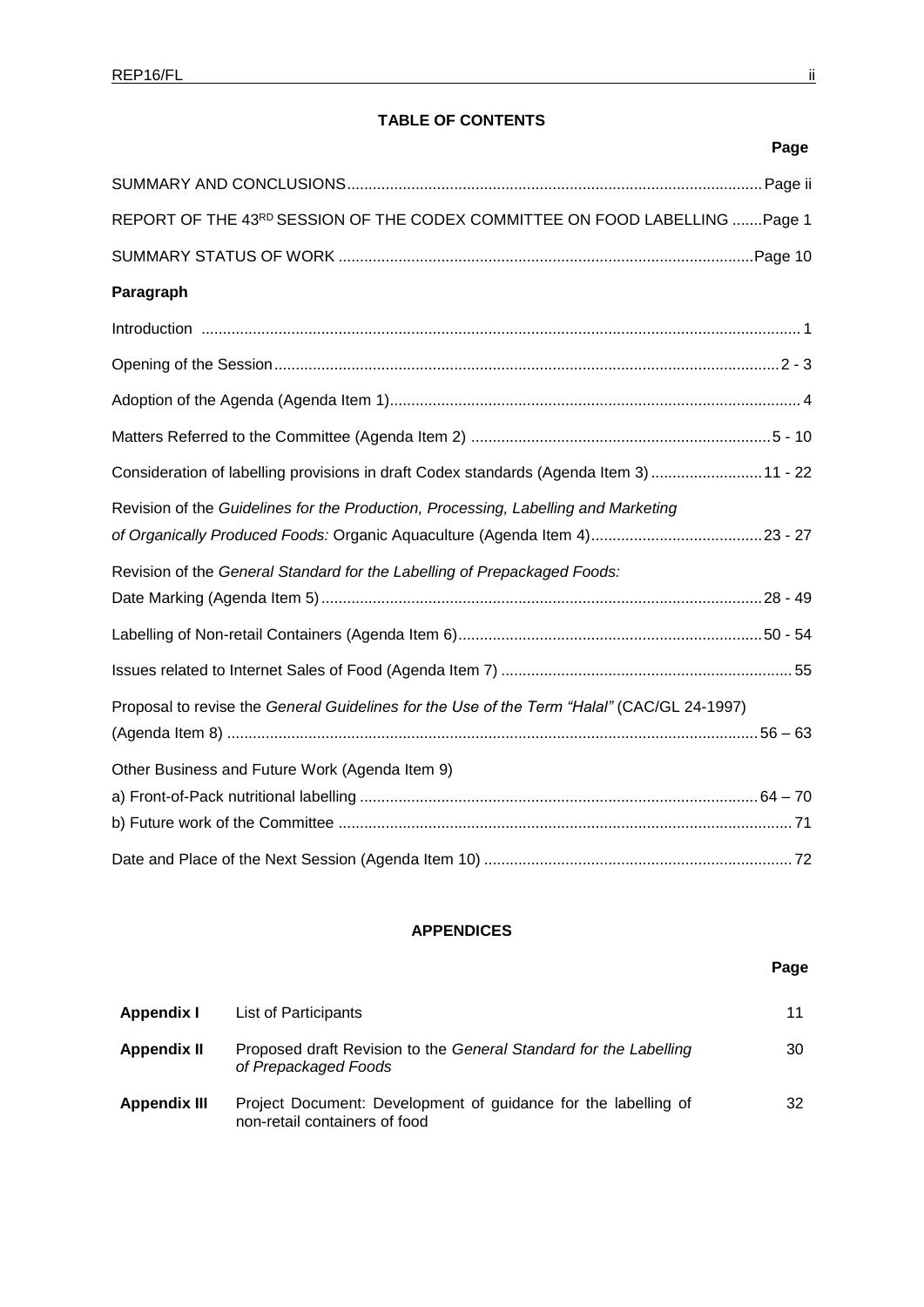## TABLE OF CONTENTS

| | Page |
|---|---|
| SUMMARY AND CONCLUSIONS | Page ii |
| REPORT OF THE 43RD SESSION OF THE CODEX COMMITTEE ON FOOD LABELLING | Page 1 |
| SUMMARY STATUS OF WORK | Page 10 |

**Paragraph**

| | |
|---|---|
| Introduction | 1 |
| Opening of the Session | 2 - 3 |
| Adoption of the Agenda (Agenda Item 1) | 4 |
| Matters Referred to the Committee (Agenda Item 2) | 5 - 10 |
| Consideration of labelling provisions in draft Codex standards (Agenda Item 3) | 11 - 22 |
| Revision of the *Guidelines for the Production, Processing, Labelling and Marketing of Organically Produced Foods:* Organic Aquaculture (Agenda Item 4) | 23 - 27 |
| Revision of the *General Standard for the Labelling of Prepackaged Foods:* Date Marking (Agenda Item 5) | 28 - 49 |
| Labelling of Non-retail Containers (Agenda Item 6) | 50 - 54 |
| Issues related to Internet Sales of Food (Agenda Item 7) | 55 |
| Proposal to revise the *General Guidelines for the Use of the Term "Halal"* (CAC/GL 24-1997) (Agenda Item 8) | 56 – 63 |
| Other Business and Future Work (Agenda Item 9) | |
| a) Front-of-Pack nutritional labelling | 64 – 70 |
| b) Future work of the Committee | 71 |
| Date and Place of the Next Session (Agenda Item 10) | 72 |

## APPENDICES

| | | Page |
|---|---|---|
| **Appendix I** | List of Participants | 11 |
| **Appendix II** | Proposed draft Revision to the *General Standard for the Labelling of Prepackaged Foods* | 30 |
| **Appendix III** | Project Document: Development of guidance for the labelling of non-retail containers of food | 32 |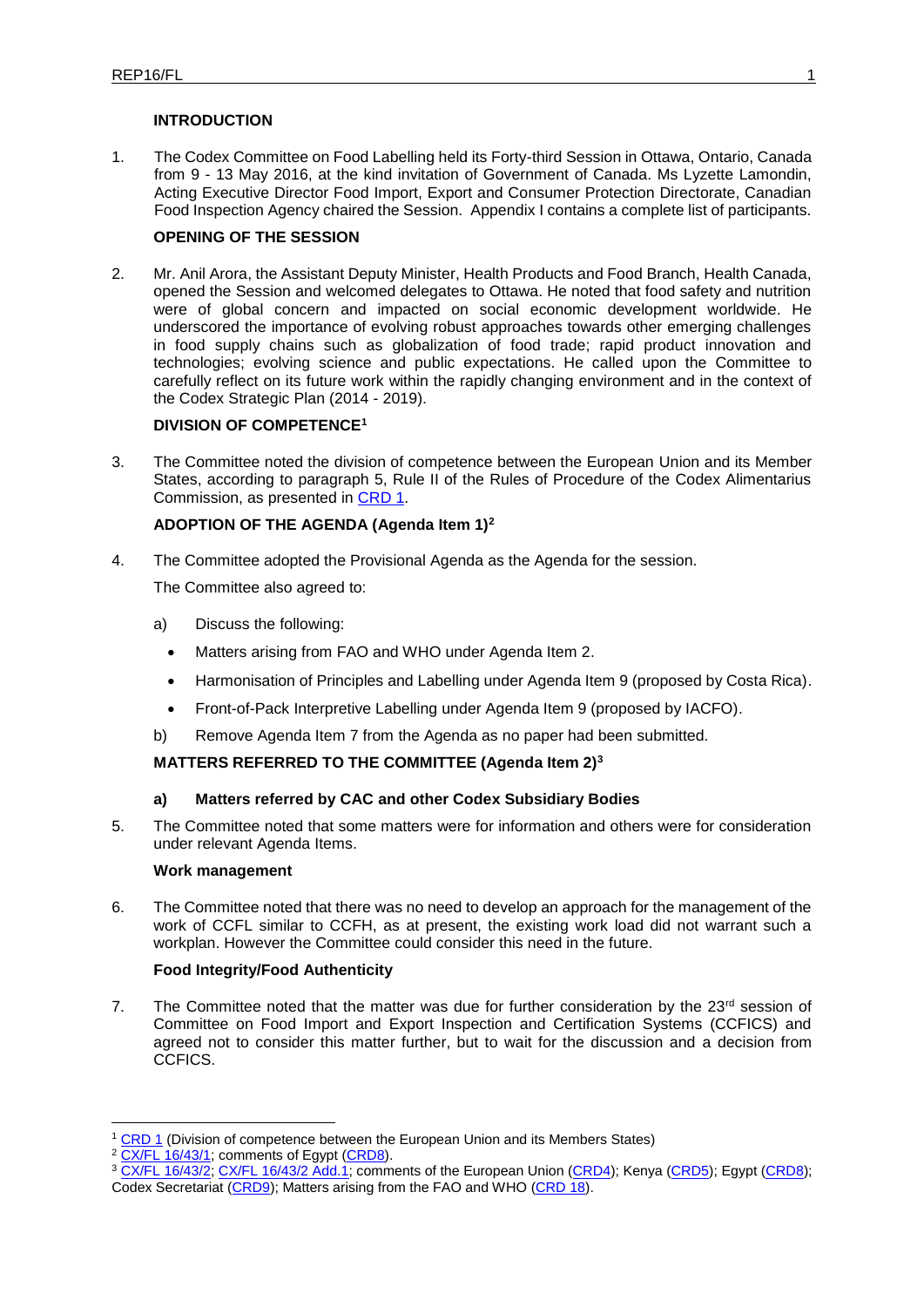## INTRODUCTION

1. The Codex Committee on Food Labelling held its Forty-third Session in Ottawa, Ontario, Canada from 9 - 13 May 2016, at the kind invitation of Government of Canada. Ms Lyzette Lamondin, Acting Executive Director Food Import, Export and Consumer Protection Directorate, Canadian Food Inspection Agency chaired the Session. Appendix I contains a complete list of participants.

## OPENING OF THE SESSION

2. Mr. Anil Arora, the Assistant Deputy Minister, Health Products and Food Branch, Health Canada, opened the Session and welcomed delegates to Ottawa. He noted that food safety and nutrition were of global concern and impacted on social economic development worldwide. He underscored the importance of evolving robust approaches towards other emerging challenges in food supply chains such as globalization of food trade; rapid product innovation and technologies; evolving science and public expectations. He called upon the Committee to carefully reflect on its future work within the rapidly changing environment and in the context of the Codex Strategic Plan (2014 - 2019).

## DIVISION OF COMPETENCE[1]

3. The Committee noted the division of competence between the European Union and its Member States, according to paragraph 5, Rule II of the Rules of Procedure of the Codex Alimentarius Commission, as presented in CRD 1.

## ADOPTION OF THE AGENDA (Agenda Item 1)[2]

4. The Committee adopted the Provisional Agenda as the Agenda for the session.

   The Committee also agreed to:

   a) Discuss the following:
      - Matters arising from FAO and WHO under Agenda Item 2.
      - Harmonisation of Principles and Labelling under Agenda Item 9 (proposed by Costa Rica).
      - Front-of-Pack Interpretive Labelling under Agenda Item 9 (proposed by IACFO).

   b) Remove Agenda Item 7 from the Agenda as no paper had been submitted.

## MATTERS REFERRED TO THE COMMITTEE (Agenda Item 2)[3]

### a) Matters referred by CAC and other Codex Subsidiary Bodies

5. The Committee noted that some matters were for information and others were for consideration under relevant Agenda Items.

#### Work management

6. The Committee noted that there was no need to develop an approach for the management of the work of CCFL similar to CCFH, as at present, the existing work load did not warrant such a workplan. However the Committee could consider this need in the future.

#### Food Integrity/Food Authenticity

7. The Committee noted that the matter was due for further consideration by the 23rd session of Committee on Food Import and Export Inspection and Certification Systems (CCFICS) and agreed not to consider this matter further, but to wait for the discussion and a decision from CCFICS.

---

[1] CRD 1 (Division of competence between the European Union and its Members States)

[2] CX/FL 16/43/1; comments of Egypt (CRD8).

[3] CX/FL 16/43/2; CX/FL 16/43/2 Add.1; comments of the European Union (CRD4); Kenya (CRD5); Egypt (CRD8); Codex Secretariat (CRD9); Matters arising from the FAO and WHO (CRD 18).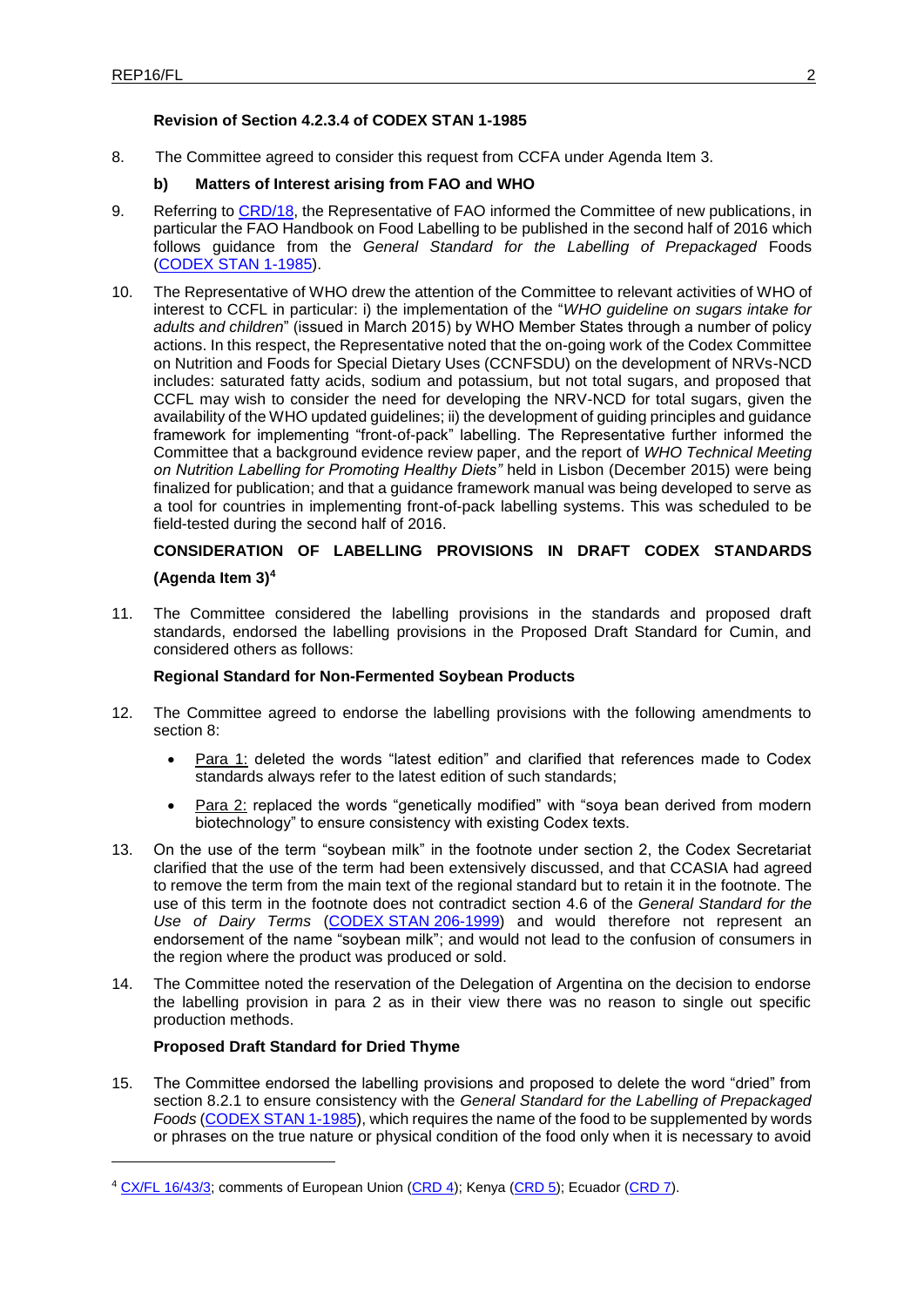**Revision of Section 4.2.3.4 of CODEX STAN 1-1985**

8. The Committee agreed to consider this request from CCFA under Agenda Item 3.

**b) Matters of Interest arising from FAO and WHO**

9. Referring to CRD/18, the Representative of FAO informed the Committee of new publications, in particular the FAO Handbook on Food Labelling to be published in the second half of 2016 which follows guidance from the *General Standard for the Labelling of Prepackaged* Foods (CODEX STAN 1-1985).

10. The Representative of WHO drew the attention of the Committee to relevant activities of WHO of interest to CCFL in particular: i) the implementation of the "*WHO guideline on sugars intake for adults and children*" (issued in March 2015) by WHO Member States through a number of policy actions. In this respect, the Representative noted that the on-going work of the Codex Committee on Nutrition and Foods for Special Dietary Uses (CCNFSDU) on the development of NRVs-NCD includes: saturated fatty acids, sodium and potassium, but not total sugars, and proposed that CCFL may wish to consider the need for developing the NRV-NCD for total sugars, given the availability of the WHO updated guidelines; ii) the development of guiding principles and guidance framework for implementing "front-of-pack" labelling. The Representative further informed the Committee that a background evidence review paper, and the report of *WHO Technical Meeting on Nutrition Labelling for Promoting Healthy Diets"* held in Lisbon (December 2015) were being finalized for publication; and that a guidance framework manual was being developed to serve as a tool for countries in implementing front-of-pack labelling systems. This was scheduled to be field-tested during the second half of 2016.

**CONSIDERATION OF LABELLING PROVISIONS IN DRAFT CODEX STANDARDS (Agenda Item 3)[4]**

11. The Committee considered the labelling provisions in the standards and proposed draft standards, endorsed the labelling provisions in the Proposed Draft Standard for Cumin, and considered others as follows:

**Regional Standard for Non-Fermented Soybean Products**

12. The Committee agreed to endorse the labelling provisions with the following amendments to section 8:

- Para 1: deleted the words "latest edition" and clarified that references made to Codex standards always refer to the latest edition of such standards;
- Para 2: replaced the words "genetically modified" with "soya bean derived from modern biotechnology" to ensure consistency with existing Codex texts.

13. On the use of the term "soybean milk" in the footnote under section 2, the Codex Secretariat clarified that the use of the term had been extensively discussed, and that CCASIA had agreed to remove the term from the main text of the regional standard but to retain it in the footnote. The use of this term in the footnote does not contradict section 4.6 of the *General Standard for the Use of Dairy Terms* (CODEX STAN 206-1999) and would therefore not represent an endorsement of the name "soybean milk"; and would not lead to the confusion of consumers in the region where the product was produced or sold.

14. The Committee noted the reservation of the Delegation of Argentina on the decision to endorse the labelling provision in para 2 as in their view there was no reason to single out specific production methods.

**Proposed Draft Standard for Dried Thyme**

15. The Committee endorsed the labelling provisions and proposed to delete the word "dried" from section 8.2.1 to ensure consistency with the *General Standard for the Labelling of Prepackaged Foods* (CODEX STAN 1-1985), which requires the name of the food to be supplemented by words or phrases on the true nature or physical condition of the food only when it is necessary to avoid

[4] CX/FL 16/43/3; comments of European Union (CRD 4); Kenya (CRD 5); Ecuador (CRD 7).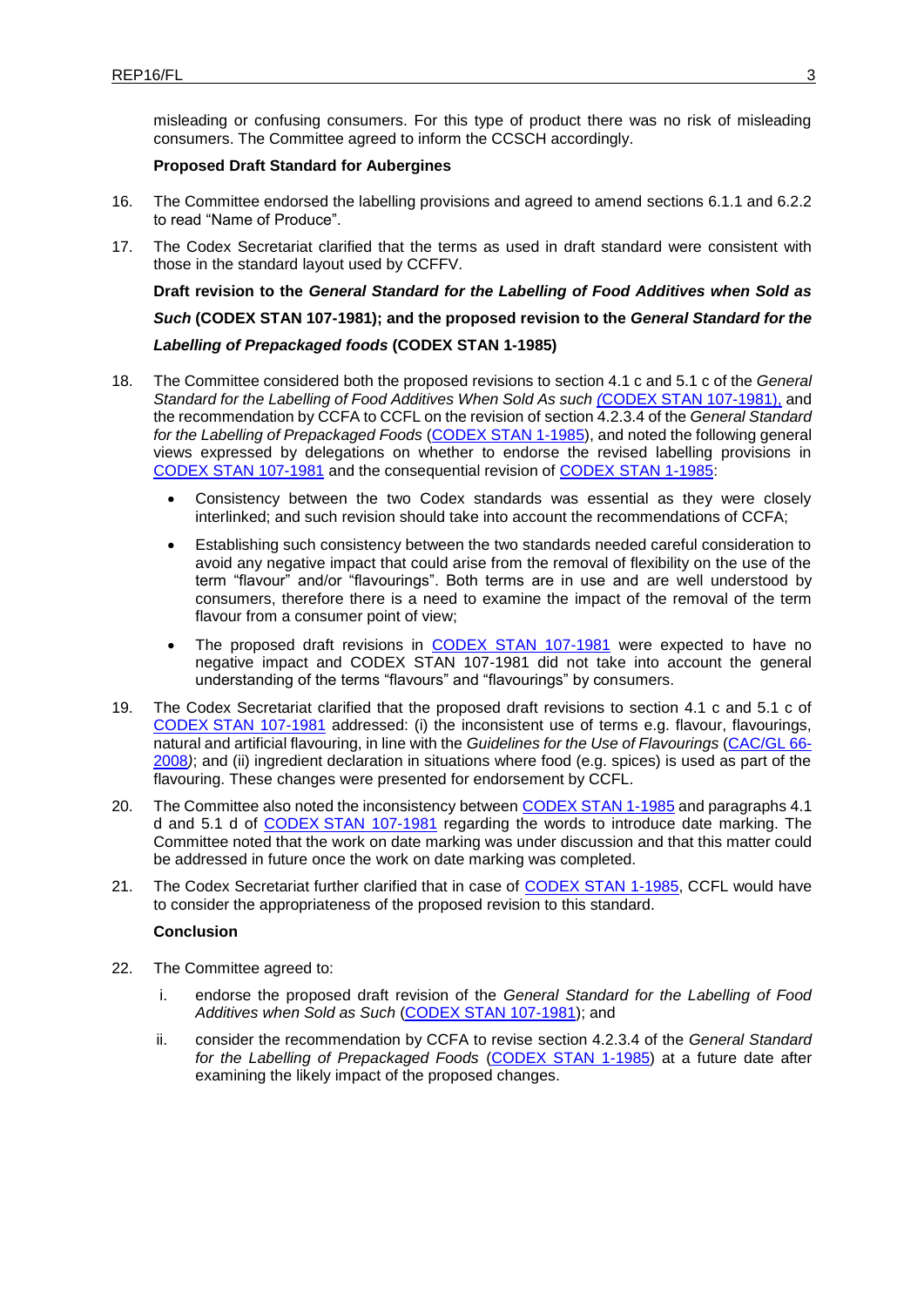misleading or confusing consumers. For this type of product there was no risk of misleading consumers. The Committee agreed to inform the CCSCH accordingly.

**Proposed Draft Standard for Aubergines**

16. The Committee endorsed the labelling provisions and agreed to amend sections 6.1.1 and 6.2.2 to read "Name of Produce".

17. The Codex Secretariat clarified that the terms as used in draft standard were consistent with those in the standard layout used by CCFFV.

**Draft revision to the *General Standard for the Labelling of Food Additives when Sold as Such* (CODEX STAN 107-1981); and the proposed revision to the *General Standard for the Labelling of Prepackaged foods* (CODEX STAN 1-1985)**

18. The Committee considered both the proposed revisions to section 4.1 c and 5.1 c of the *General Standard for the Labelling of Food Additives When Sold As such* (CODEX STAN 107-1981), and the recommendation by CCFA to CCFL on the revision of section 4.2.3.4 of the *General Standard for the Labelling of Prepackaged Foods* (CODEX STAN 1-1985), and noted the following general views expressed by delegations on whether to endorse the revised labelling provisions in CODEX STAN 107-1981 and the consequential revision of CODEX STAN 1-1985:

    - Consistency between the two Codex standards was essential as they were closely interlinked; and such revision should take into account the recommendations of CCFA;
    - Establishing such consistency between the two standards needed careful consideration to avoid any negative impact that could arise from the removal of flexibility on the use of the term "flavour" and/or "flavourings". Both terms are in use and are well understood by consumers, therefore there is a need to examine the impact of the removal of the term flavour from a consumer point of view;
    - The proposed draft revisions in CODEX STAN 107-1981 were expected to have no negative impact and CODEX STAN 107-1981 did not take into account the general understanding of the terms "flavours" and "flavourings" by consumers.

19. The Codex Secretariat clarified that the proposed draft revisions to section 4.1 c and 5.1 c of CODEX STAN 107-1981 addressed: (i) the inconsistent use of terms e.g. flavour, flavourings, natural and artificial flavouring, in line with the *Guidelines for the Use of Flavourings* (CAC/GL 66-2008); and (ii) ingredient declaration in situations where food (e.g. spices) is used as part of the flavouring. These changes were presented for endorsement by CCFL.

20. The Committee also noted the inconsistency between CODEX STAN 1-1985 and paragraphs 4.1 d and 5.1 d of CODEX STAN 107-1981 regarding the words to introduce date marking. The Committee noted that the work on date marking was under discussion and that this matter could be addressed in future once the work on date marking was completed.

21. The Codex Secretariat further clarified that in case of CODEX STAN 1-1985, CCFL would have to consider the appropriateness of the proposed revision to this standard.

**Conclusion**

22. The Committee agreed to:

    i. endorse the proposed draft revision of the *General Standard for the Labelling of Food Additives when Sold as Such* (CODEX STAN 107-1981); and

    ii. consider the recommendation by CCFA to revise section 4.2.3.4 of the *General Standard for the Labelling of Prepackaged Foods* (CODEX STAN 1-1985) at a future date after examining the likely impact of the proposed changes.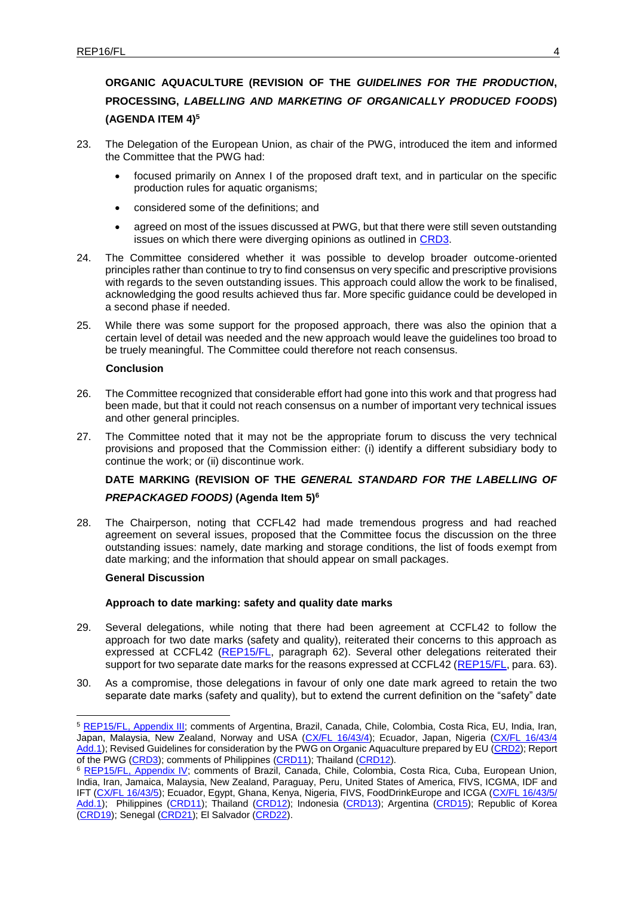## ORGANIC AQUACULTURE (REVISION OF THE *GUIDELINES FOR THE PRODUCTION*, PROCESSING, *LABELLING AND MARKETING OF ORGANICALLY PRODUCED FOODS*) (AGENDA ITEM 4)[5]

23. The Delegation of the European Union, as chair of the PWG, introduced the item and informed the Committee that the PWG had:

    - focused primarily on Annex I of the proposed draft text, and in particular on the specific production rules for aquatic organisms;
    - considered some of the definitions; and
    - agreed on most of the issues discussed at PWG, but that there were still seven outstanding issues on which there were diverging opinions as outlined in CRD3.

24. The Committee considered whether it was possible to develop broader outcome-oriented principles rather than continue to try to find consensus on very specific and prescriptive provisions with regards to the seven outstanding issues. This approach could allow the work to be finalised, acknowledging the good results achieved thus far. More specific guidance could be developed in a second phase if needed.

25. While there was some support for the proposed approach, there was also the opinion that a certain level of detail was needed and the new approach would leave the guidelines too broad to be truely meaningful. The Committee could therefore not reach consensus.

**Conclusion**

26. The Committee recognized that considerable effort had gone into this work and that progress had been made, but that it could not reach consensus on a number of important very technical issues and other general principles.

27. The Committee noted that it may not be the appropriate forum to discuss the very technical provisions and proposed that the Commission either: (i) identify a different subsidiary body to continue the work; or (ii) discontinue work.

## DATE MARKING (REVISION OF THE *GENERAL STANDARD FOR THE LABELLING OF PREPACKAGED FOODS)* (Agenda Item 5)[6]

28. The Chairperson, noting that CCFL42 had made tremendous progress and had reached agreement on several issues, proposed that the Committee focus the discussion on the three outstanding issues: namely, date marking and storage conditions, the list of foods exempt from date marking; and the information that should appear on small packages.

**General Discussion**

**Approach to date marking: safety and quality date marks**

29. Several delegations, while noting that there had been agreement at CCFL42 to follow the approach for two date marks (safety and quality), reiterated their concerns to this approach as expressed at CCFL42 (REP15/FL, paragraph 62). Several other delegations reiterated their support for two separate date marks for the reasons expressed at CCFL42 (REP15/FL, para. 63).

30. As a compromise, those delegations in favour of only one date mark agreed to retain the two separate date marks (safety and quality), but to extend the current definition on the "safety" date

---

[5] REP15/FL, Appendix III; comments of Argentina, Brazil, Canada, Chile, Colombia, Costa Rica, EU, India, Iran, Japan, Malaysia, New Zealand, Norway and USA (CX/FL 16/43/4); Ecuador, Japan, Nigeria (CX/FL 16/43/4 Add.1); Revised Guidelines for consideration by the PWG on Organic Aquaculture prepared by EU (CRD2); Report of the PWG (CRD3); comments of Philippines (CRD11); Thailand (CRD12).

[6] REP15/FL, Appendix IV; comments of Brazil, Canada, Chile, Colombia, Costa Rica, Cuba, European Union, India, Iran, Jamaica, Malaysia, New Zealand, Paraguay, Peru, United States of America, FIVS, ICGMA, IDF and IFT (CX/FL 16/43/5); Ecuador, Egypt, Ghana, Kenya, Nigeria, FIVS, FoodDrinkEurope and ICGA (CX/FL 16/43/5/ Add.1); Philippines (CRD11); Thailand (CRD12); Indonesia (CRD13); Argentina (CRD15); Republic of Korea (CRD19); Senegal (CRD21); El Salvador (CRD22).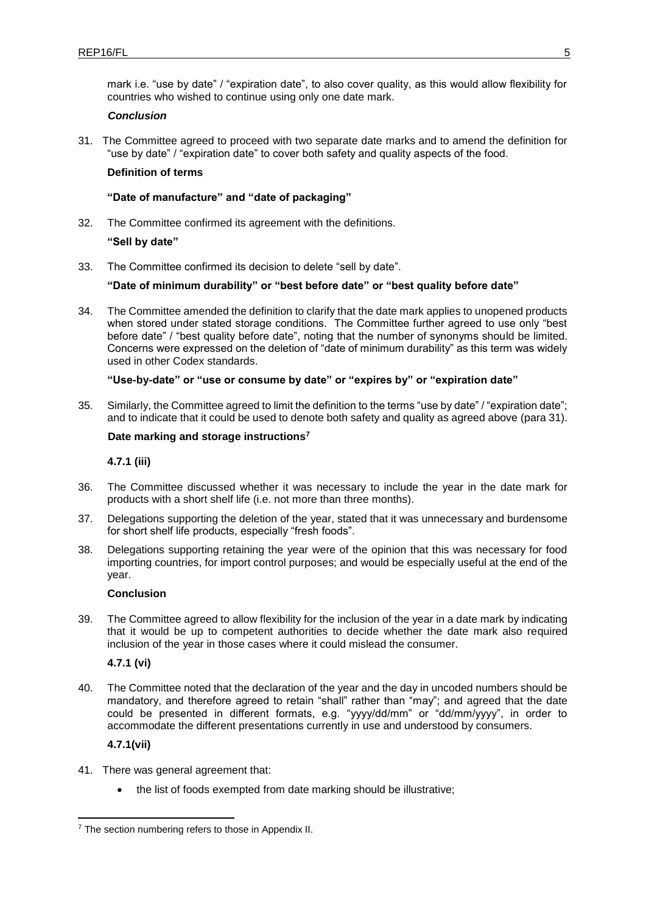mark i.e. "use by date" / "expiration date", to also cover quality, as this would allow flexibility for countries who wished to continue using only one date mark.

***Conclusion***

31. The Committee agreed to proceed with two separate date marks and to amend the definition for "use by date" / "expiration date" to cover both safety and quality aspects of the food.

**Definition of terms**

**"Date of manufacture" and "date of packaging"**

32. The Committee confirmed its agreement with the definitions.

**"Sell by date"**

33. The Committee confirmed its decision to delete "sell by date".

**"Date of minimum durability" or "best before date" or "best quality before date"**

34. The Committee amended the definition to clarify that the date mark applies to unopened products when stored under stated storage conditions. The Committee further agreed to use only "best before date" / "best quality before date", noting that the number of synonyms should be limited. Concerns were expressed on the deletion of "date of minimum durability" as this term was widely used in other Codex standards.

**"Use-by-date" or "use or consume by date" or "expires by" or "expiration date"**

35. Similarly, the Committee agreed to limit the definition to the terms "use by date" / "expiration date"; and to indicate that it could be used to denote both safety and quality as agreed above (para 31).

**Date marking and storage instructions[7]**

**4.7.1 (iii)**

36. The Committee discussed whether it was necessary to include the year in the date mark for products with a short shelf life (i.e. not more than three months).

37. Delegations supporting the deletion of the year, stated that it was unnecessary and burdensome for short shelf life products, especially "fresh foods".

38. Delegations supporting retaining the year were of the opinion that this was necessary for food importing countries, for import control purposes; and would be especially useful at the end of the year.

**Conclusion**

39. The Committee agreed to allow flexibility for the inclusion of the year in a date mark by indicating that it would be up to competent authorities to decide whether the date mark also required inclusion of the year in those cases where it could mislead the consumer.

**4.7.1 (vi)**

40. The Committee noted that the declaration of the year and the day in uncoded numbers should be mandatory, and therefore agreed to retain "shall" rather than "may"; and agreed that the date could be presented in different formats, e.g. "yyyy/dd/mm" or "dd/mm/yyyy", in order to accommodate the different presentations currently in use and understood by consumers.

**4.7.1(vii)**

41. There was general agreement that:

- the list of foods exempted from date marking should be illustrative;

[7] The section numbering refers to those in Appendix II.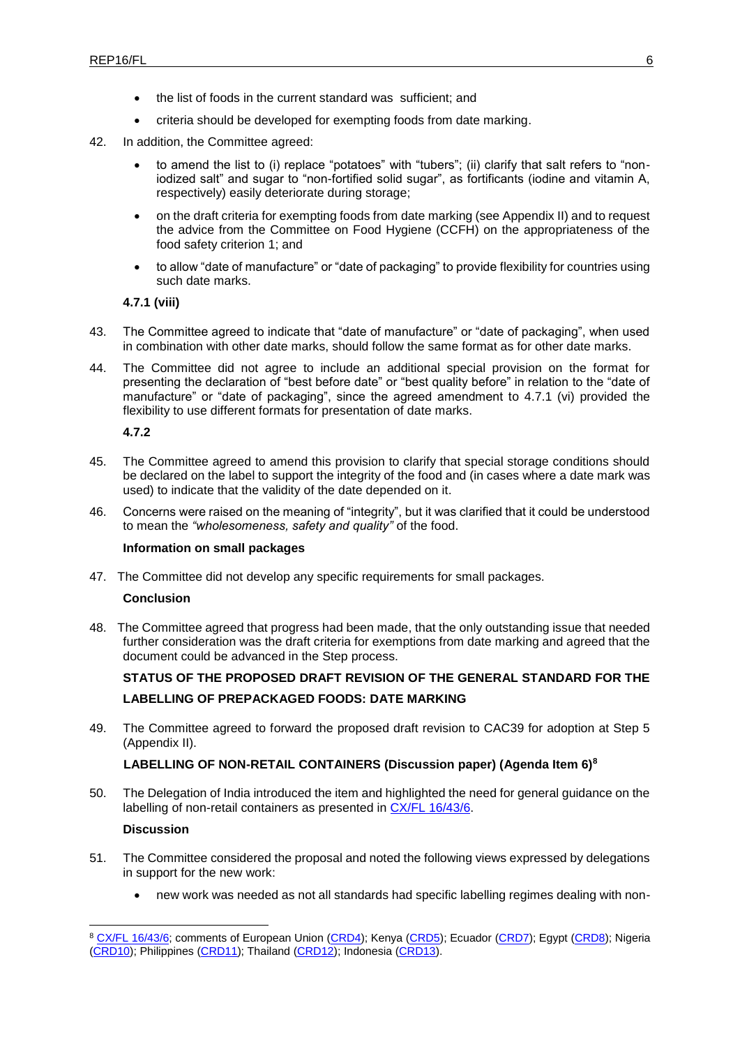- the list of foods in the current standard was sufficient; and
- criteria should be developed for exempting foods from date marking.

42. In addition, the Committee agreed:

    - to amend the list to (i) replace "potatoes" with "tubers"; (ii) clarify that salt refers to "non-iodized salt" and sugar to "non-fortified solid sugar", as fortificants (iodine and vitamin A, respectively) easily deteriorate during storage;
    - on the draft criteria for exempting foods from date marking (see Appendix II) and to request the advice from the Committee on Food Hygiene (CCFH) on the appropriateness of the food safety criterion 1; and
    - to allow "date of manufacture" or "date of packaging" to provide flexibility for countries using such date marks.

**4.7.1 (viii)**

43. The Committee agreed to indicate that "date of manufacture" or "date of packaging", when used in combination with other date marks, should follow the same format as for other date marks.

44. The Committee did not agree to include an additional special provision on the format for presenting the declaration of "best before date" or "best quality before" in relation to the "date of manufacture" or "date of packaging", since the agreed amendment to 4.7.1 (vi) provided the flexibility to use different formats for presentation of date marks.

**4.7.2**

45. The Committee agreed to amend this provision to clarify that special storage conditions should be declared on the label to support the integrity of the food and (in cases where a date mark was used) to indicate that the validity of the date depended on it.

46. Concerns were raised on the meaning of "integrity", but it was clarified that it could be understood to mean the *"wholesomeness, safety and quality"* of the food.

**Information on small packages**

47. The Committee did not develop any specific requirements for small packages.

**Conclusion**

48. The Committee agreed that progress had been made, that the only outstanding issue that needed further consideration was the draft criteria for exemptions from date marking and agreed that the document could be advanced in the Step process.

**STATUS OF THE PROPOSED DRAFT REVISION OF THE GENERAL STANDARD FOR THE LABELLING OF PREPACKAGED FOODS: DATE MARKING**

49. The Committee agreed to forward the proposed draft revision to CAC39 for adoption at Step 5 (Appendix II).

**LABELLING OF NON-RETAIL CONTAINERS (Discussion paper) (Agenda Item 6)[8]**

50. The Delegation of India introduced the item and highlighted the need for general guidance on the labelling of non-retail containers as presented in CX/FL 16/43/6.

**Discussion**

51. The Committee considered the proposal and noted the following views expressed by delegations in support for the new work:

    - new work was needed as not all standards had specific labelling regimes dealing with non-

---

[8] CX/FL 16/43/6; comments of European Union (CRD4); Kenya (CRD5); Ecuador (CRD7); Egypt (CRD8); Nigeria (CRD10); Philippines (CRD11); Thailand (CRD12); Indonesia (CRD13).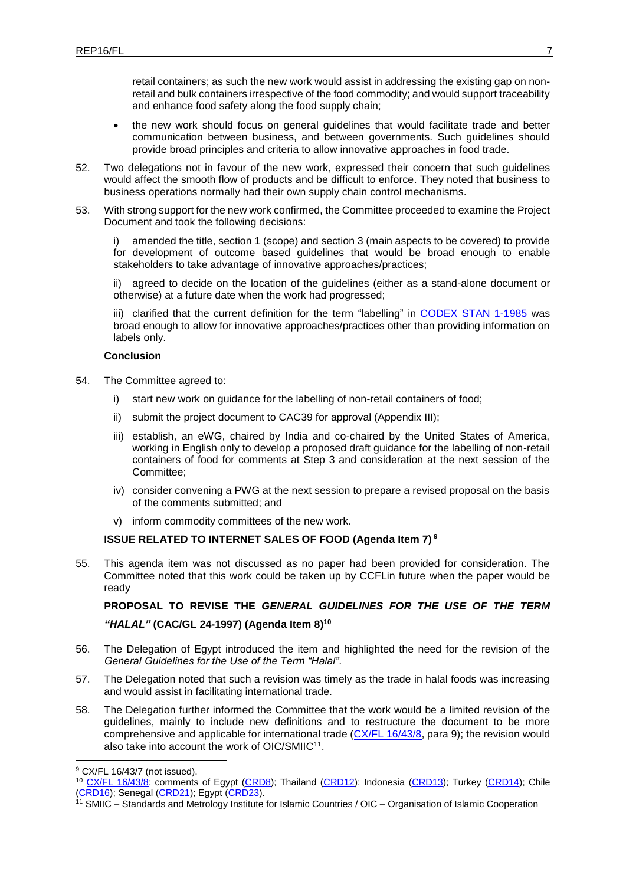retail containers; as such the new work would assist in addressing the existing gap on non-retail and bulk containers irrespective of the food commodity; and would support traceability and enhance food safety along the food supply chain;

- the new work should focus on general guidelines that would facilitate trade and better communication between business, and between governments. Such guidelines should provide broad principles and criteria to allow innovative approaches in food trade.

52. Two delegations not in favour of the new work, expressed their concern that such guidelines would affect the smooth flow of products and be difficult to enforce. They noted that business to business operations normally had their own supply chain control mechanisms.

53. With strong support for the new work confirmed, the Committee proceeded to examine the Project Document and took the following decisions:

    i) amended the title, section 1 (scope) and section 3 (main aspects to be covered) to provide for development of outcome based guidelines that would be broad enough to enable stakeholders to take advantage of innovative approaches/practices;

    ii) agreed to decide on the location of the guidelines (either as a stand-alone document or otherwise) at a future date when the work had progressed;

    iii) clarified that the current definition for the term "labelling" in CODEX STAN 1-1985 was broad enough to allow for innovative approaches/practices other than providing information on labels only.

**Conclusion**

54. The Committee agreed to:

    i) start new work on guidance for the labelling of non-retail containers of food;

    ii) submit the project document to CAC39 for approval (Appendix III);

    iii) establish, an eWG, chaired by India and co-chaired by the United States of America, working in English only to develop a proposed draft guidance for the labelling of non-retail containers of food for comments at Step 3 and consideration at the next session of the Committee;

    iv) consider convening a PWG at the next session to prepare a revised proposal on the basis of the comments submitted; and

    v) inform commodity committees of the new work.

**ISSUE RELATED TO INTERNET SALES OF FOOD (Agenda Item 7)** [9]

55. This agenda item was not discussed as no paper had been provided for consideration. The Committee noted that this work could be taken up by CCFLin future when the paper would be ready

**PROPOSAL TO REVISE THE *GENERAL GUIDELINES FOR THE USE OF THE TERM "HALAL"* (CAC/GL 24-1997) (Agenda Item 8)**[10]

56. The Delegation of Egypt introduced the item and highlighted the need for the revision of the *General Guidelines for the Use of the Term "Halal"*.

57. The Delegation noted that such a revision was timely as the trade in halal foods was increasing and would assist in facilitating international trade.

58. The Delegation further informed the Committee that the work would be a limited revision of the guidelines, mainly to include new definitions and to restructure the document to be more comprehensive and applicable for international trade (CX/FL 16/43/8, para 9); the revision would also take into account the work of OIC/SMIIC[11].

---

[9] CX/FL 16/43/7 (not issued).

[10] CX/FL 16/43/8; comments of Egypt (CRD8); Thailand (CRD12); Indonesia (CRD13); Turkey (CRD14); Chile (CRD16); Senegal (CRD21); Egypt (CRD23).

[11] SMIIC – Standards and Metrology Institute for Islamic Countries / OIC – Organisation of Islamic Cooperation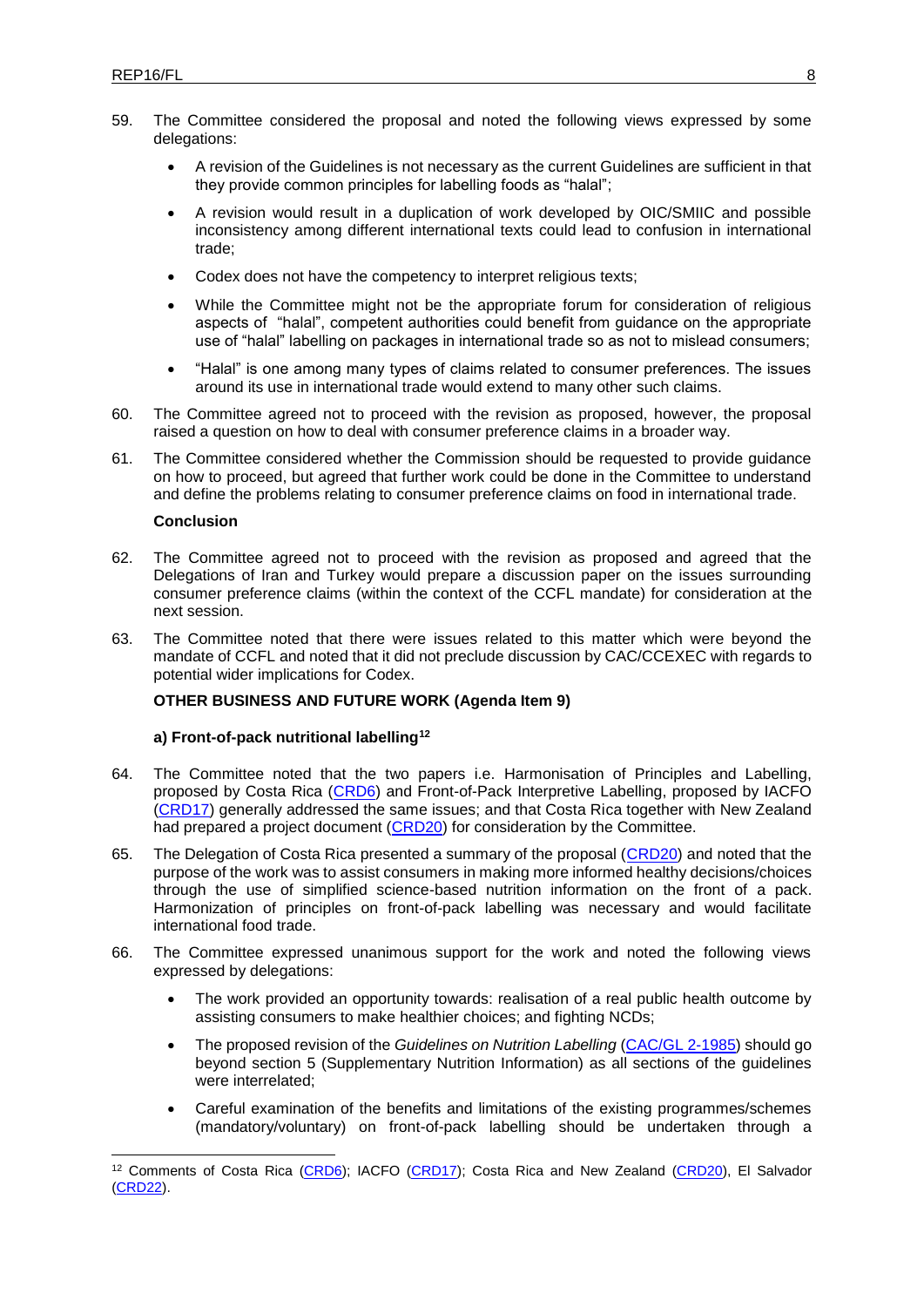59. The Committee considered the proposal and noted the following views expressed by some delegations:

    - A revision of the Guidelines is not necessary as the current Guidelines are sufficient in that they provide common principles for labelling foods as "halal";
    - A revision would result in a duplication of work developed by OIC/SMIIC and possible inconsistency among different international texts could lead to confusion in international trade;
    - Codex does not have the competency to interpret religious texts;
    - While the Committee might not be the appropriate forum for consideration of religious aspects of "halal", competent authorities could benefit from guidance on the appropriate use of "halal" labelling on packages in international trade so as not to mislead consumers;
    - "Halal" is one among many types of claims related to consumer preferences. The issues around its use in international trade would extend to many other such claims.

60. The Committee agreed not to proceed with the revision as proposed, however, the proposal raised a question on how to deal with consumer preference claims in a broader way.

61. The Committee considered whether the Commission should be requested to provide guidance on how to proceed, but agreed that further work could be done in the Committee to understand and define the problems relating to consumer preference claims on food in international trade.

**Conclusion**

62. The Committee agreed not to proceed with the revision as proposed and agreed that the Delegations of Iran and Turkey would prepare a discussion paper on the issues surrounding consumer preference claims (within the context of the CCFL mandate) for consideration at the next session.

63. The Committee noted that there were issues related to this matter which were beyond the mandate of CCFL and noted that it did not preclude discussion by CAC/CCEXEC with regards to potential wider implications for Codex.

### OTHER BUSINESS AND FUTURE WORK (Agenda Item 9)

#### a) Front-of-pack nutritional labelling[12]

64. The Committee noted that the two papers i.e. Harmonisation of Principles and Labelling, proposed by Costa Rica (CRD6) and Front-of-Pack Interpretive Labelling, proposed by IACFO (CRD17) generally addressed the same issues; and that Costa Rica together with New Zealand had prepared a project document (CRD20) for consideration by the Committee.

65. The Delegation of Costa Rica presented a summary of the proposal (CRD20) and noted that the purpose of the work was to assist consumers in making more informed healthy decisions/choices through the use of simplified science-based nutrition information on the front of a pack. Harmonization of principles on front-of-pack labelling was necessary and would facilitate international food trade.

66. The Committee expressed unanimous support for the work and noted the following views expressed by delegations:

    - The work provided an opportunity towards: realisation of a real public health outcome by assisting consumers to make healthier choices; and fighting NCDs;
    - The proposed revision of the *Guidelines on Nutrition Labelling* (CAC/GL 2-1985) should go beyond section 5 (Supplementary Nutrition Information) as all sections of the guidelines were interrelated;
    - Careful examination of the benefits and limitations of the existing programmes/schemes (mandatory/voluntary) on front-of-pack labelling should be undertaken through a

[12] Comments of Costa Rica (CRD6); IACFO (CRD17); Costa Rica and New Zealand (CRD20), El Salvador (CRD22).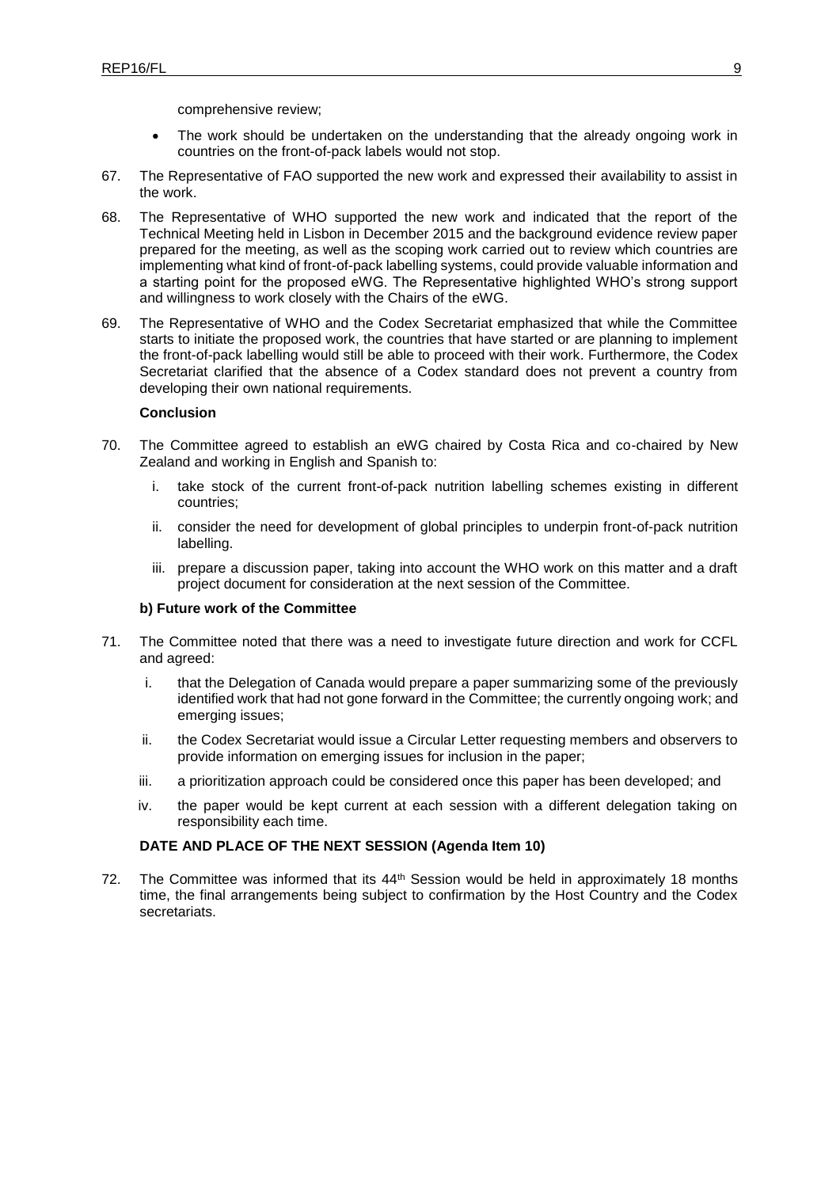comprehensive review;

- The work should be undertaken on the understanding that the already ongoing work in countries on the front-of-pack labels would not stop.

67. The Representative of FAO supported the new work and expressed their availability to assist in the work.

68. The Representative of WHO supported the new work and indicated that the report of the Technical Meeting held in Lisbon in December 2015 and the background evidence review paper prepared for the meeting, as well as the scoping work carried out to review which countries are implementing what kind of front-of-pack labelling systems, could provide valuable information and a starting point for the proposed eWG. The Representative highlighted WHO's strong support and willingness to work closely with the Chairs of the eWG.

69. The Representative of WHO and the Codex Secretariat emphasized that while the Committee starts to initiate the proposed work, the countries that have started or are planning to implement the front-of-pack labelling would still be able to proceed with their work. Furthermore, the Codex Secretariat clarified that the absence of a Codex standard does not prevent a country from developing their own national requirements.

**Conclusion**

70. The Committee agreed to establish an eWG chaired by Costa Rica and co-chaired by New Zealand and working in English and Spanish to:

    i. take stock of the current front-of-pack nutrition labelling schemes existing in different countries;

    ii. consider the need for development of global principles to underpin front-of-pack nutrition labelling.

    iii. prepare a discussion paper, taking into account the WHO work on this matter and a draft project document for consideration at the next session of the Committee.

**b) Future work of the Committee**

71. The Committee noted that there was a need to investigate future direction and work for CCFL and agreed:

    i. that the Delegation of Canada would prepare a paper summarizing some of the previously identified work that had not gone forward in the Committee; the currently ongoing work; and emerging issues;

    ii. the Codex Secretariat would issue a Circular Letter requesting members and observers to provide information on emerging issues for inclusion in the paper;

    iii. a prioritization approach could be considered once this paper has been developed; and

    iv. the paper would be kept current at each session with a different delegation taking on responsibility each time.

**DATE AND PLACE OF THE NEXT SESSION (Agenda Item 10)**

72. The Committee was informed that its 44th Session would be held in approximately 18 months time, the final arrangements being subject to confirmation by the Host Country and the Codex secretariats.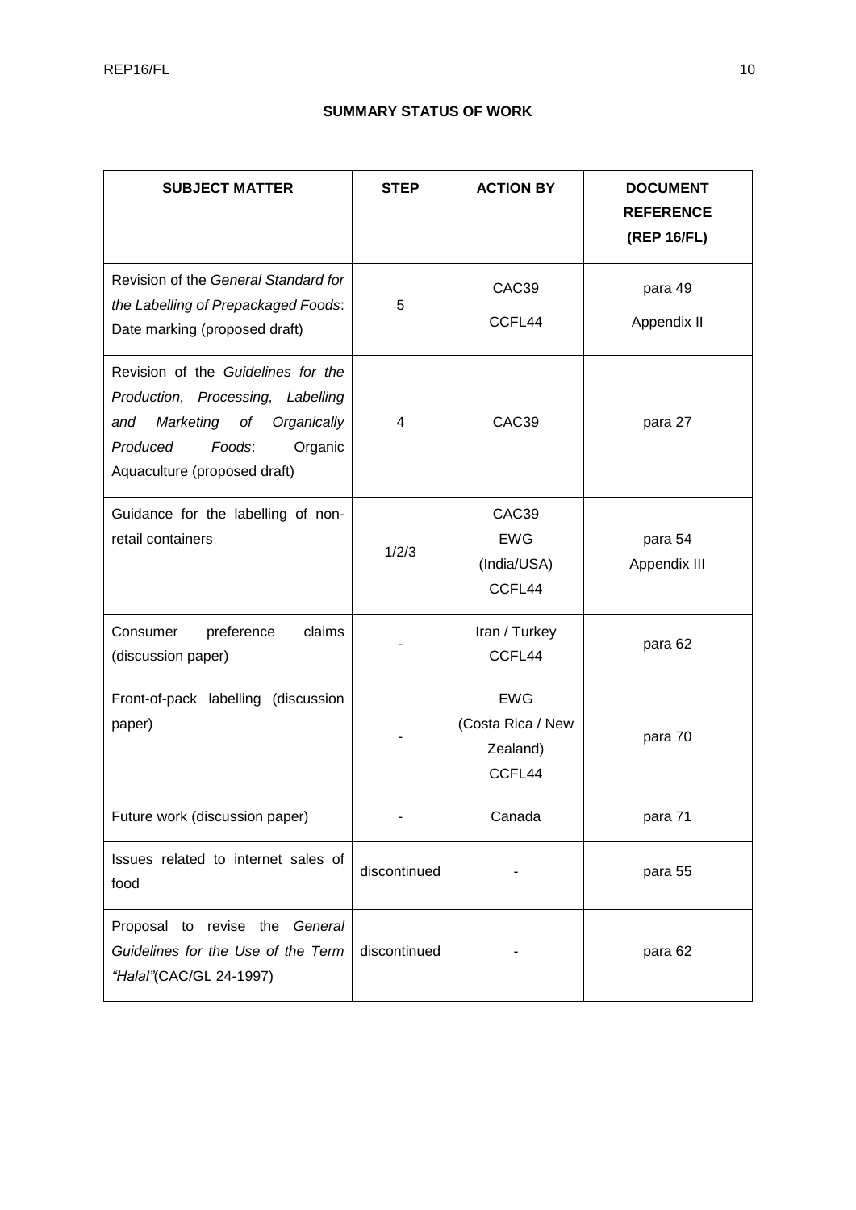**SUMMARY STATUS OF WORK**

| SUBJECT MATTER | STEP | ACTION BY | DOCUMENT REFERENCE (REP 16/FL) |
|---|---|---|---|
| Revision of the *General Standard for the Labelling of Prepackaged Foods*: Date marking (proposed draft) | 5 | CAC39<br>CCFL44 | para 49<br>Appendix II |
| Revision of the *Guidelines for the Production, Processing, Labelling and Marketing of Organically Produced Foods*: Organic Aquaculture (proposed draft) | 4 | CAC39 | para 27 |
| Guidance for the labelling of non-retail containers | 1/2/3 | CAC39<br>EWG<br>(India/USA)<br>CCFL44 | para 54<br>Appendix III |
| Consumer preference claims (discussion paper) | - | Iran / Turkey<br>CCFL44 | para 62 |
| Front-of-pack labelling (discussion paper) | - | EWG<br>(Costa Rica / New Zealand)<br>CCFL44 | para 70 |
| Future work (discussion paper) | - | Canada | para 71 |
| Issues related to internet sales of food | discontinued | - | para 55 |
| Proposal to revise the *General Guidelines for the Use of the Term "Halal"*(CAC/GL 24-1997) | discontinued | - | para 62 |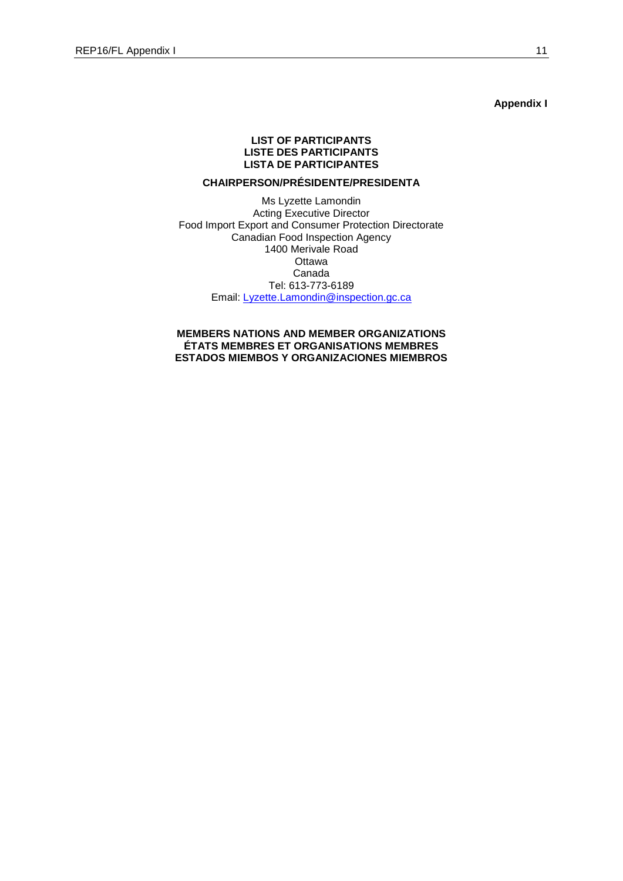**Appendix I**

**LIST OF PARTICIPANTS**
**LISTE DES PARTICIPANTS**
**LISTA DE PARTICIPANTES**

**CHAIRPERSON/PRÉSIDENTE/PRESIDENTA**

Ms Lyzette Lamondin
Acting Executive Director
Food Import Export and Consumer Protection Directorate
Canadian Food Inspection Agency
1400 Merivale Road
Ottawa
Canada
Tel: 613-773-6189
Email: Lyzette.Lamondin@inspection.gc.ca

**MEMBERS NATIONS AND MEMBER ORGANIZATIONS**
**ÉTATS MEMBRES ET ORGANISATIONS MEMBRES**
**ESTADOS MIEMBOS Y ORGANIZACIONES MIEMBROS**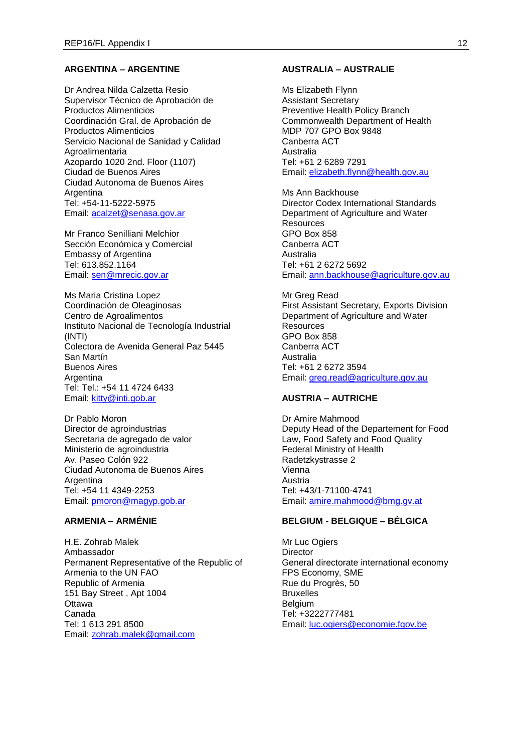**ARGENTINA – ARGENTINE**

Dr Andrea Nilda Calzetta Resio
Supervisor Técnico de Aprobación de Productos Alimenticios
Coordinación Gral. de Aprobación de Productos Alimenticios
Servicio Nacional de Sanidad y Calidad Agroalimentaria
Azopardo 1020 2nd. Floor (1107)
Ciudad de Buenos Aires
Ciudad Autonoma de Buenos Aires
Argentina
Tel: +54-11-5222-5975
Email: acalzet@senasa.gov.ar

Mr Franco Senilliani Melchior
Sección Económica y Comercial
Embassy of Argentina
Tel: 613.852.1164
Email: sen@mrecic.gov.ar

Ms Maria Cristina Lopez
Coordinación de Oleaginosas
Centro de Agroalimentos
Instituto Nacional de Tecnología Industrial (INTI)
Colectora de Avenida General Paz 5445
San Martín
Buenos Aires
Argentina
Tel: Tel.: +54 11 4724 6433
Email: kitty@inti.gob.ar

Dr Pablo Moron
Director de agroindustrias
Secretaria de agregado de valor
Ministerio de agroindustria
Av. Paseo Colón 922
Ciudad Autonoma de Buenos Aires
Argentina
Tel: +54 11 4349-2253
Email: pmoron@magyp.gob.ar

**ARMENIA – ARMÉNIE**

H.E. Zohrab Malek
Ambassador
Permanent Representative of the Republic of Armenia to the UN FAO
Republic of Armenia
151 Bay Street , Apt 1004
Ottawa
Canada
Tel: 1 613 291 8500
Email: zohrab.malek@gmail.com

**AUSTRALIA – AUSTRALIE**

Ms Elizabeth Flynn
Assistant Secretary
Preventive Health Policy Branch
Commonwealth Department of Health
MDP 707 GPO Box 9848
Canberra ACT
Australia
Tel: +61 2 6289 7291
Email: elizabeth.flynn@health.gov.au

Ms Ann Backhouse
Director Codex International Standards
Department of Agriculture and Water Resources
GPO Box 858
Canberra ACT
Australia
Tel: +61 2 6272 5692
Email: ann.backhouse@agriculture.gov.au

Mr Greg Read
First Assistant Secretary, Exports Division
Department of Agriculture and Water Resources
GPO Box 858
Canberra ACT
Australia
Tel: +61 2 6272 3594
Email: greg.read@agriculture.gov.au

**AUSTRIA – AUTRICHE**

Dr Amire Mahmood
Deputy Head of the Departement for Food Law, Food Safety and Food Quality
Federal Ministry of Health
Radetzkystrasse 2
Vienna
Austria
Tel: +43/1-71100-4741
Email: amire.mahmood@bmg.gv.at

**BELGIUM - BELGIQUE – BÉLGICA**

Mr Luc Ogiers
Director
General directorate international economy
FPS Economy, SME
Rue du Progrès, 50
Bruxelles
Belgium
Tel: +3222777481
Email: luc.ogiers@economie.fgov.be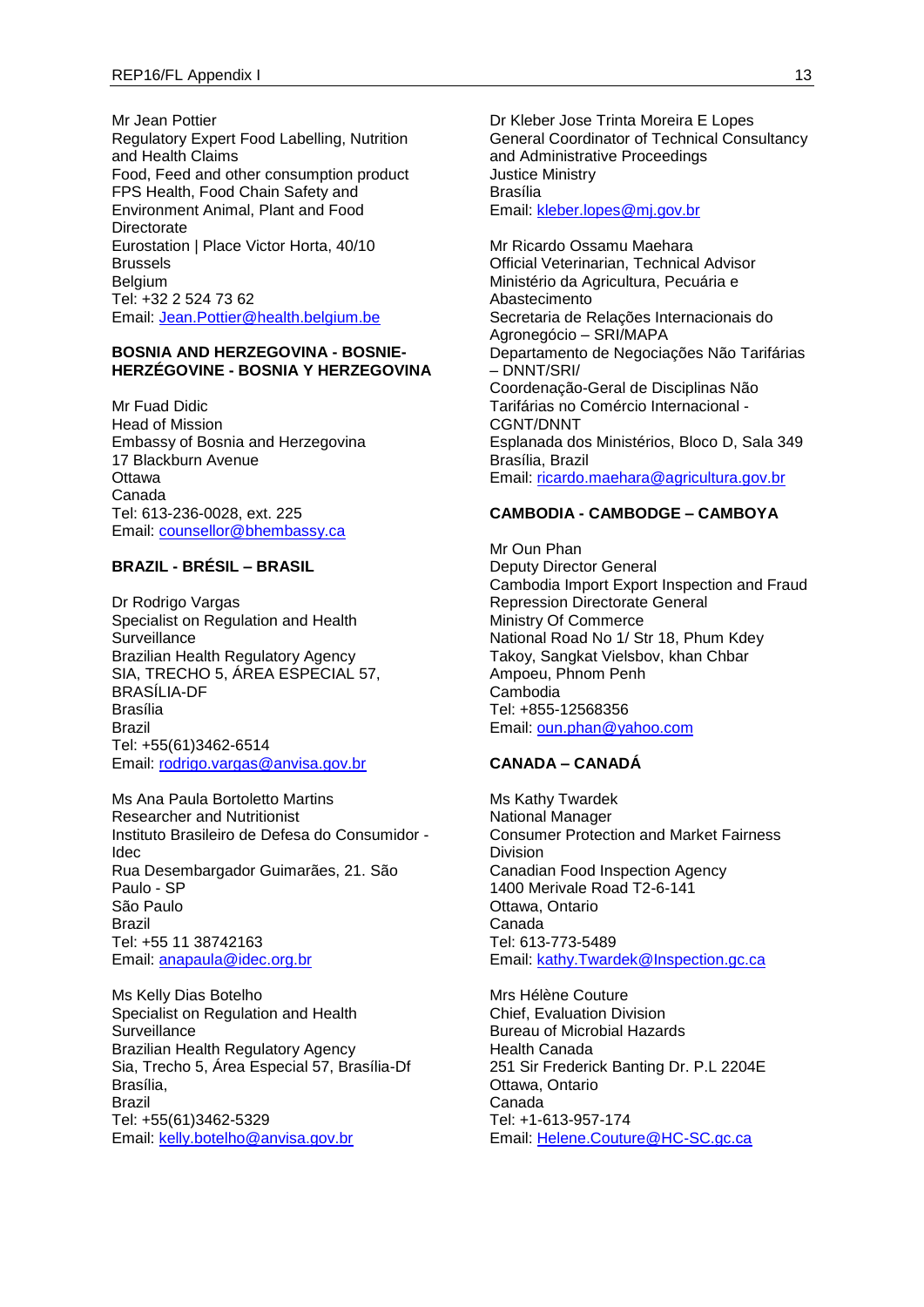Mr Jean Pottier
Regulatory Expert Food Labelling, Nutrition and Health Claims
Food, Feed and other consumption product
FPS Health, Food Chain Safety and Environment Animal, Plant and Food Directorate
Eurostation | Place Victor Horta, 40/10
Brussels
Belgium
Tel: +32 2 524 73 62
Email: Jean.Pottier@health.belgium.be

**BOSNIA AND HERZEGOVINA - BOSNIE-HERZÉGOVINE - BOSNIA Y HERZEGOVINA**

Mr Fuad Didic
Head of Mission
Embassy of Bosnia and Herzegovina
17 Blackburn Avenue
Ottawa
Canada
Tel: 613-236-0028, ext. 225
Email: counsellor@bhembassy.ca

**BRAZIL - BRÉSIL – BRASIL**

Dr Rodrigo Vargas
Specialist on Regulation and Health Surveillance
Brazilian Health Regulatory Agency
SIA, TRECHO 5, ÁREA ESPECIAL 57, BRASÍLIA-DF
Brasília
Brazil
Tel: +55(61)3462-6514
Email: rodrigo.vargas@anvisa.gov.br

Ms Ana Paula Bortoletto Martins
Researcher and Nutritionist
Instituto Brasileiro de Defesa do Consumidor - Idec
Rua Desembargador Guimarães, 21. São Paulo - SP
São Paulo
Brazil
Tel: +55 11 38742163
Email: anapaula@idec.org.br

Ms Kelly Dias Botelho
Specialist on Regulation and Health Surveillance
Brazilian Health Regulatory Agency
Sia, Trecho 5, Área Especial 57, Brasília-Df
Brasília,
Brazil
Tel: +55(61)3462-5329
Email: kelly.botelho@anvisa.gov.br

Dr Kleber Jose Trinta Moreira E Lopes
General Coordinator of Technical Consultancy and Administrative Proceedings
Justice Ministry
Brasília
Email: kleber.lopes@mj.gov.br

Mr Ricardo Ossamu Maehara
Official Veterinarian, Technical Advisor
Ministério da Agricultura, Pecuária e Abastecimento
Secretaria de Relações Internacionais do Agronegócio – SRI/MAPA
Departamento de Negociações Não Tarifárias – DNNT/SRI/
Coordenação-Geral de Disciplinas Não Tarifárias no Comércio Internacional - CGNT/DNNT
Esplanada dos Ministérios, Bloco D, Sala 349
Brasília, Brazil
Email: ricardo.maehara@agricultura.gov.br

**CAMBODIA - CAMBODGE – CAMBOYA**

Mr Oun Phan
Deputy Director General
Cambodia Import Export Inspection and Fraud Repression Directorate General
Ministry Of Commerce
National Road No 1/ Str 18, Phum Kdey Takoy, Sangkat Vielsbov, khan Chbar Ampoeu, Phnom Penh
Cambodia
Tel: +855-12568356
Email: oun.phan@yahoo.com

**CANADA – CANADÁ**

Ms Kathy Twardek
National Manager
Consumer Protection and Market Fairness Division
Canadian Food Inspection Agency
1400 Merivale Road T2-6-141
Ottawa, Ontario
Canada
Tel: 613-773-5489
Email: kathy.Twardek@Inspection.gc.ca

Mrs Hélène Couture
Chief, Evaluation Division
Bureau of Microbial Hazards
Health Canada
251 Sir Frederick Banting Dr. P.L 2204E
Ottawa, Ontario
Canada
Tel: +1-613-957-174
Email: Helene.Couture@HC-SC.gc.ca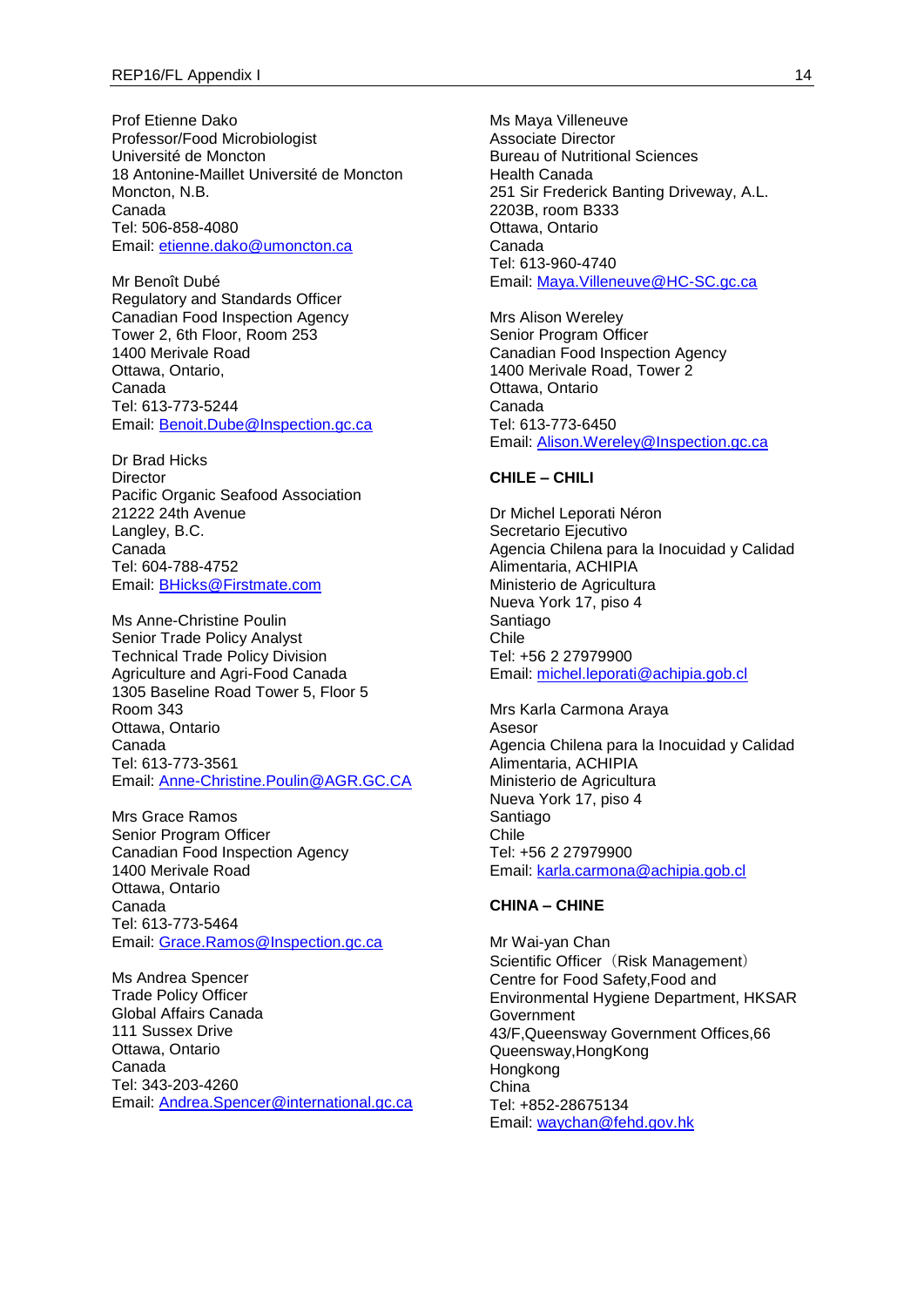Prof Etienne Dako
Professor/Food Microbiologist
Université de Moncton
18 Antonine-Maillet Université de Moncton
Moncton, N.B.
Canada
Tel: 506-858-4080
Email: etienne.dako@umoncton.ca

Mr Benoît Dubé
Regulatory and Standards Officer
Canadian Food Inspection Agency
Tower 2, 6th Floor, Room 253
1400 Merivale Road
Ottawa, Ontario,
Canada
Tel: 613-773-5244
Email: Benoit.Dube@Inspection.gc.ca

Dr Brad Hicks
Director
Pacific Organic Seafood Association
21222 24th Avenue
Langley, B.C.
Canada
Tel: 604-788-4752
Email: BHicks@Firstmate.com

Ms Anne-Christine Poulin
Senior Trade Policy Analyst
Technical Trade Policy Division
Agriculture and Agri-Food Canada
1305 Baseline Road Tower 5, Floor 5
Room 343
Ottawa, Ontario
Canada
Tel: 613-773-3561
Email: Anne-Christine.Poulin@AGR.GC.CA

Mrs Grace Ramos
Senior Program Officer
Canadian Food Inspection Agency
1400 Merivale Road
Ottawa, Ontario
Canada
Tel: 613-773-5464
Email: Grace.Ramos@Inspection.gc.ca

Ms Andrea Spencer
Trade Policy Officer
Global Affairs Canada
111 Sussex Drive
Ottawa, Ontario
Canada
Tel: 343-203-4260
Email: Andrea.Spencer@international.gc.ca

Ms Maya Villeneuve
Associate Director
Bureau of Nutritional Sciences
Health Canada
251 Sir Frederick Banting Driveway, A.L.
2203B, room B333
Ottawa, Ontario
Canada
Tel: 613-960-4740
Email: Maya.Villeneuve@HC-SC.gc.ca

Mrs Alison Wereley
Senior Program Officer
Canadian Food Inspection Agency
1400 Merivale Road, Tower 2
Ottawa, Ontario
Canada
Tel: 613-773-6450
Email: Alison.Wereley@Inspection.gc.ca

**CHILE – CHILI**

Dr Michel Leporati Néron
Secretario Ejecutivo
Agencia Chilena para la Inocuidad y Calidad Alimentaria, ACHIPIA
Ministerio de Agricultura
Nueva York 17, piso 4
Santiago
Chile
Tel: +56 2 27979900
Email: michel.leporati@achipia.gob.cl

Mrs Karla Carmona Araya
Asesor
Agencia Chilena para la Inocuidad y Calidad Alimentaria, ACHIPIA
Ministerio de Agricultura
Nueva York 17, piso 4
Santiago
Chile
Tel: +56 2 27979900
Email: karla.carmona@achipia.gob.cl

**CHINA – CHINE**

Mr Wai-yan Chan
Scientific Officer（Risk Management）
Centre for Food Safety,Food and Environmental Hygiene Department, HKSAR Government
43/F,Queensway Government Offices,66 Queensway,HongKong
Hongkong
China
Tel: +852-28675134
Email: waychan@fehd.gov.hk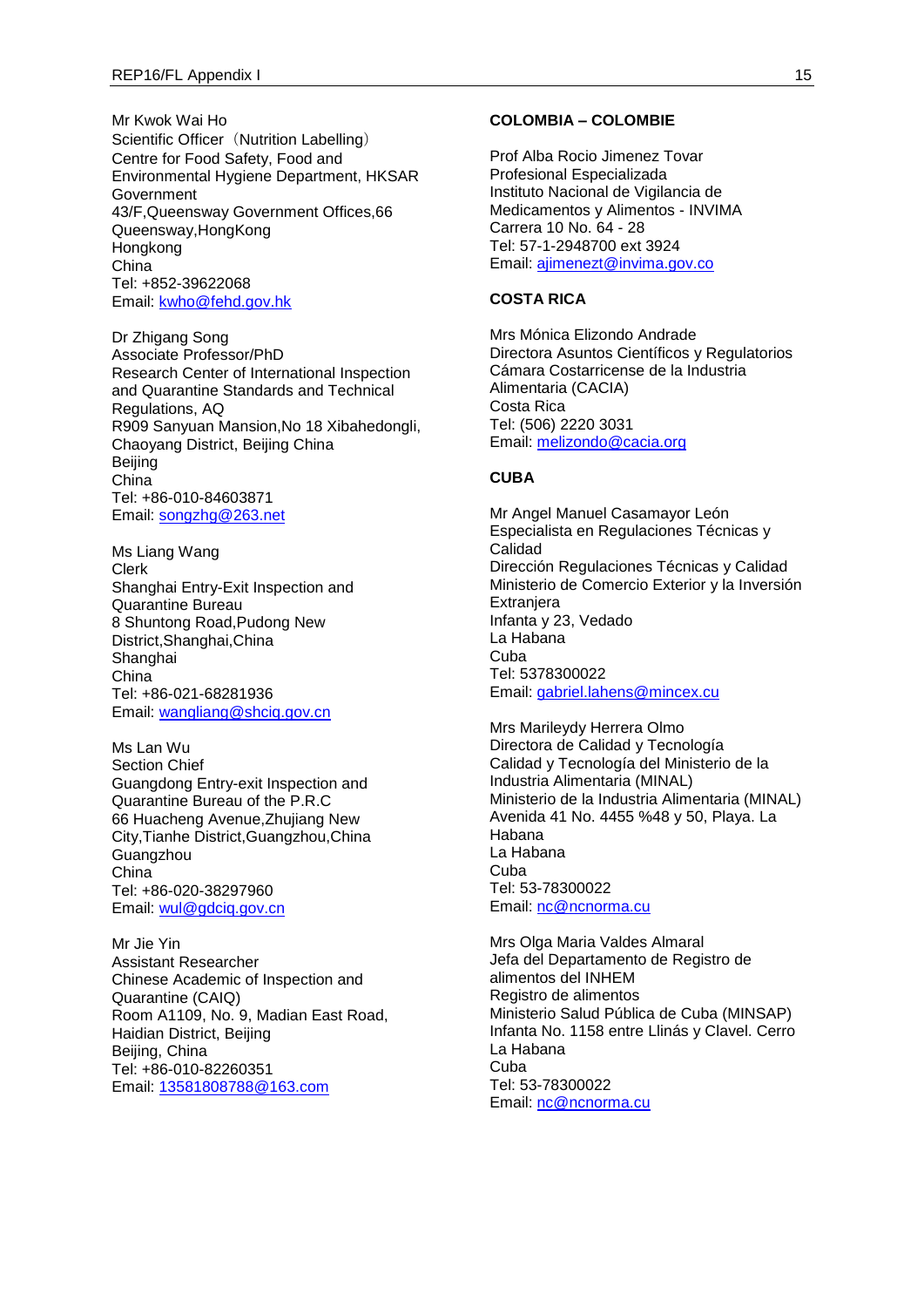Mr Kwok Wai Ho
Scientific Officer（Nutrition Labelling）
Centre for Food Safety, Food and Environmental Hygiene Department, HKSAR Government
43/F,Queensway Government Offices,66 Queensway,HongKong
Hongkong
China
Tel: +852-39622068
Email: kwho@fehd.gov.hk

Dr Zhigang Song
Associate Professor/PhD
Research Center of International Inspection and Quarantine Standards and Technical Regulations, AQ
R909 Sanyuan Mansion,No 18 Xibahedongli, Chaoyang District, Beijing China
Beijing
China
Tel: +86-010-84603871
Email: songzhg@263.net

Ms Liang Wang
Clerk
Shanghai Entry-Exit Inspection and Quarantine Bureau
8 Shuntong Road,Pudong New District,Shanghai,China
Shanghai
China
Tel: +86-021-68281936
Email: wangliang@shciq.gov.cn

Ms Lan Wu
Section Chief
Guangdong Entry-exit Inspection and Quarantine Bureau of the P.R.C
66 Huacheng Avenue,Zhujiang New City,Tianhe District,Guangzhou,China
Guangzhou
China
Tel: +86-020-38297960
Email: wul@gdciq.gov.cn

Mr Jie Yin
Assistant Researcher
Chinese Academic of Inspection and Quarantine (CAIQ)
Room A1109, No. 9, Madian East Road, Haidian District, Beijing
Beijing, China
Tel: +86-010-82260351
Email: 13581808788@163.com

**COLOMBIA – COLOMBIE**

Prof Alba Rocio Jimenez Tovar
Profesional Especializada
Instituto Nacional de Vigilancia de Medicamentos y Alimentos - INVIMA
Carrera 10 No. 64 - 28
Tel: 57-1-2948700 ext 3924
Email: ajimenezt@invima.gov.co

**COSTA RICA**

Mrs Mónica Elizondo Andrade
Directora Asuntos Científicos y Regulatorios
Cámara Costarricense de la Industria Alimentaria (CACIA)
Costa Rica
Tel: (506) 2220 3031
Email: melizondo@cacia.org

**CUBA**

Mr Angel Manuel Casamayor León
Especialista en Regulaciones Técnicas y Calidad
Dirección Regulaciones Técnicas y Calidad
Ministerio de Comercio Exterior y la Inversión Extranjera
Infanta y 23, Vedado
La Habana
Cuba
Tel: 5378300022
Email: gabriel.lahens@mincex.cu

Mrs Marileydy Herrera Olmo
Directora de Calidad y Tecnología
Calidad y Tecnología del Ministerio de la Industria Alimentaria (MINAL)
Ministerio de la Industria Alimentaria (MINAL)
Avenida 41 No. 4455 %48 y 50, Playa. La Habana
La Habana
Cuba
Tel: 53-78300022
Email: nc@ncnorma.cu

Mrs Olga Maria Valdes Almaral
Jefa del Departamento de Registro de alimentos del INHEM
Registro de alimentos
Ministerio Salud Pública de Cuba (MINSAP)
Infanta No. 1158 entre Llinás y Clavel. Cerro
La Habana
Cuba
Tel: 53-78300022
Email: nc@ncnorma.cu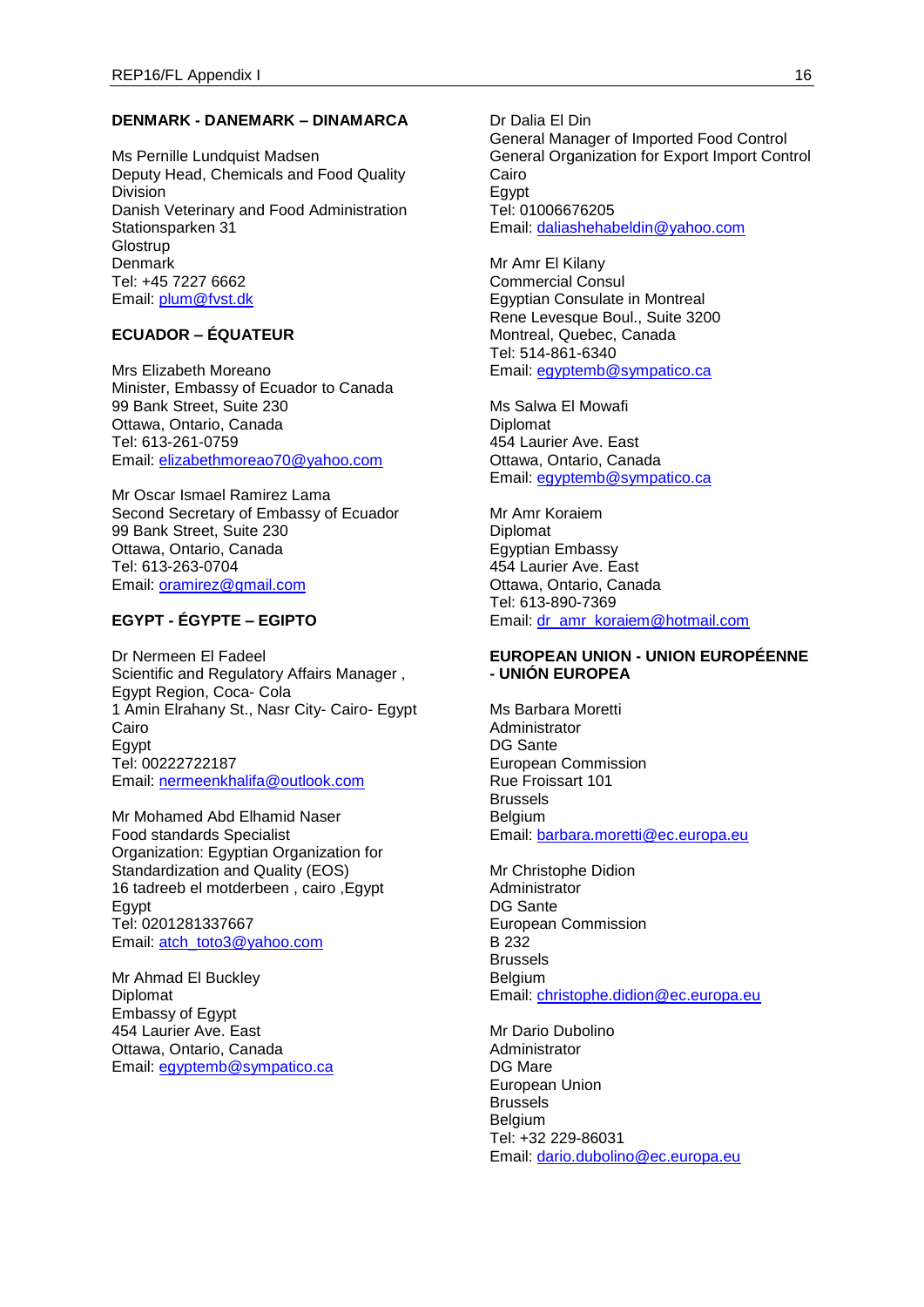**DENMARK - DANEMARK – DINAMARCA**

Ms Pernille Lundquist Madsen
Deputy Head, Chemicals and Food Quality Division
Danish Veterinary and Food Administration
Stationsparken 31
Glostrup
Denmark
Tel: +45 7227 6662
Email: plum@fvst.dk

**ECUADOR – ÉQUATEUR**

Mrs Elizabeth Moreano
Minister, Embassy of Ecuador to Canada
99 Bank Street, Suite 230
Ottawa, Ontario, Canada
Tel: 613-261-0759
Email: elizabethmoreao70@yahoo.com

Mr Oscar Ismael Ramirez Lama
Second Secretary of Embassy of Ecuador
99 Bank Street, Suite 230
Ottawa, Ontario, Canada
Tel: 613-263-0704
Email: oramirez@gmail.com

**EGYPT - ÉGYPTE – EGIPTO**

Dr Nermeen El Fadeel
Scientific and Regulatory Affairs Manager ,
Egypt Region, Coca- Cola
1 Amin Elrahany St., Nasr City- Cairo- Egypt
Cairo
Egypt
Tel: 00222722187
Email: nermeenkhalifa@outlook.com

Mr Mohamed Abd Elhamid Naser
Food standards Specialist
Organization: Egyptian Organization for Standardization and Quality (EOS)
16 tadreeb el motderbeen , cairo ,Egypt
Egypt
Tel: 0201281337667
Email: atch_toto3@yahoo.com

Mr Ahmad El Buckley
Diplomat
Embassy of Egypt
454 Laurier Ave. East
Ottawa, Ontario, Canada
Email: egyptemb@sympatico.ca

Dr Dalia El Din
General Manager of Imported Food Control
General Organization for Export Import Control
Cairo
Egypt
Tel: 01006676205
Email: daliashehabeldin@yahoo.com

Mr Amr El Kilany
Commercial Consul
Egyptian Consulate in Montreal
Rene Levesque Boul., Suite 3200
Montreal, Quebec, Canada
Tel: 514-861-6340
Email: egyptemb@sympatico.ca

Ms Salwa El Mowafi
Diplomat
454 Laurier Ave. East
Ottawa, Ontario, Canada
Email: egyptemb@sympatico.ca

Mr Amr Koraiem
Diplomat
Egyptian Embassy
454 Laurier Ave. East
Ottawa, Ontario, Canada
Tel: 613-890-7369
Email: dr_amr_koraiem@hotmail.com

**EUROPEAN UNION - UNION EUROPÉENNE - UNIÓN EUROPEA**

Ms Barbara Moretti
Administrator
DG Sante
European Commission
Rue Froissart 101
Brussels
Belgium
Email: barbara.moretti@ec.europa.eu

Mr Christophe Didion
Administrator
DG Sante
European Commission
B 232
Brussels
Belgium
Email: christophe.didion@ec.europa.eu

Mr Dario Dubolino
Administrator
DG Mare
European Union
Brussels
Belgium
Tel: +32 229-86031
Email: dario.dubolino@ec.europa.eu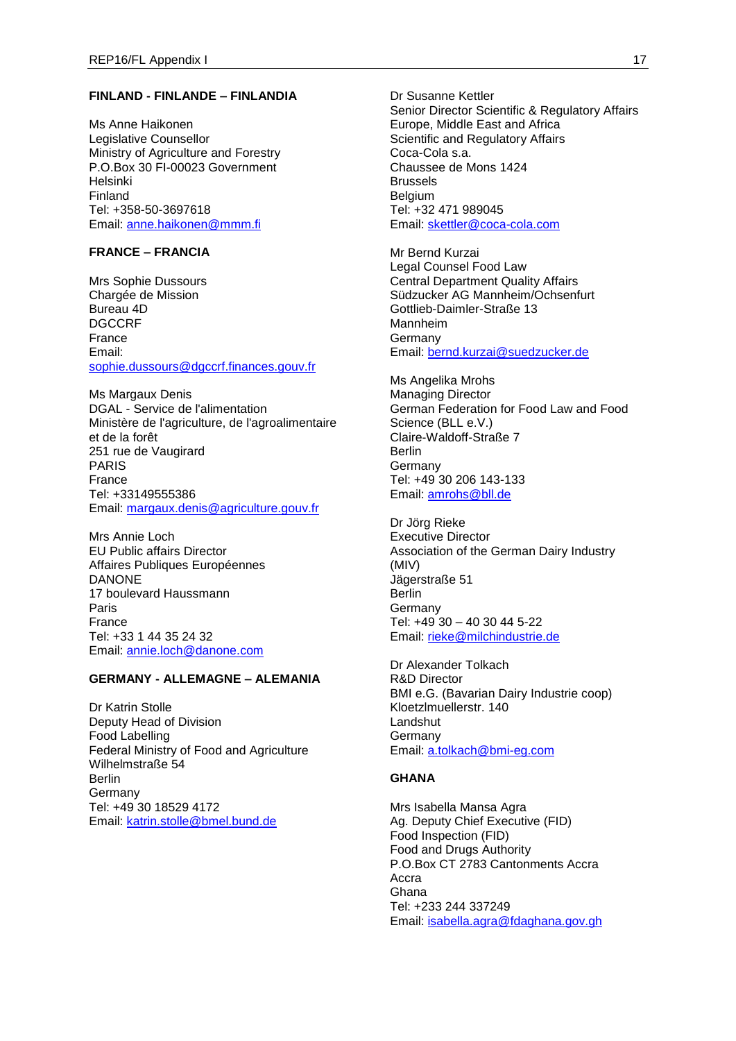**FINLAND - FINLANDE – FINLANDIA**

Ms Anne Haikonen
Legislative Counsellor
Ministry of Agriculture and Forestry
P.O.Box 30 FI-00023 Government
Helsinki
Finland
Tel: +358-50-3697618
Email: anne.haikonen@mmm.fi

**FRANCE – FRANCIA**

Mrs Sophie Dussours
Chargée de Mission
Bureau 4D
DGCCRF
France
Email:
sophie.dussours@dgccrf.finances.gouv.fr

Ms Margaux Denis
DGAL - Service de l'alimentation
Ministère de l'agriculture, de l'agroalimentaire et de la forêt
251 rue de Vaugirard
PARIS
France
Tel: +33149555386
Email: margaux.denis@agriculture.gouv.fr

Mrs Annie Loch
EU Public affairs Director
Affaires Publiques Européennes
DANONE
17 boulevard Haussmann
Paris
France
Tel: +33 1 44 35 24 32
Email: annie.loch@danone.com

**GERMANY - ALLEMAGNE – ALEMANIA**

Dr Katrin Stolle
Deputy Head of Division
Food Labelling
Federal Ministry of Food and Agriculture
Wilhelmstraße 54
Berlin
Germany
Tel: +49 30 18529 4172
Email: katrin.stolle@bmel.bund.de

Dr Susanne Kettler
Senior Director Scientific & Regulatory Affairs Europe, Middle East and Africa
Scientific and Regulatory Affairs
Coca-Cola s.a.
Chaussee de Mons 1424
Brussels
Belgium
Tel: +32 471 989045
Email: skettler@coca-cola.com

Mr Bernd Kurzai
Legal Counsel Food Law
Central Department Quality Affairs
Südzucker AG Mannheim/Ochsenfurt
Gottlieb-Daimler-Straße 13
Mannheim
Germany
Email: bernd.kurzai@suedzucker.de

Ms Angelika Mrohs
Managing Director
German Federation for Food Law and Food Science (BLL e.V.)
Claire-Waldoff-Straße 7
Berlin
Germany
Tel: +49 30 206 143-133
Email: amrohs@bll.de

Dr Jörg Rieke
Executive Director
Association of the German Dairy Industry (MIV)
Jägerstraße 51
Berlin
Germany
Tel: +49 30 – 40 30 44 5-22
Email: rieke@milchindustrie.de

Dr Alexander Tolkach
R&D Director
BMI e.G. (Bavarian Dairy Industrie coop)
Kloetzlmuellerstr. 140
Landshut
Germany
Email: a.tolkach@bmi-eg.com

**GHANA**

Mrs Isabella Mansa Agra
Ag. Deputy Chief Executive (FID)
Food Inspection (FID)
Food and Drugs Authority
P.O.Box CT 2783 Cantonments Accra
Accra
Ghana
Tel: +233 244 337249
Email: isabella.agra@fdaghana.gov.gh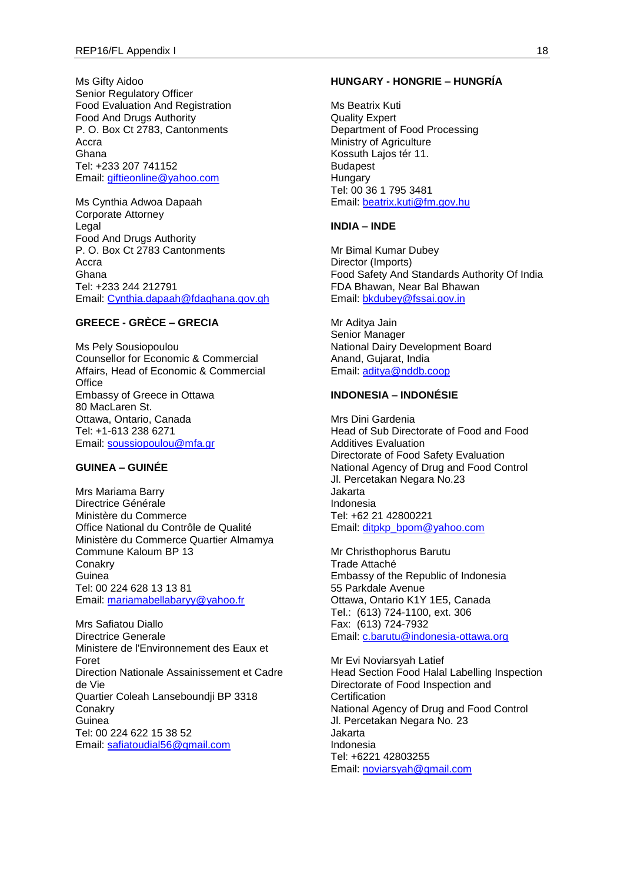Ms Gifty Aidoo
Senior Regulatory Officer
Food Evaluation And Registration
Food And Drugs Authority
P. O. Box Ct 2783, Cantonments
Accra
Ghana
Tel: +233 207 741152
Email: giftieonline@yahoo.com

Ms Cynthia Adwoa Dapaah
Corporate Attorney
Legal
Food And Drugs Authority
P. O. Box Ct 2783 Cantonments
Accra
Ghana
Tel: +233 244 212791
Email: Cynthia.dapaah@fdaghana.gov.gh

**GREECE - GRÈCE – GRECIA**

Ms Pely Sousiopoulou
Counsellor for Economic & Commercial Affairs, Head of Economic & Commercial Office
Embassy of Greece in Ottawa
80 MacLaren St.
Ottawa, Ontario, Canada
Tel: +1-613 238 6271
Email: soussiopoulou@mfa.gr

**GUINEA – GUINÉE**

Mrs Mariama Barry
Directrice Générale
Ministère du Commerce
Office National du Contrôle de Qualité
Ministère du Commerce Quartier Almamya
Commune Kaloum BP 13
Conakry
Guinea
Tel: 00 224 628 13 13 81
Email: mariamabellabaryy@yahoo.fr

Mrs Safiatou Diallo
Directrice Generale
Ministere de l'Environnement des Eaux et Foret
Direction Nationale Assainissement et Cadre de Vie
Quartier Coleah Lanseboundji BP 3318
Conakry
Guinea
Tel: 00 224 622 15 38 52
Email: safiatoudial56@gmail.com

**HUNGARY - HONGRIE – HUNGRÍA**

Ms Beatrix Kuti
Quality Expert
Department of Food Processing
Ministry of Agriculture
Kossuth Lajos tér 11.
Budapest
Hungary
Tel: 00 36 1 795 3481
Email: beatrix.kuti@fm.gov.hu

**INDIA – INDE**

Mr Bimal Kumar Dubey
Director (Imports)
Food Safety And Standards Authority Of India
FDA Bhawan, Near Bal Bhawan
Email: bkdubey@fssai.gov.in

Mr Aditya Jain
Senior Manager
National Dairy Development Board
Anand, Gujarat, India
Email: aditya@nddb.coop

**INDONESIA – INDONÉSIE**

Mrs Dini Gardenia
Head of Sub Directorate of Food and Food Additives Evaluation
Directorate of Food Safety Evaluation
National Agency of Drug and Food Control
Jl. Percetakan Negara No.23
Jakarta
Indonesia
Tel: +62 21 42800221
Email: ditpkp_bpom@yahoo.com

Mr Christhophorus Barutu
Trade Attaché
Embassy of the Republic of Indonesia
55 Parkdale Avenue
Ottawa, Ontario K1Y 1E5, Canada
Tel.: (613) 724-1100, ext. 306
Fax: (613) 724-7932
Email: c.barutu@indonesia-ottawa.org

Mr Evi Noviarsyah Latief
Head Section Food Halal Labelling Inspection
Directorate of Food Inspection and Certification
National Agency of Drug and Food Control
Jl. Percetakan Negara No. 23
Jakarta
Indonesia
Tel: +6221 42803255
Email: noviarsyah@gmail.com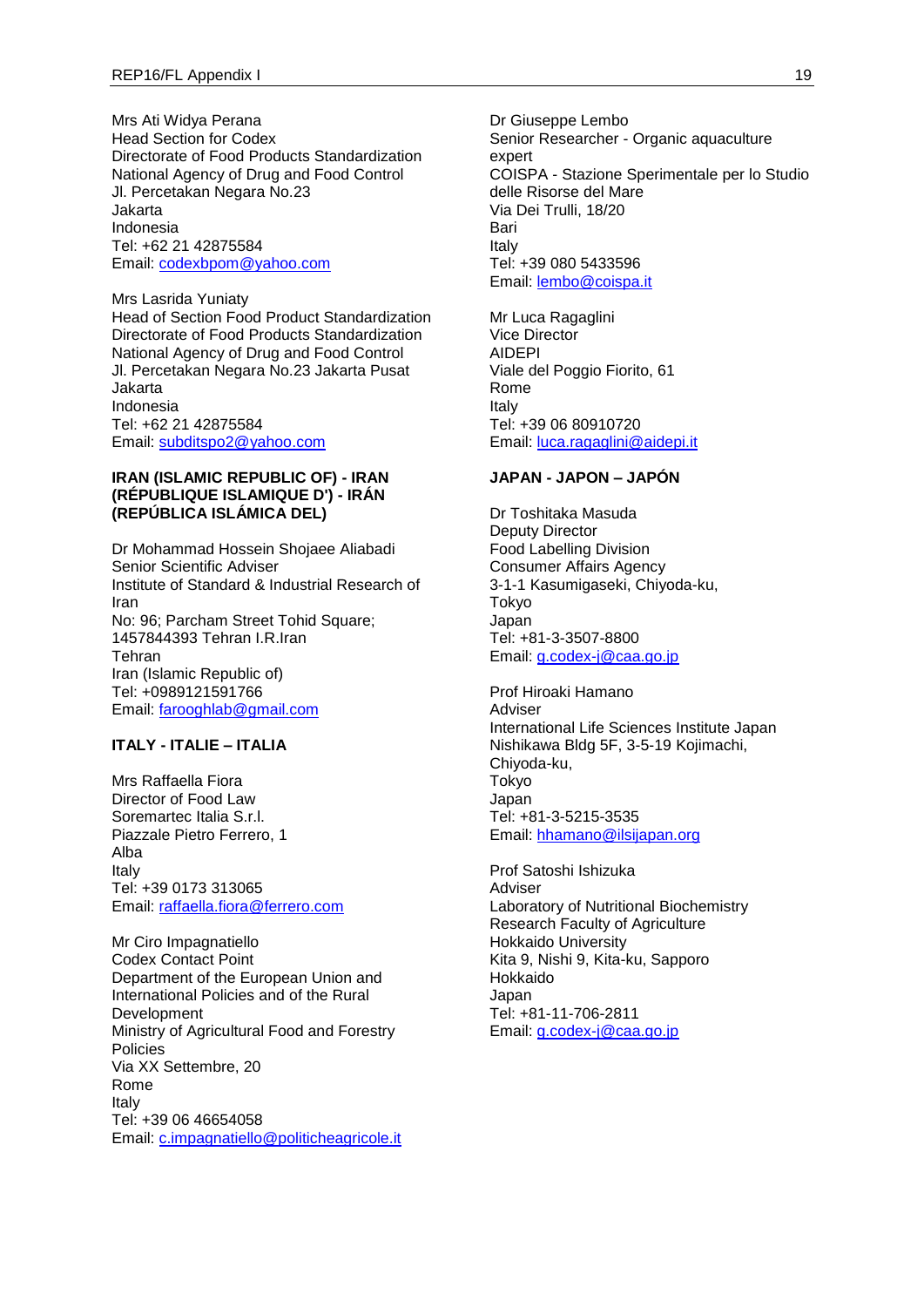Mrs Ati Widya Perana
Head Section for Codex
Directorate of Food Products Standardization
National Agency of Drug and Food Control
Jl. Percetakan Negara No.23
Jakarta
Indonesia
Tel: +62 21 42875584
Email: codexbpom@yahoo.com

Mrs Lasrida Yuniaty
Head of Section Food Product Standardization
Directorate of Food Products Standardization
National Agency of Drug and Food Control
Jl. Percetakan Negara No.23 Jakarta Pusat
Jakarta
Indonesia
Tel: +62 21 42875584
Email: subditspo2@yahoo.com

**IRAN (ISLAMIC REPUBLIC OF) - IRAN (RÉPUBLIQUE ISLAMIQUE D') - IRÁN (REPÚBLICA ISLÁMICA DEL)**

Dr Mohammad Hossein Shojaee Aliabadi
Senior Scientific Adviser
Institute of Standard & Industrial Research of Iran
No: 96; Parcham Street Tohid Square; 1457844393 Tehran I.R.Iran
Tehran
Iran (Islamic Republic of)
Tel: +0989121591766
Email: farooghlab@gmail.com

**ITALY - ITALIE – ITALIA**

Mrs Raffaella Fiora
Director of Food Law
Soremartec Italia S.r.l.
Piazzale Pietro Ferrero, 1
Alba
Italy
Tel: +39 0173 313065
Email: raffaella.fiora@ferrero.com

Mr Ciro Impagnatiello
Codex Contact Point
Department of the European Union and International Policies and of the Rural Development
Ministry of Agricultural Food and Forestry Policies
Via XX Settembre, 20
Rome
Italy
Tel: +39 06 46654058
Email: c.impagnatiello@politicheagricole.it

Dr Giuseppe Lembo
Senior Researcher - Organic aquaculture expert
COISPA - Stazione Sperimentale per lo Studio delle Risorse del Mare
Via Dei Trulli, 18/20
Bari
Italy
Tel: +39 080 5433596
Email: lembo@coispa.it

Mr Luca Ragaglini
Vice Director
AIDEPI
Viale del Poggio Fiorito, 61
Rome
Italy
Tel: +39 06 80910720
Email: luca.ragaglini@aidepi.it

**JAPAN - JAPON – JAPÓN**

Dr Toshitaka Masuda
Deputy Director
Food Labelling Division
Consumer Affairs Agency
3-1-1 Kasumigaseki, Chiyoda-ku,
Tokyo
Japan
Tel: +81-3-3507-8800
Email: g.codex-j@caa.go.jp

Prof Hiroaki Hamano
Adviser
International Life Sciences Institute Japan
Nishikawa Bldg 5F, 3-5-19 Kojimachi, Chiyoda-ku,
Tokyo
Japan
Tel: +81-3-5215-3535
Email: hhamano@ilsijapan.org

Prof Satoshi Ishizuka
Adviser
Laboratory of Nutritional Biochemistry
Research Faculty of Agriculture
Hokkaido University
Kita 9, Nishi 9, Kita-ku, Sapporo
Hokkaido
Japan
Tel: +81-11-706-2811
Email: g.codex-j@caa.go.jp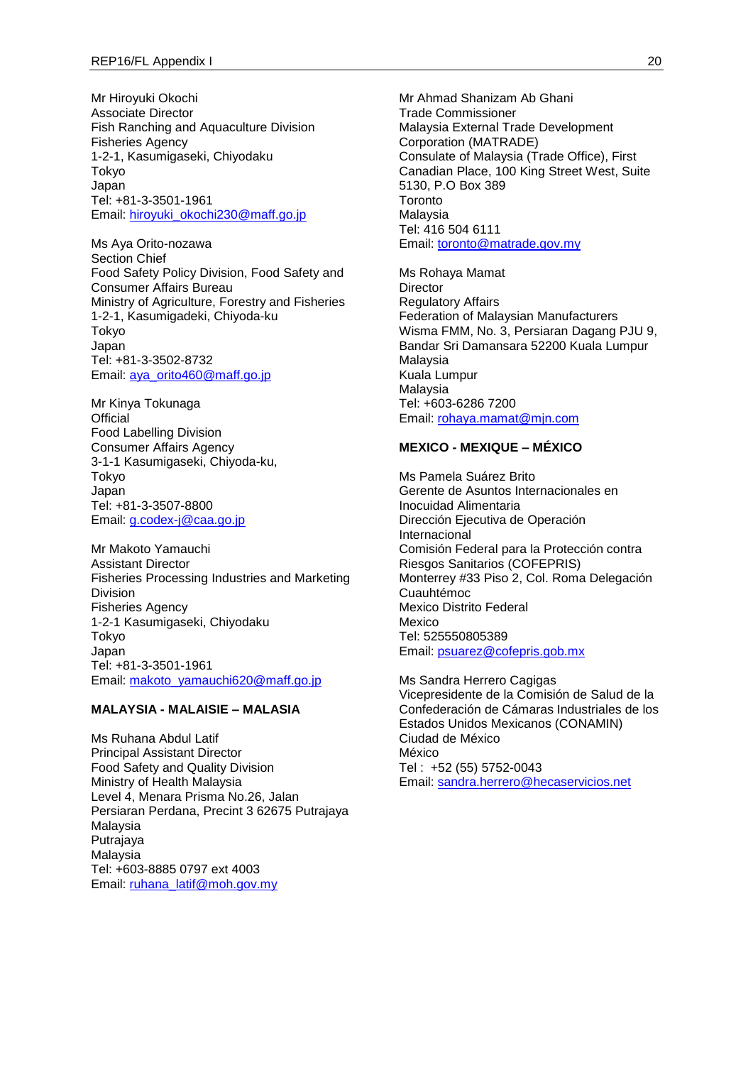Mr Hiroyuki Okochi
Associate Director
Fish Ranching and Aquaculture Division
Fisheries Agency
1-2-1, Kasumigaseki, Chiyodaku
Tokyo
Japan
Tel: +81-3-3501-1961
Email: hiroyuki_okochi230@maff.go.jp

Ms Aya Orito-nozawa
Section Chief
Food Safety Policy Division, Food Safety and Consumer Affairs Bureau
Ministry of Agriculture, Forestry and Fisheries
1-2-1, Kasumigadeki, Chiyoda-ku
Tokyo
Japan
Tel: +81-3-3502-8732
Email: aya_orito460@maff.go.jp

Mr Kinya Tokunaga
Official
Food Labelling Division
Consumer Affairs Agency
3-1-1 Kasumigaseki, Chiyoda-ku,
Tokyo
Japan
Tel: +81-3-3507-8800
Email: g.codex-j@caa.go.jp

Mr Makoto Yamauchi
Assistant Director
Fisheries Processing Industries and Marketing Division
Fisheries Agency
1-2-1 Kasumigaseki, Chiyodaku
Tokyo
Japan
Tel: +81-3-3501-1961
Email: makoto_yamauchi620@maff.go.jp

**MALAYSIA - MALAISIE – MALASIA**

Ms Ruhana Abdul Latif
Principal Assistant Director
Food Safety and Quality Division
Ministry of Health Malaysia
Level 4, Menara Prisma No.26, Jalan Persiaran Perdana, Precint 3 62675 Putrajaya
Malaysia
Putrajaya
Malaysia
Tel: +603-8885 0797 ext 4003
Email: ruhana_latif@moh.gov.my

Mr Ahmad Shanizam Ab Ghani
Trade Commissioner
Malaysia External Trade Development Corporation (MATRADE)
Consulate of Malaysia (Trade Office), First Canadian Place, 100 King Street West, Suite 5130, P.O Box 389
Toronto
Malaysia
Tel: 416 504 6111
Email: toronto@matrade.gov.my

Ms Rohaya Mamat
Director
Regulatory Affairs
Federation of Malaysian Manufacturers
Wisma FMM, No. 3, Persiaran Dagang PJU 9, Bandar Sri Damansara 52200 Kuala Lumpur
Malaysia
Kuala Lumpur
Malaysia
Tel: +603-6286 7200
Email: rohaya.mamat@mjn.com

**MEXICO - MEXIQUE – MÉXICO**

Ms Pamela Suárez Brito
Gerente de Asuntos Internacionales en Inocuidad Alimentaria
Dirección Ejecutiva de Operación Internacional
Comisión Federal para la Protección contra Riesgos Sanitarios (COFEPRIS)
Monterrey #33 Piso 2, Col. Roma Delegación Cuauhtémoc
Mexico Distrito Federal
Mexico
Tel: 525550805389
Email: psuarez@cofepris.gob.mx

Ms Sandra Herrero Cagigas
Vicepresidente de la Comisión de Salud de la Confederación de Cámaras Industriales de los Estados Unidos Mexicanos (CONAMIN)
Ciudad de México
México
Tel : +52 (55) 5752-0043
Email: sandra.herrero@hecaservicios.net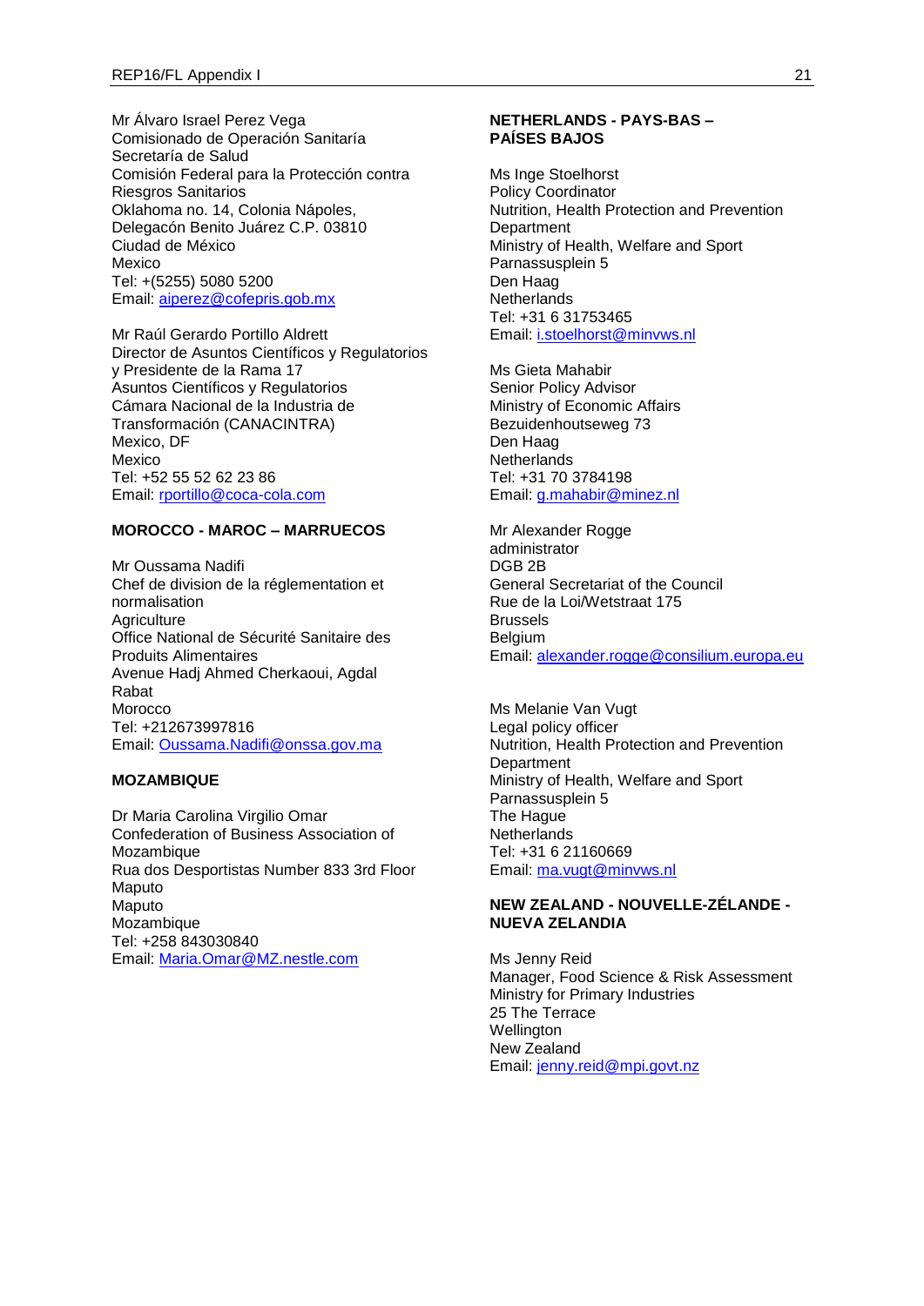Mr Álvaro Israel Perez Vega
Comisionado de Operación Sanitaría
Secretaría de Salud
Comisión Federal para la Protección contra Riesgros Sanitarios
Oklahoma no. 14, Colonia Nápoles, Delegacón Benito Juárez C.P. 03810
Ciudad de México
Mexico
Tel: +(5255) 5080 5200
Email: aiperez@cofepris.gob.mx

Mr Raúl Gerardo Portillo Aldrett
Director de Asuntos Científicos y Regulatorios y Presidente de la Rama 17
Asuntos Científicos y Regulatorios
Cámara Nacional de la Industria de Transformación (CANACINTRA)
Mexico, DF
Mexico
Tel: +52 55 52 62 23 86
Email: rportillo@coca-cola.com

**MOROCCO - MAROC – MARRUECOS**

Mr Oussama Nadifi
Chef de division de la réglementation et normalisation
Agriculture
Office National de Sécurité Sanitaire des Produits Alimentaires
Avenue Hadj Ahmed Cherkaoui, Agdal
Rabat
Morocco
Tel: +212673997816
Email: Oussama.Nadifi@onssa.gov.ma

**MOZAMBIQUE**

Dr Maria Carolina Virgilio Omar
Confederation of Business Association of Mozambique
Rua dos Desportistas Number 833 3rd Floor
Maputo
Maputo
Mozambique
Tel: +258 843030840
Email: Maria.Omar@MZ.nestle.com

**NETHERLANDS - PAYS-BAS – PAÍSES BAJOS**

Ms Inge Stoelhorst
Policy Coordinator
Nutrition, Health Protection and Prevention Department
Ministry of Health, Welfare and Sport
Parnassusplein 5
Den Haag
Netherlands
Tel: +31 6 31753465
Email: i.stoelhorst@minvws.nl

Ms Gieta Mahabir
Senior Policy Advisor
Ministry of Economic Affairs
Bezuidenhoutseweg 73
Den Haag
Netherlands
Tel: +31 70 3784198
Email: g.mahabir@minez.nl

Mr Alexander Rogge
administrator
DGB 2B
General Secretariat of the Council
Rue de la Loi/Wetstraat 175
Brussels
Belgium
Email: alexander.rogge@consilium.europa.eu

Ms Melanie Van Vugt
Legal policy officer
Nutrition, Health Protection and Prevention Department
Ministry of Health, Welfare and Sport
Parnassusplein 5
The Hague
Netherlands
Tel: +31 6 21160669
Email: ma.vugt@minvws.nl

**NEW ZEALAND - NOUVELLE-ZÉLANDE - NUEVA ZELANDIA**

Ms Jenny Reid
Manager, Food Science & Risk Assessment
Ministry for Primary Industries
25 The Terrace
Wellington
New Zealand
Email: jenny.reid@mpi.govt.nz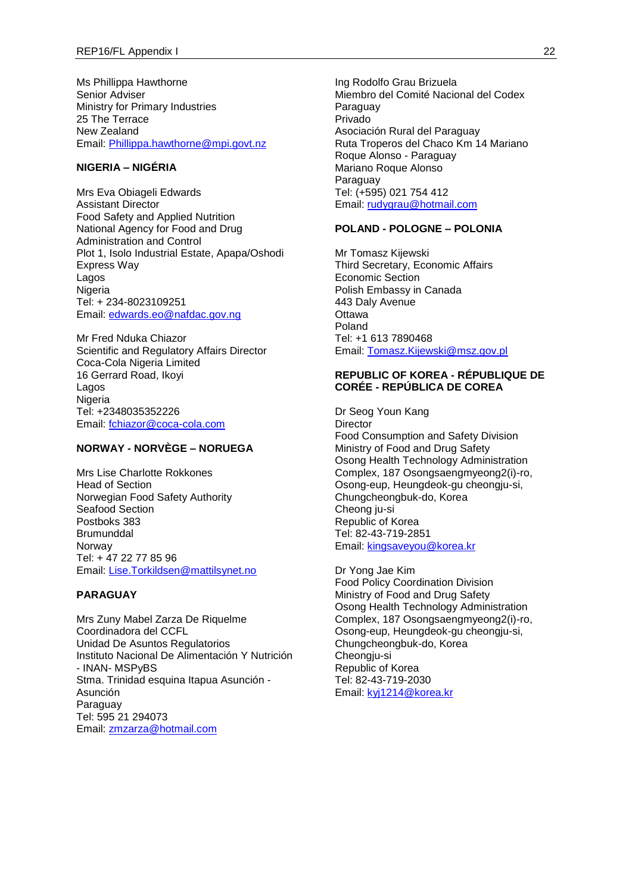Ms Phillippa Hawthorne
Senior Adviser
Ministry for Primary Industries
25 The Terrace
New Zealand
Email: Phillippa.hawthorne@mpi.govt.nz

**NIGERIA – NIGÉRIA**

Mrs Eva Obiageli Edwards
Assistant Director
Food Safety and Applied Nutrition
National Agency for Food and Drug Administration and Control
Plot 1, Isolo Industrial Estate, Apapa/Oshodi Express Way
Lagos
Nigeria
Tel: + 234-8023109251
Email: edwards.eo@nafdac.gov.ng

Mr Fred Nduka Chiazor
Scientific and Regulatory Affairs Director
Coca-Cola Nigeria Limited
16 Gerrard Road, Ikoyi
Lagos
Nigeria
Tel: +2348035352226
Email: fchiazor@coca-cola.com

**NORWAY - NORVÈGE – NORUEGA**

Mrs Lise Charlotte Rokkones
Head of Section
Norwegian Food Safety Authority
Seafood Section
Postboks 383
Brumunddal
Norway
Tel: + 47 22 77 85 96
Email: Lise.Torkildsen@mattilsynet.no

**PARAGUAY**

Mrs Zuny Mabel Zarza De Riquelme
Coordinadora del CCFL
Unidad De Asuntos Regulatorios
Instituto Nacional De Alimentación Y Nutrición - INAN- MSPyBS
Stma. Trinidad esquina Itapua Asunción - Asunción
Paraguay
Tel: 595 21 294073
Email: zmzarza@hotmail.com

Ing Rodolfo Grau Brizuela
Miembro del Comité Nacional del Codex Paraguay
Privado
Asociación Rural del Paraguay
Ruta Troperos del Chaco Km 14 Mariano Roque Alonso - Paraguay
Mariano Roque Alonso
Paraguay
Tel: (+595) 021 754 412
Email: rudygrau@hotmail.com

**POLAND - POLOGNE – POLONIA**

Mr Tomasz Kijewski
Third Secretary, Economic Affairs
Economic Section
Polish Embassy in Canada
443 Daly Avenue
Ottawa
Poland
Tel: +1 613 7890468
Email: Tomasz.Kijewski@msz.gov.pl

**REPUBLIC OF KOREA - RÉPUBLIQUE DE CORÉE - REPÚBLICA DE COREA**

Dr Seog Youn Kang
Director
Food Consumption and Safety Division
Ministry of Food and Drug Safety
Osong Health Technology Administration Complex, 187 Osongsaengmyeong2(i)-ro, Osong-eup, Heungdeok-gu cheongju-si, Chungcheongbuk-do, Korea
Cheong ju-si
Republic of Korea
Tel: 82-43-719-2851
Email: kingsaveyou@korea.kr

Dr Yong Jae Kim
Food Policy Coordination Division
Ministry of Food and Drug Safety
Osong Health Technology Administration Complex, 187 Osongsaengmyeong2(i)-ro, Osong-eup, Heungdeok-gu cheongju-si, Chungcheongbuk-do, Korea
Cheongju-si
Republic of Korea
Tel: 82-43-719-2030
Email: kyj1214@korea.kr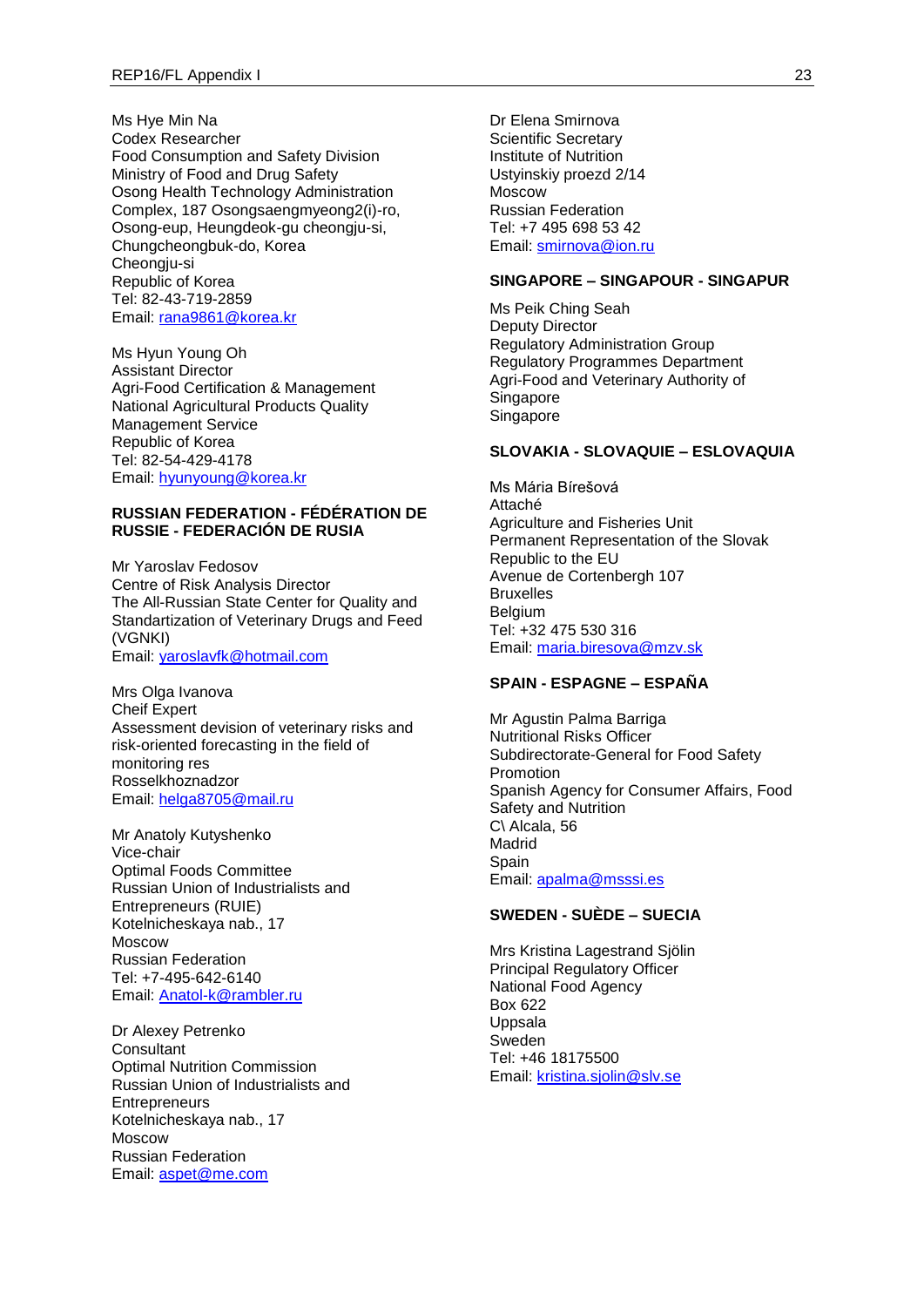Ms Hye Min Na
Codex Researcher
Food Consumption and Safety Division
Ministry of Food and Drug Safety
Osong Health Technology Administration
Complex, 187 Osongsaengmyeong2(i)-ro,
Osong-eup, Heungdeok-gu cheongju-si,
Chungcheongbuk-do, Korea
Cheongju-si
Republic of Korea
Tel: 82-43-719-2859
Email: rana9861@korea.kr

Ms Hyun Young Oh
Assistant Director
Agri-Food Certification & Management
National Agricultural Products Quality
Management Service
Republic of Korea
Tel: 82-54-429-4178
Email: hyunyoung@korea.kr

**RUSSIAN FEDERATION - FÉDÉRATION DE RUSSIE - FEDERACIÓN DE RUSIA**

Mr Yaroslav Fedosov
Centre of Risk Analysis Director
The All-Russian State Center for Quality and
Standartization of Veterinary Drugs and Feed
(VGNKI)
Email: yaroslavfk@hotmail.com

Mrs Olga Ivanova
Cheif Expert
Assessment devision of veterinary risks and
risk-oriented forecasting in the field of
monitoring res
Rosselkhoznadzor
Email: helga8705@mail.ru

Mr Anatoly Kutyshenko
Vice-chair
Optimal Foods Committee
Russian Union of Industrialists and
Entrepreneurs (RUIE)
Kotelnicheskaya nab., 17
Moscow
Russian Federation
Tel: +7-495-642-6140
Email: Anatol-k@rambler.ru

Dr Alexey Petrenko
Consultant
Optimal Nutrition Commission
Russian Union of Industrialists and
Entrepreneurs
Kotelnicheskaya nab., 17
Moscow
Russian Federation
Email: aspet@me.com

Dr Elena Smirnova
Scientific Secretary
Institute of Nutrition
Ustyinskiy proezd 2/14
Moscow
Russian Federation
Tel: +7 495 698 53 42
Email: smirnova@ion.ru

**SINGAPORE – SINGAPOUR - SINGAPUR**

Ms Peik Ching Seah
Deputy Director
Regulatory Administration Group
Regulatory Programmes Department
Agri-Food and Veterinary Authority of
Singapore
Singapore

**SLOVAKIA - SLOVAQUIE – ESLOVAQUIA**

Ms Mária Bírešová
Attaché
Agriculture and Fisheries Unit
Permanent Representation of the Slovak
Republic to the EU
Avenue de Cortenbergh 107
Bruxelles
Belgium
Tel: +32 475 530 316
Email: maria.biresova@mzv.sk

**SPAIN - ESPAGNE – ESPAÑA**

Mr Agustin Palma Barriga
Nutritional Risks Officer
Subdirectorate-General for Food Safety
Promotion
Spanish Agency for Consumer Affairs, Food
Safety and Nutrition
C\ Alcala, 56
Madrid
Spain
Email: apalma@msssi.es

**SWEDEN - SUÈDE – SUECIA**

Mrs Kristina Lagestrand Sjölin
Principal Regulatory Officer
National Food Agency
Box 622
Uppsala
Sweden
Tel: +46 18175500
Email: kristina.sjolin@slv.se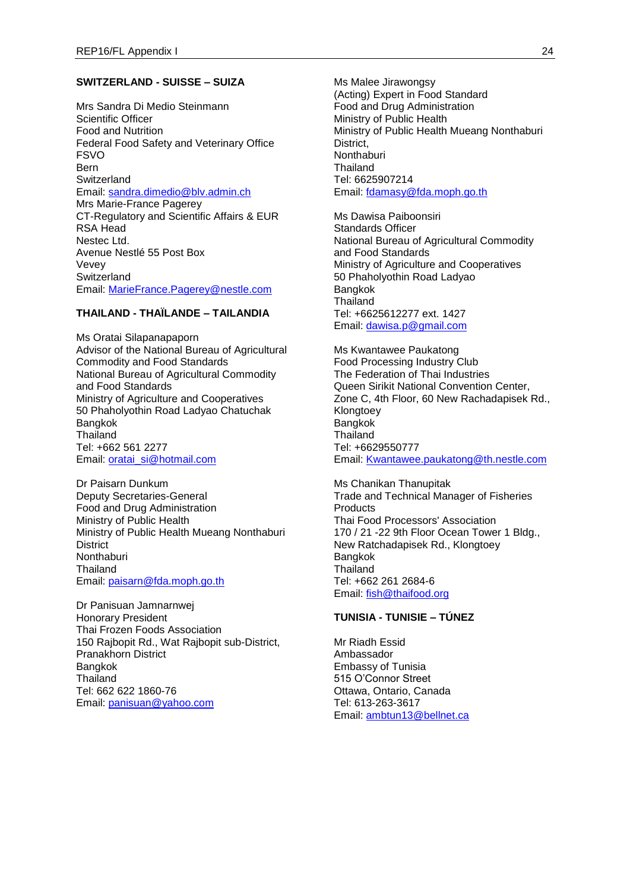**SWITZERLAND - SUISSE – SUIZA**

Mrs Sandra Di Medio Steinmann
Scientific Officer
Food and Nutrition
Federal Food Safety and Veterinary Office
FSVO
Bern
Switzerland
Email: sandra.dimedio@blv.admin.ch
Mrs Marie-France Pagerey
CT-Regulatory and Scientific Affairs & EUR
RSA Head
Nestec Ltd.
Avenue Nestlé 55 Post Box
Vevey
Switzerland
Email: MarieFrance.Pagerey@nestle.com

**THAILAND - THAÏLANDE – TAILANDIA**

Ms Oratai Silapanapaporn
Advisor of the National Bureau of Agricultural Commodity and Food Standards
National Bureau of Agricultural Commodity and Food Standards
Ministry of Agriculture and Cooperatives
50 Phaholyothin Road Ladyao Chatuchak
Bangkok
Thailand
Tel: +662 561 2277
Email: oratai_si@hotmail.com

Dr Paisarn Dunkum
Deputy Secretaries-General
Food and Drug Administration
Ministry of Public Health
Ministry of Public Health Mueang Nonthaburi District
Nonthaburi
Thailand
Email: paisarn@fda.moph.go.th

Dr Panisuan Jamnarnwej
Honorary President
Thai Frozen Foods Association
150 Rajbopit Rd., Wat Rajbopit sub-District, Pranakhorn District
Bangkok
Thailand
Tel: 662 622 1860-76
Email: panisuan@yahoo.com

Ms Malee Jirawongsy
(Acting) Expert in Food Standard
Food and Drug Administration
Ministry of Public Health
Ministry of Public Health Mueang Nonthaburi District,
Nonthaburi
Thailand
Tel: 6625907214
Email: fdamasy@fda.moph.go.th

Ms Dawisa Paiboonsiri
Standards Officer
National Bureau of Agricultural Commodity and Food Standards
Ministry of Agriculture and Cooperatives
50 Phaholyothin Road Ladyao
Bangkok
Thailand
Tel: +6625612277 ext. 1427
Email: dawisa.p@gmail.com

Ms Kwantawee Paukatong
Food Processing Industry Club
The Federation of Thai Industries
Queen Sirikit National Convention Center, Zone C, 4th Floor, 60 New Rachadapisek Rd., Klongtoey
Bangkok
Thailand
Tel: +6629550777
Email: Kwantawee.paukatong@th.nestle.com

Ms Chanikan Thanupitak
Trade and Technical Manager of Fisheries Products
Thai Food Processors' Association
170 / 21 -22 9th Floor Ocean Tower 1 Bldg., New Ratchadapisek Rd., Klongtoey
Bangkok
Thailand
Tel: +662 261 2684-6
Email: fish@thaifood.org

**TUNISIA - TUNISIE – TÚNEZ**

Mr Riadh Essid
Ambassador
Embassy of Tunisia
515 O'Connor Street
Ottawa, Ontario, Canada
Tel: 613-263-3617
Email: ambtun13@bellnet.ca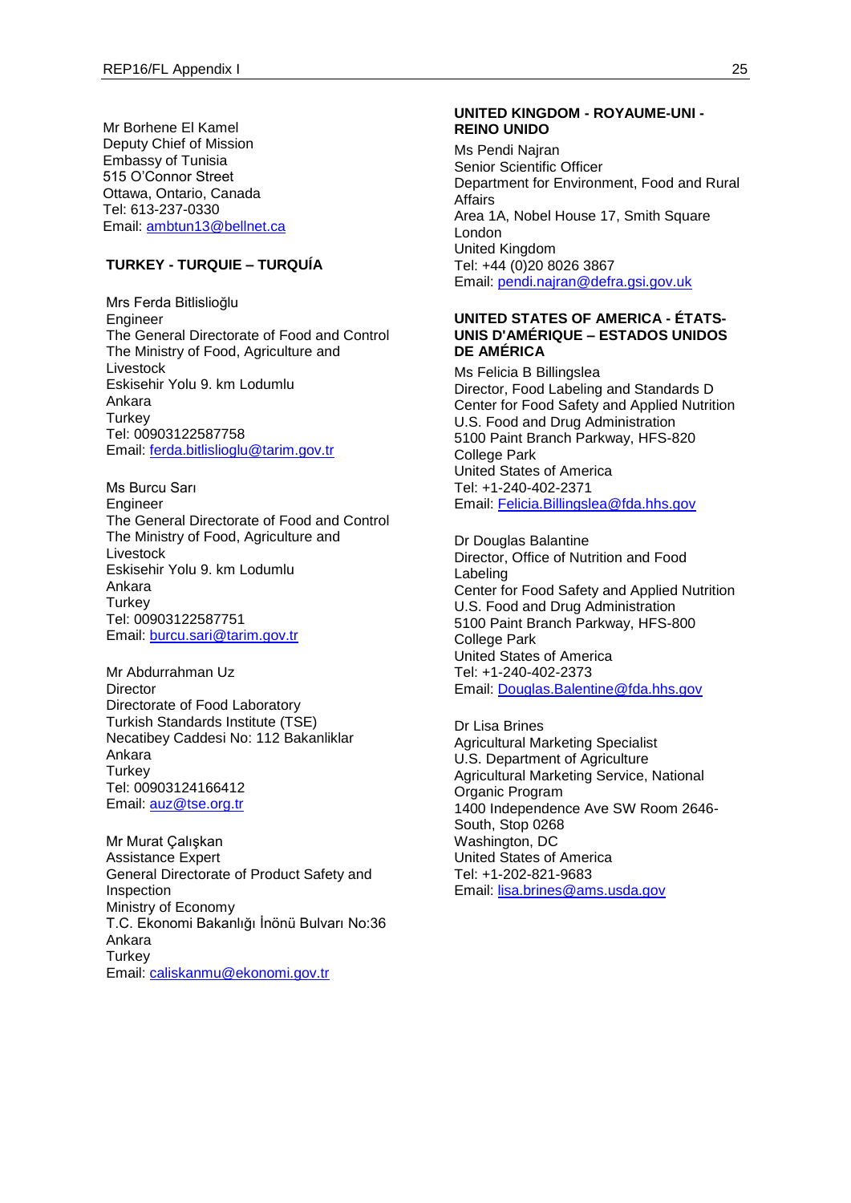Mr Borhene El Kamel
Deputy Chief of Mission
Embassy of Tunisia
515 O'Connor Street
Ottawa, Ontario, Canada
Tel: 613-237-0330
Email: ambtun13@bellnet.ca

**TURKEY - TURQUIE – TURQUÍA**

Mrs Ferda Bitlislioğlu
Engineer
The General Directorate of Food and Control
The Ministry of Food, Agriculture and Livestock
Eskisehir Yolu 9. km Lodumlu
Ankara
Turkey
Tel: 00903122587758
Email: ferda.bitlislioglu@tarim.gov.tr

Ms Burcu Sarı
Engineer
The General Directorate of Food and Control
The Ministry of Food, Agriculture and Livestock
Eskisehir Yolu 9. km Lodumlu
Ankara
Turkey
Tel: 00903122587751
Email: burcu.sari@tarim.gov.tr

Mr Abdurrahman Uz
Director
Directorate of Food Laboratory
Turkish Standards Institute (TSE)
Necatibey Caddesi No: 112 Bakanliklar
Ankara
Turkey
Tel: 00903124166412
Email: auz@tse.org.tr

Mr Murat Çalışkan
Assistance Expert
General Directorate of Product Safety and Inspection
Ministry of Economy
T.C. Ekonomi Bakanlığı İnönü Bulvarı No:36
Ankara
Turkey
Email: caliskanmu@ekonomi.gov.tr

**UNITED KINGDOM - ROYAUME-UNI - REINO UNIDO**

Ms Pendi Najran
Senior Scientific Officer
Department for Environment, Food and Rural Affairs
Area 1A, Nobel House 17, Smith Square
London
United Kingdom
Tel: +44 (0)20 8026 3867
Email: pendi.najran@defra.gsi.gov.uk

**UNITED STATES OF AMERICA - ÉTATS-UNIS D'AMÉRIQUE – ESTADOS UNIDOS DE AMÉRICA**

Ms Felicia B Billingslea
Director, Food Labeling and Standards D
Center for Food Safety and Applied Nutrition
U.S. Food and Drug Administration
5100 Paint Branch Parkway, HFS-820
College Park
United States of America
Tel: +1-240-402-2371
Email: Felicia.Billingslea@fda.hhs.gov

Dr Douglas Balantine
Director, Office of Nutrition and Food Labeling
Center for Food Safety and Applied Nutrition
U.S. Food and Drug Administration
5100 Paint Branch Parkway, HFS-800
College Park
United States of America
Tel: +1-240-402-2373
Email: Douglas.Balentine@fda.hhs.gov

Dr Lisa Brines
Agricultural Marketing Specialist
U.S. Department of Agriculture
Agricultural Marketing Service, National Organic Program
1400 Independence Ave SW Room 2646-South, Stop 0268
Washington, DC
United States of America
Tel: +1-202-821-9683
Email: lisa.brines@ams.usda.gov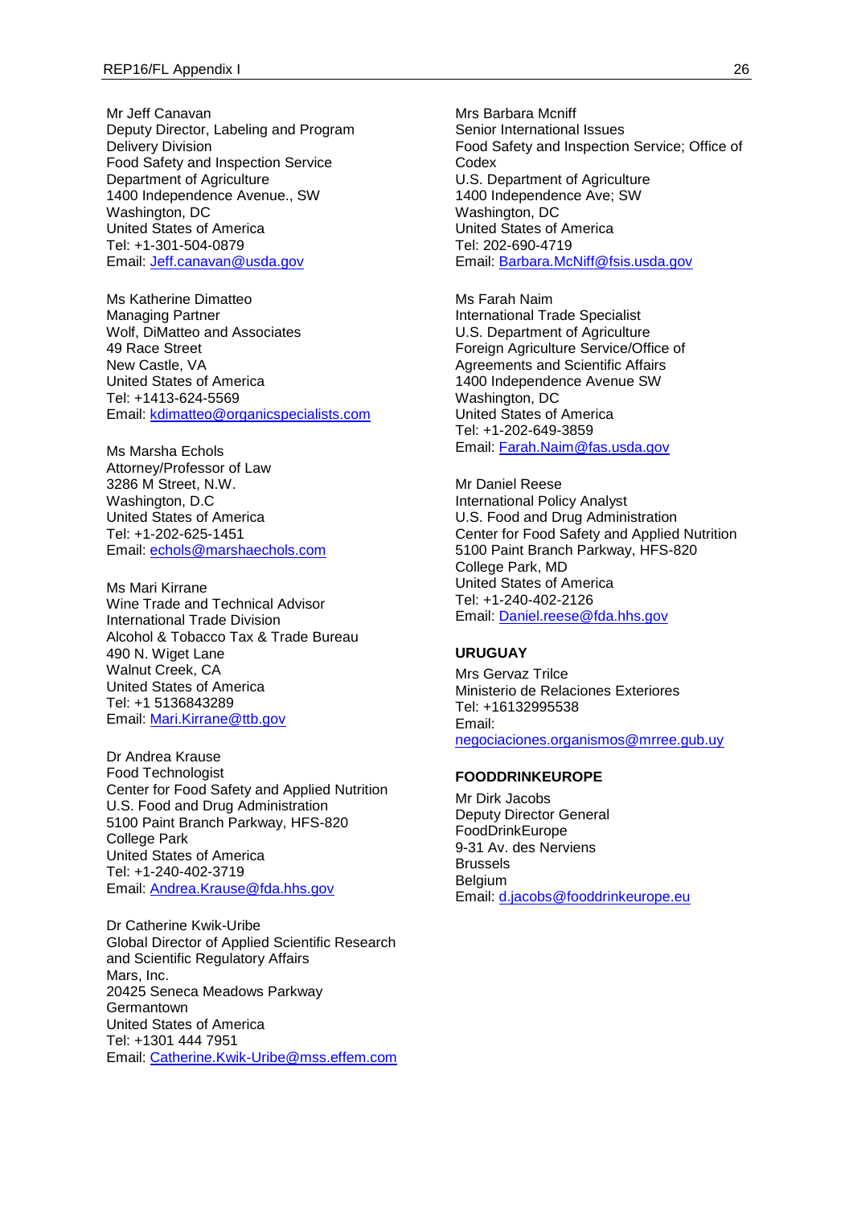Mr Jeff Canavan
Deputy Director, Labeling and Program Delivery Division
Food Safety and Inspection Service
Department of Agriculture
1400 Independence Avenue., SW
Washington, DC
United States of America
Tel: +1-301-504-0879
Email: Jeff.canavan@usda.gov

Ms Katherine Dimatteo
Managing Partner
Wolf, DiMatteo and Associates
49 Race Street
New Castle, VA
United States of America
Tel: +1413-624-5569
Email: kdimatteo@organicspecialists.com

Ms Marsha Echols
Attorney/Professor of Law
3286 M Street, N.W.
Washington, D.C
United States of America
Tel: +1-202-625-1451
Email: echols@marshaechols.com

Ms Mari Kirrane
Wine Trade and Technical Advisor
International Trade Division
Alcohol & Tobacco Tax & Trade Bureau
490 N. Wiget Lane
Walnut Creek, CA
United States of America
Tel: +1 5136843289
Email: Mari.Kirrane@ttb.gov

Dr Andrea Krause
Food Technologist
Center for Food Safety and Applied Nutrition
U.S. Food and Drug Administration
5100 Paint Branch Parkway, HFS-820
College Park
United States of America
Tel: +1-240-402-3719
Email: Andrea.Krause@fda.hhs.gov

Dr Catherine Kwik-Uribe
Global Director of Applied Scientific Research and Scientific Regulatory Affairs
Mars, Inc.
20425 Seneca Meadows Parkway
Germantown
United States of America
Tel: +1301 444 7951
Email: Catherine.Kwik-Uribe@mss.effem.com

Mrs Barbara Mcniff
Senior International Issues
Food Safety and Inspection Service; Office of Codex
U.S. Department of Agriculture
1400 Independence Ave; SW
Washington, DC
United States of America
Tel: 202-690-4719
Email: Barbara.McNiff@fsis.usda.gov

Ms Farah Naim
International Trade Specialist
U.S. Department of Agriculture
Foreign Agriculture Service/Office of Agreements and Scientific Affairs
1400 Independence Avenue SW
Washington, DC
United States of America
Tel: +1-202-649-3859
Email: Farah.Naim@fas.usda.gov

Mr Daniel Reese
International Policy Analyst
U.S. Food and Drug Administration
Center for Food Safety and Applied Nutrition
5100 Paint Branch Parkway, HFS-820
College Park, MD
United States of America
Tel: +1-240-402-2126
Email: Daniel.reese@fda.hhs.gov

**URUGUAY**

Mrs Gervaz Trilce
Ministerio de Relaciones Exteriores
Tel: +16132995538
Email: negociaciones.organismos@mrree.gub.uy

**FOODDRINKEUROPE**

Mr Dirk Jacobs
Deputy Director General
FoodDrinkEurope
9-31 Av. des Nerviens
Brussels
Belgium
Email: d.jacobs@fooddrinkeurope.eu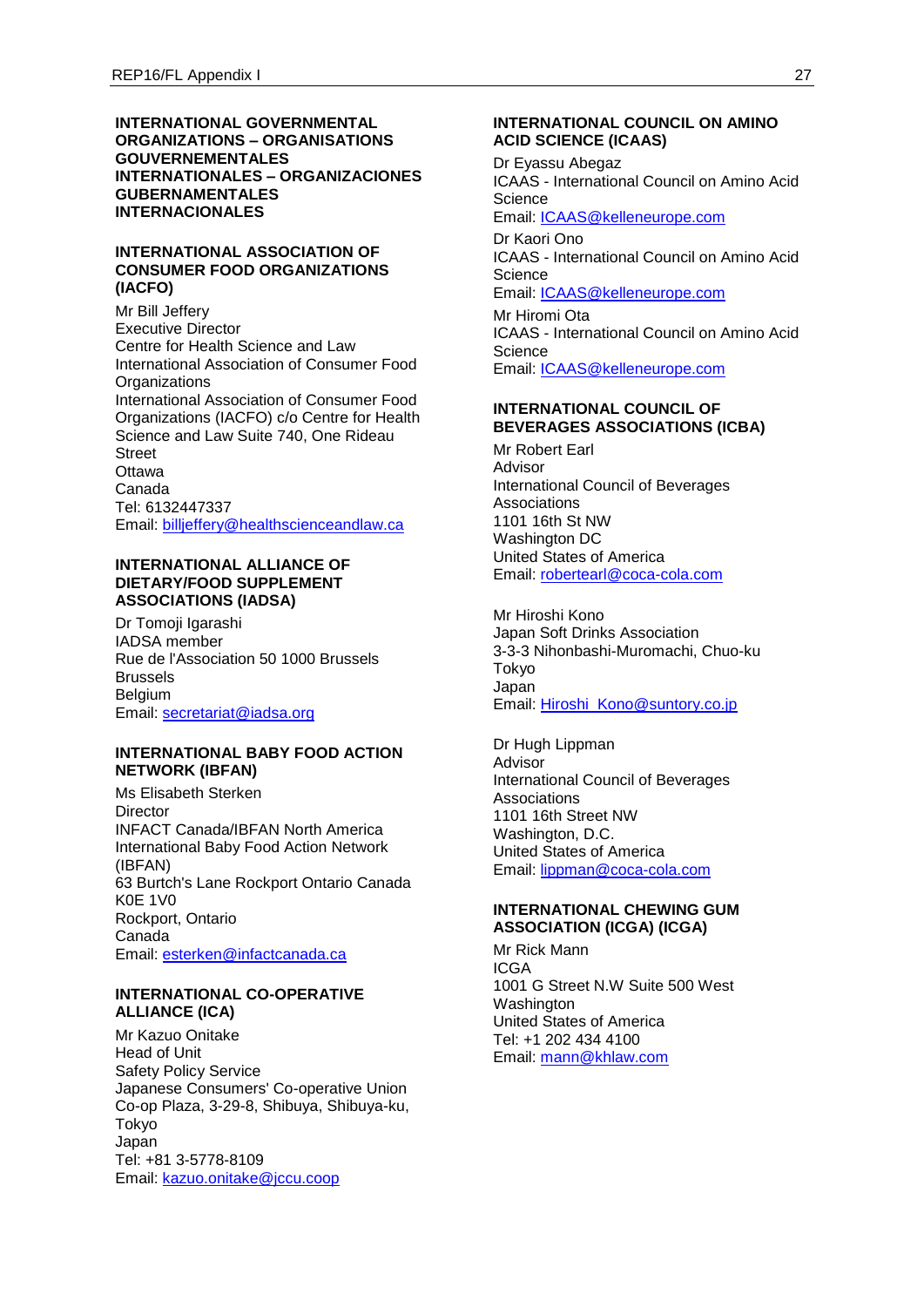## INTERNATIONAL GOVERNMENTAL ORGANIZATIONS – ORGANISATIONS GOUVERNEMENTALES INTERNATIONALES – ORGANIZACIONES GUBERNAMENTALES INTERNACIONALES

### INTERNATIONAL ASSOCIATION OF CONSUMER FOOD ORGANIZATIONS (IACFO)

Mr Bill Jeffery
Executive Director
Centre for Health Science and Law
International Association of Consumer Food Organizations
International Association of Consumer Food Organizations (IACFO) c/o Centre for Health Science and Law Suite 740, One Rideau Street
Ottawa
Canada
Tel: 6132447337
Email: billjeffery@healthscienceandlaw.ca

### INTERNATIONAL ALLIANCE OF DIETARY/FOOD SUPPLEMENT ASSOCIATIONS (IADSA)

Dr Tomoji Igarashi
IADSA member
Rue de l'Association 50 1000 Brussels
Brussels
Belgium
Email: secretariat@iadsa.org

### INTERNATIONAL BABY FOOD ACTION NETWORK (IBFAN)

Ms Elisabeth Sterken
Director
INFACT Canada/IBFAN North America
International Baby Food Action Network (IBFAN)
63 Burtch's Lane Rockport Ontario Canada K0E 1V0
Rockport, Ontario
Canada
Email: esterken@infactcanada.ca

### INTERNATIONAL CO-OPERATIVE ALLIANCE (ICA)

Mr Kazuo Onitake
Head of Unit
Safety Policy Service
Japanese Consumers' Co-operative Union
Co-op Plaza, 3-29-8, Shibuya, Shibuya-ku, Tokyo
Japan
Tel: +81 3-5778-8109
Email: kazuo.onitake@jccu.coop

### INTERNATIONAL COUNCIL ON AMINO ACID SCIENCE (ICAAS)

Dr Eyassu Abegaz
ICAAS - International Council on Amino Acid Science
Email: ICAAS@kelleneurope.com

Dr Kaori Ono
ICAAS - International Council on Amino Acid Science
Email: ICAAS@kelleneurope.com

Mr Hiromi Ota
ICAAS - International Council on Amino Acid Science
Email: ICAAS@kelleneurope.com

### INTERNATIONAL COUNCIL OF BEVERAGES ASSOCIATIONS (ICBA)

Mr Robert Earl
Advisor
International Council of Beverages Associations
1101 16th St NW
Washington DC
United States of America
Email: robertearl@coca-cola.com

Mr Hiroshi Kono
Japan Soft Drinks Association
3-3-3 Nihonbashi-Muromachi, Chuo-ku
Tokyo
Japan
Email: Hiroshi_Kono@suntory.co.jp

Dr Hugh Lippman
Advisor
International Council of Beverages Associations
1101 16th Street NW
Washington, D.C.
United States of America
Email: lippman@coca-cola.com

### INTERNATIONAL CHEWING GUM ASSOCIATION (ICGA) (ICGA)

Mr Rick Mann
ICGA
1001 G Street N.W Suite 500 West
Washington
United States of America
Tel: +1 202 434 4100
Email: mann@khlaw.com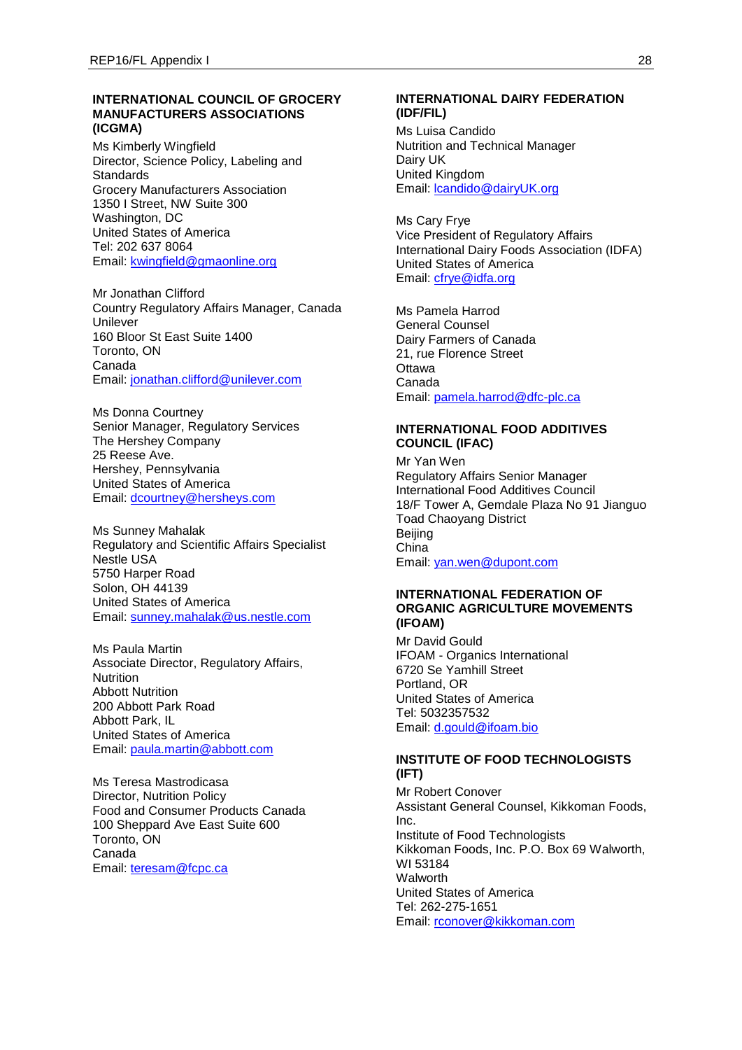**INTERNATIONAL COUNCIL OF GROCERY MANUFACTURERS ASSOCIATIONS (ICGMA)**

Ms Kimberly Wingfield
Director, Science Policy, Labeling and Standards
Grocery Manufacturers Association
1350 I Street, NW Suite 300
Washington, DC
United States of America
Tel: 202 637 8064
Email: kwingfield@gmaonline.org

Mr Jonathan Clifford
Country Regulatory Affairs Manager, Canada
Unilever
160 Bloor St East Suite 1400
Toronto, ON
Canada
Email: jonathan.clifford@unilever.com

Ms Donna Courtney
Senior Manager, Regulatory Services
The Hershey Company
25 Reese Ave.
Hershey, Pennsylvania
United States of America
Email: dcourtney@hersheys.com

Ms Sunney Mahalak
Regulatory and Scientific Affairs Specialist
Nestle USA
5750 Harper Road
Solon, OH 44139
United States of America
Email: sunney.mahalak@us.nestle.com

Ms Paula Martin
Associate Director, Regulatory Affairs, Nutrition
Abbott Nutrition
200 Abbott Park Road
Abbott Park, IL
United States of America
Email: paula.martin@abbott.com

Ms Teresa Mastrodicasa
Director, Nutrition Policy
Food and Consumer Products Canada
100 Sheppard Ave East Suite 600
Toronto, ON
Canada
Email: teresam@fcpc.ca

**INTERNATIONAL DAIRY FEDERATION (IDF/FIL)**

Ms Luisa Candido
Nutrition and Technical Manager
Dairy UK
United Kingdom
Email: lcandido@dairyUK.org

Ms Cary Frye
Vice President of Regulatory Affairs
International Dairy Foods Association (IDFA)
United States of America
Email: cfrye@idfa.org

Ms Pamela Harrod
General Counsel
Dairy Farmers of Canada
21, rue Florence Street
Ottawa
Canada
Email: pamela.harrod@dfc-plc.ca

**INTERNATIONAL FOOD ADDITIVES COUNCIL (IFAC)**

Mr Yan Wen
Regulatory Affairs Senior Manager
International Food Additives Council
18/F Tower A, Gemdale Plaza No 91 Jianguo Toad Chaoyang District
Beijing
China
Email: yan.wen@dupont.com

**INTERNATIONAL FEDERATION OF ORGANIC AGRICULTURE MOVEMENTS (IFOAM)**

Mr David Gould
IFOAM - Organics International
6720 Se Yamhill Street
Portland, OR
United States of America
Tel: 5032357532
Email: d.gould@ifoam.bio

**INSTITUTE OF FOOD TECHNOLOGISTS (IFT)**

Mr Robert Conover
Assistant General Counsel, Kikkoman Foods, Inc.
Institute of Food Technologists
Kikkoman Foods, Inc. P.O. Box 69 Walworth, WI 53184
Walworth
United States of America
Tel: 262-275-1651
Email: rconover@kikkoman.com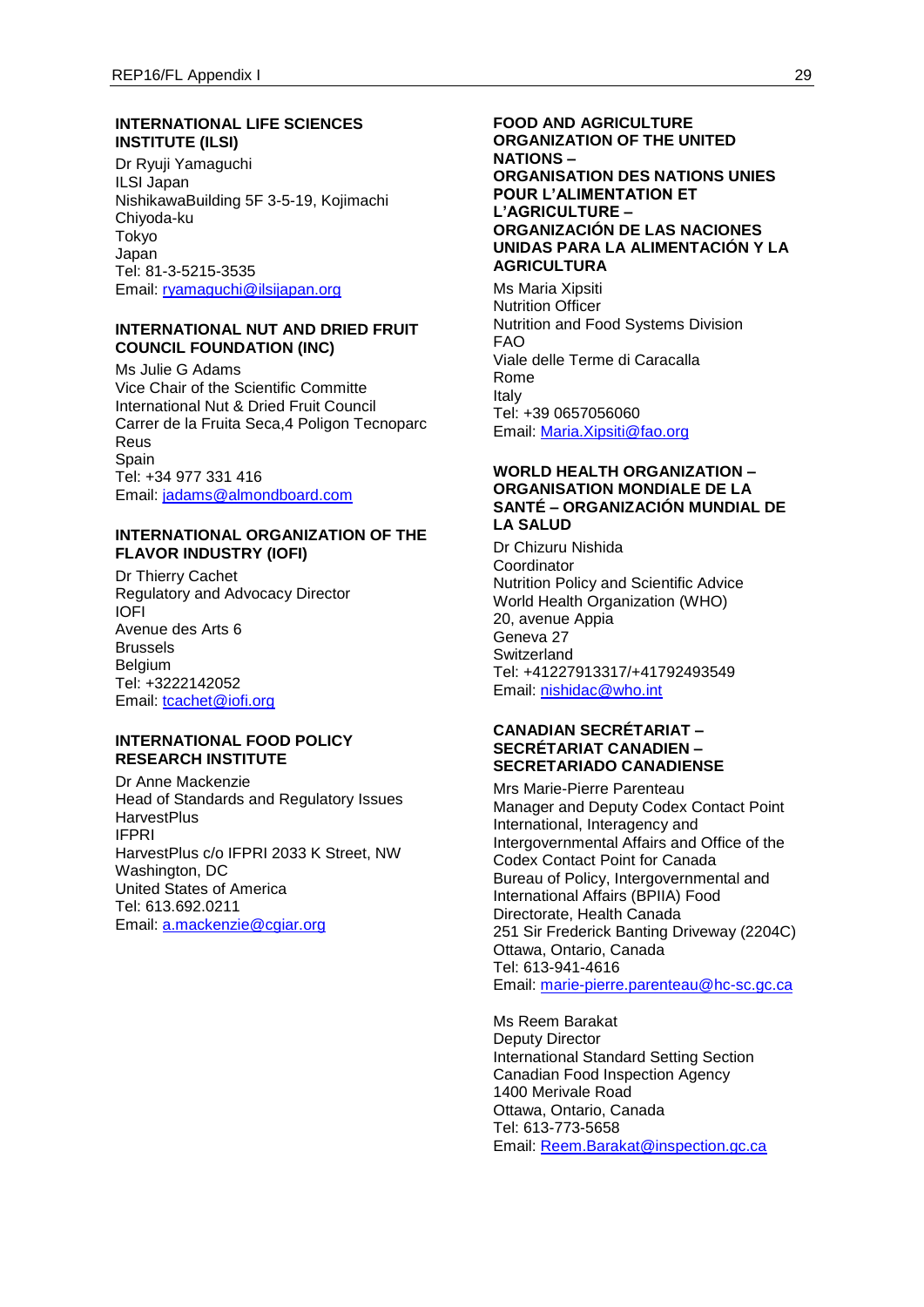**INTERNATIONAL LIFE SCIENCES INSTITUTE (ILSI)**

Dr Ryuji Yamaguchi
ILSI Japan
NishikawaBuilding 5F 3-5-19, Kojimachi
Chiyoda-ku
Tokyo
Japan
Tel: 81-3-5215-3535
Email: ryamaguchi@ilsijapan.org

**INTERNATIONAL NUT AND DRIED FRUIT COUNCIL FOUNDATION (INC)**

Ms Julie G Adams
Vice Chair of the Scientific Committe
International Nut & Dried Fruit Council
Carrer de la Fruita Seca,4 Poligon Tecnoparc
Reus
Spain
Tel: +34 977 331 416
Email: jadams@almondboard.com

**INTERNATIONAL ORGANIZATION OF THE FLAVOR INDUSTRY (IOFI)**

Dr Thierry Cachet
Regulatory and Advocacy Director
IOFI
Avenue des Arts 6
Brussels
Belgium
Tel: +3222142052
Email: tcachet@iofi.org

**INTERNATIONAL FOOD POLICY RESEARCH INSTITUTE**

Dr Anne Mackenzie
Head of Standards and Regulatory Issues
HarvestPlus
IFPRI
HarvestPlus c/o IFPRI 2033 K Street, NW
Washington, DC
United States of America
Tel: 613.692.0211
Email: a.mackenzie@cgiar.org

**FOOD AND AGRICULTURE ORGANIZATION OF THE UNITED NATIONS – ORGANISATION DES NATIONS UNIES POUR L'ALIMENTATION ET L'AGRICULTURE – ORGANIZACIÓN DE LAS NACIONES UNIDAS PARA LA ALIMENTACIÓN Y LA AGRICULTURA**

Ms Maria Xipsiti
Nutrition Officer
Nutrition and Food Systems Division
FAO
Viale delle Terme di Caracalla
Rome
Italy
Tel: +39 0657056060
Email: Maria.Xipsiti@fao.org

**WORLD HEALTH ORGANIZATION – ORGANISATION MONDIALE DE LA SANTÉ – ORGANIZACIÓN MUNDIAL DE LA SALUD**

Dr Chizuru Nishida
Coordinator
Nutrition Policy and Scientific Advice
World Health Organization (WHO)
20, avenue Appia
Geneva 27
Switzerland
Tel: +41227913317/+41792493549
Email: nishidac@who.int

**CANADIAN SECRÉTARIAT – SECRÉTARIAT CANADIEN – SECRETARIADO CANADIENSE**

Mrs Marie-Pierre Parenteau
Manager and Deputy Codex Contact Point
International, Interagency and Intergovernmental Affairs and Office of the Codex Contact Point for Canada
Bureau of Policy, Intergovernmental and International Affairs (BPIIA) Food Directorate, Health Canada
251 Sir Frederick Banting Driveway (2204C)
Ottawa, Ontario, Canada
Tel: 613-941-4616
Email: marie-pierre.parenteau@hc-sc.gc.ca

Ms Reem Barakat
Deputy Director
International Standard Setting Section
Canadian Food Inspection Agency
1400 Merivale Road
Ottawa, Ontario, Canada
Tel: 613-773-5658
Email: Reem.Barakat@inspection.gc.ca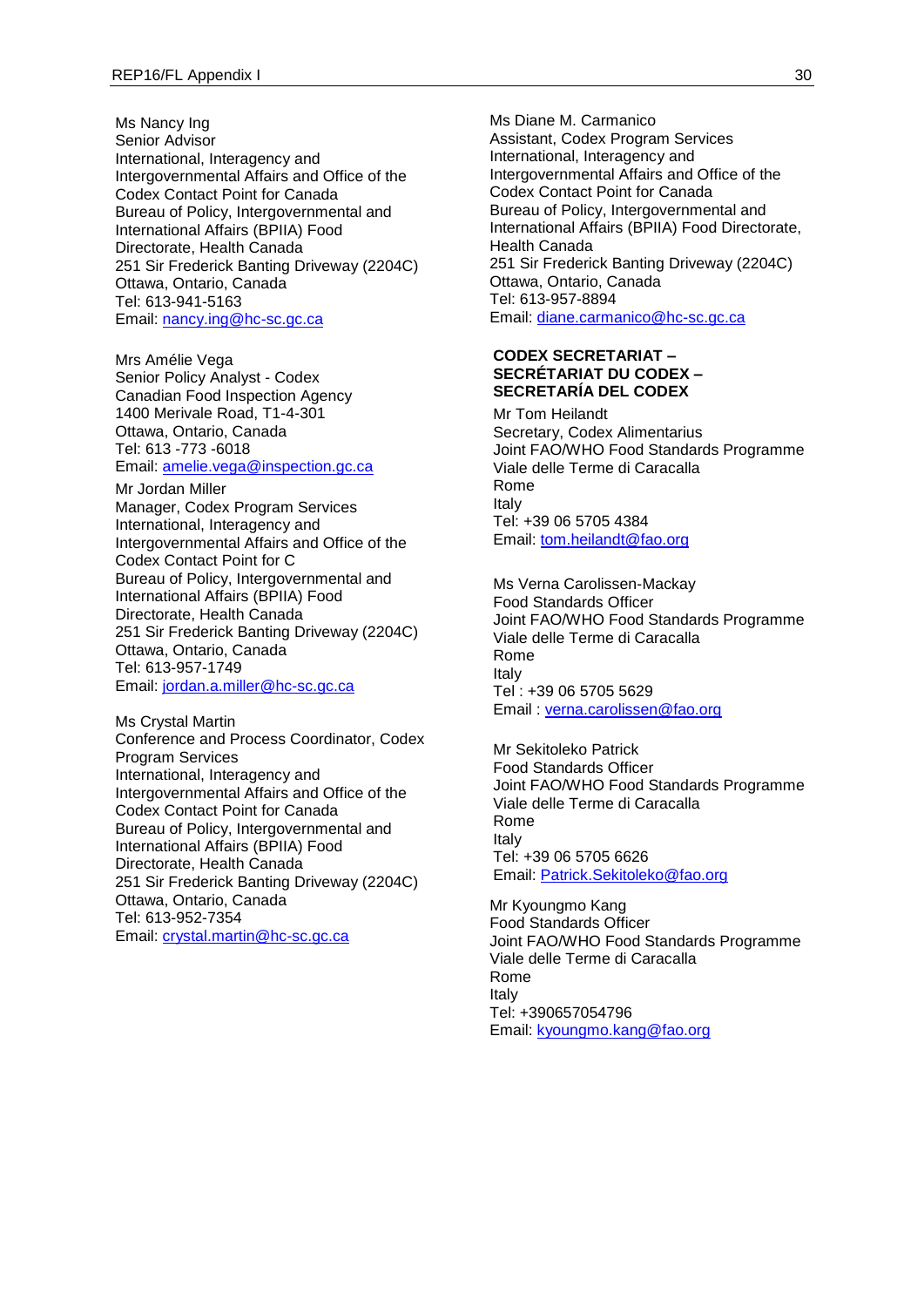Ms Nancy Ing
Senior Advisor
International, Interagency and
Intergovernmental Affairs and Office of the
Codex Contact Point for Canada
Bureau of Policy, Intergovernmental and
International Affairs (BPIIA) Food
Directorate, Health Canada
251 Sir Frederick Banting Driveway (2204C)
Ottawa, Ontario, Canada
Tel: 613-941-5163
Email: nancy.ing@hc-sc.gc.ca

Mrs Amélie Vega
Senior Policy Analyst - Codex
Canadian Food Inspection Agency
1400 Merivale Road, T1-4-301
Ottawa, Ontario, Canada
Tel: 613 -773 -6018
Email: amelie.vega@inspection.gc.ca

Mr Jordan Miller
Manager, Codex Program Services
International, Interagency and
Intergovernmental Affairs and Office of the
Codex Contact Point for C
Bureau of Policy, Intergovernmental and
International Affairs (BPIIA) Food
Directorate, Health Canada
251 Sir Frederick Banting Driveway (2204C)
Ottawa, Ontario, Canada
Tel: 613-957-1749
Email: jordan.a.miller@hc-sc.gc.ca

Ms Crystal Martin
Conference and Process Coordinator, Codex
Program Services
International, Interagency and
Intergovernmental Affairs and Office of the
Codex Contact Point for Canada
Bureau of Policy, Intergovernmental and
International Affairs (BPIIA) Food
Directorate, Health Canada
251 Sir Frederick Banting Driveway (2204C)
Ottawa, Ontario, Canada
Tel: 613-952-7354
Email: crystal.martin@hc-sc.gc.ca

Ms Diane M. Carmanico
Assistant, Codex Program Services
International, Interagency and
Intergovernmental Affairs and Office of the
Codex Contact Point for Canada
Bureau of Policy, Intergovernmental and
International Affairs (BPIIA) Food Directorate,
Health Canada
251 Sir Frederick Banting Driveway (2204C)
Ottawa, Ontario, Canada
Tel: 613-957-8894
Email: diane.carmanico@hc-sc.gc.ca

**CODEX SECRETARIAT – SECRÉTARIAT DU CODEX – SECRETARÍA DEL CODEX**

Mr Tom Heilandt
Secretary, Codex Alimentarius
Joint FAO/WHO Food Standards Programme
Viale delle Terme di Caracalla
Rome
Italy
Tel: +39 06 5705 4384
Email: tom.heilandt@fao.org

Ms Verna Carolissen-Mackay
Food Standards Officer
Joint FAO/WHO Food Standards Programme
Viale delle Terme di Caracalla
Rome
Italy
Tel : +39 06 5705 5629
Email : verna.carolissen@fao.org

Mr Sekitoleko Patrick
Food Standards Officer
Joint FAO/WHO Food Standards Programme
Viale delle Terme di Caracalla
Rome
Italy
Tel: +39 06 5705 6626
Email: Patrick.Sekitoleko@fao.org

Mr Kyoungmo Kang
Food Standards Officer
Joint FAO/WHO Food Standards Programme
Viale delle Terme di Caracalla
Rome
Italy
Tel: +390657054796
Email: kyoungmo.kang@fao.org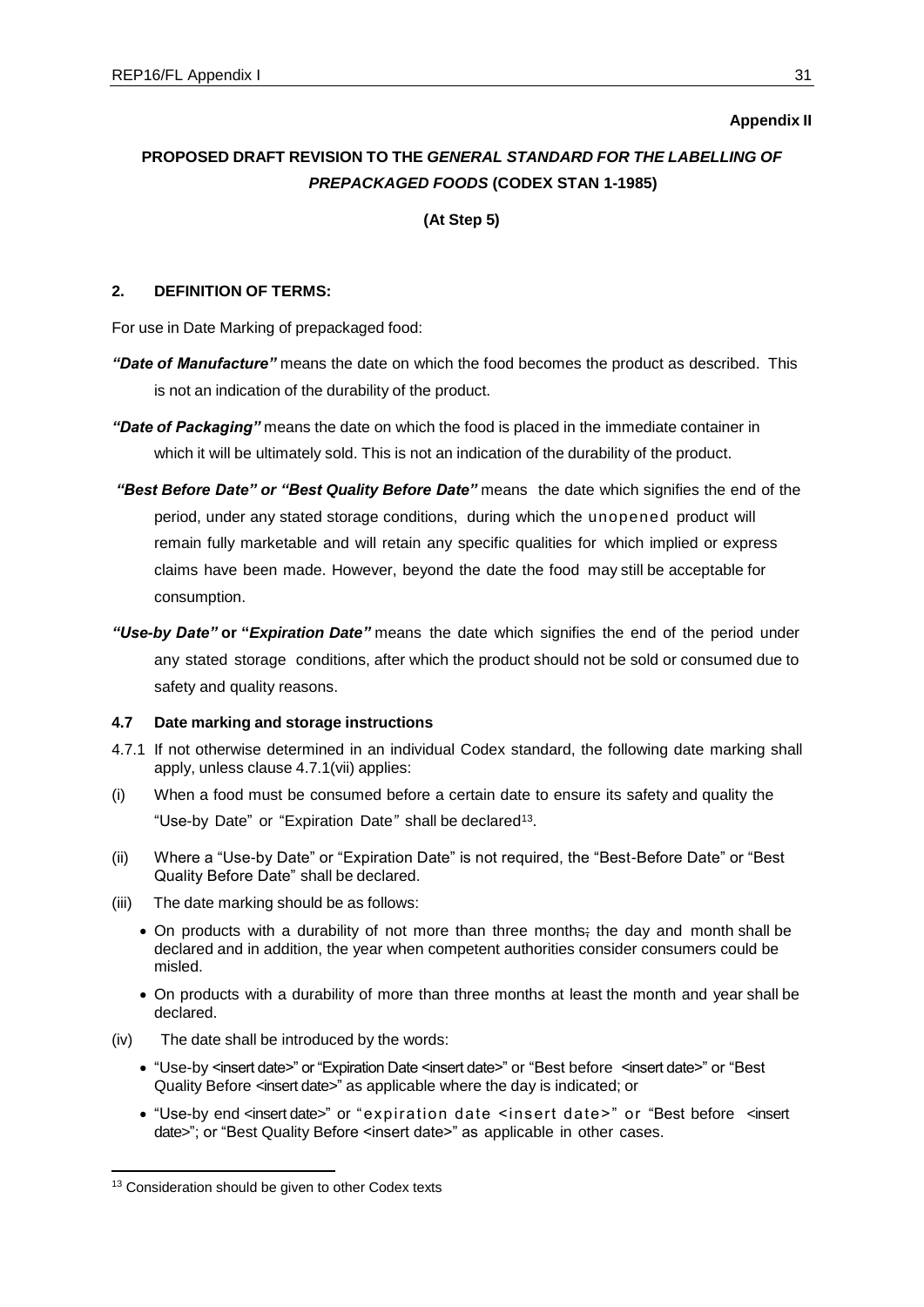**Appendix II**

# PROPOSED DRAFT REVISION TO THE *GENERAL STANDARD FOR THE LABELLING OF PREPACKAGED FOODS* (CODEX STAN 1-1985)

**(At Step 5)**

## 2. DEFINITION OF TERMS:

For use in Date Marking of prepackaged food:

***"Date of Manufacture"*** means the date on which the food becomes the product as described. This is not an indication of the durability of the product.

***"Date of Packaging"*** means the date on which the food is placed in the immediate container in which it will be ultimately sold. This is not an indication of the durability of the product.

***"Best Before Date" or "Best Quality Before Date"*** means the date which signifies the end of the period, under any stated storage conditions, during which the unopened product will remain fully marketable and will retain any specific qualities for which implied or express claims have been made. However, beyond the date the food may still be acceptable for consumption.

***"Use-by Date"* or "*Expiration Date"*** means the date which signifies the end of the period under any stated storage conditions, after which the product should not be sold or consumed due to safety and quality reasons.

### 4.7 Date marking and storage instructions

4.7.1 If not otherwise determined in an individual Codex standard, the following date marking shall apply, unless clause 4.7.1(vii) applies:

(i) When a food must be consumed before a certain date to ensure its safety and quality the "Use-by Date" or "Expiration Date" shall be declared[13].

(ii) Where a "Use-by Date" or "Expiration Date" is not required, the "Best-Before Date" or "Best Quality Before Date" shall be declared.

(iii) The date marking should be as follows:

- On products with a durability of not more than three months; the day and month shall be declared and in addition, the year when competent authorities consider consumers could be misled.
- On products with a durability of more than three months at least the month and year shall be declared.

(iv) The date shall be introduced by the words:

- "Use-by <insert date>" or "Expiration Date <insert date>" or "Best before <insert date>" or "Best Quality Before <insert date>" as applicable where the day is indicated; or
- "Use-by end <insert date>" or "expiration date <insert date>" or "Best before <insert date>"; or "Best Quality Before <insert date>" as applicable in other cases.

---

[13] Consideration should be given to other Codex texts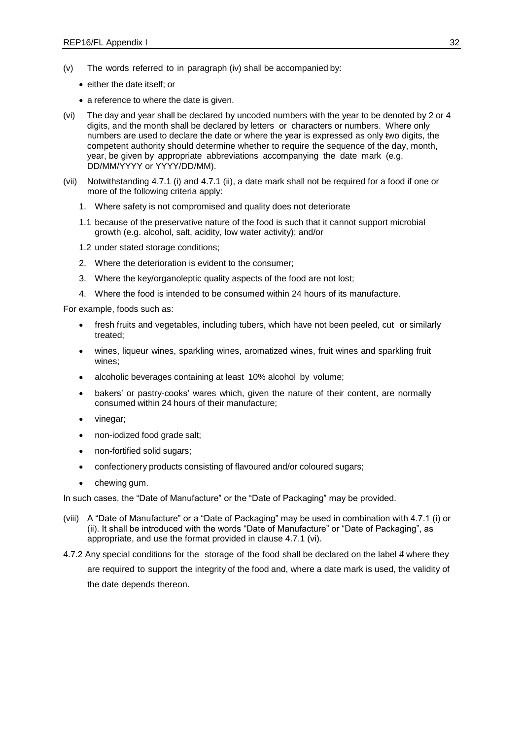(v) The words referred to in paragraph (iv) shall be accompanied by:

- either the date itself; or
- a reference to where the date is given.

(vi) The day and year shall be declared by uncoded numbers with the year to be denoted by 2 or 4 digits, and the month shall be declared by letters or characters or numbers. Where only numbers are used to declare the date or where the year is expressed as only two digits, the competent authority should determine whether to require the sequence of the day, month, year, be given by appropriate abbreviations accompanying the date mark (e.g. DD/MM/YYYY or YYYY/DD/MM).

(vii) Notwithstanding 4.7.1 (i) and 4.7.1 (ii), a date mark shall not be required for a food if one or more of the following criteria apply:

1. Where safety is not compromised and quality does not deteriorate

1.1 because of the preservative nature of the food is such that it cannot support microbial growth (e.g. alcohol, salt, acidity, low water activity); and/or

1.2 under stated storage conditions;

2. Where the deterioration is evident to the consumer;

3. Where the key/organoleptic quality aspects of the food are not lost;

4. Where the food is intended to be consumed within 24 hours of its manufacture.

For example, foods such as:

- fresh fruits and vegetables, including tubers, which have not been peeled, cut or similarly treated;
- wines, liqueur wines, sparkling wines, aromatized wines, fruit wines and sparkling fruit wines;
- alcoholic beverages containing at least 10% alcohol by volume;
- bakers' or pastry-cooks' wares which, given the nature of their content, are normally consumed within 24 hours of their manufacture;
- vinegar;
- non-iodized food grade salt;
- non-fortified solid sugars;
- confectionery products consisting of flavoured and/or coloured sugars;
- chewing gum.

In such cases, the "Date of Manufacture" or the "Date of Packaging" may be provided.

(viii) A "Date of Manufacture" or a "Date of Packaging" may be used in combination with 4.7.1 (i) or (ii). It shall be introduced with the words "Date of Manufacture" or "Date of Packaging", as appropriate, and use the format provided in clause 4.7.1 (vi).

4.7.2 Any special conditions for the storage of the food shall be declared on the label if where they are required to support the integrity of the food and, where a date mark is used, the validity of the date depends thereon.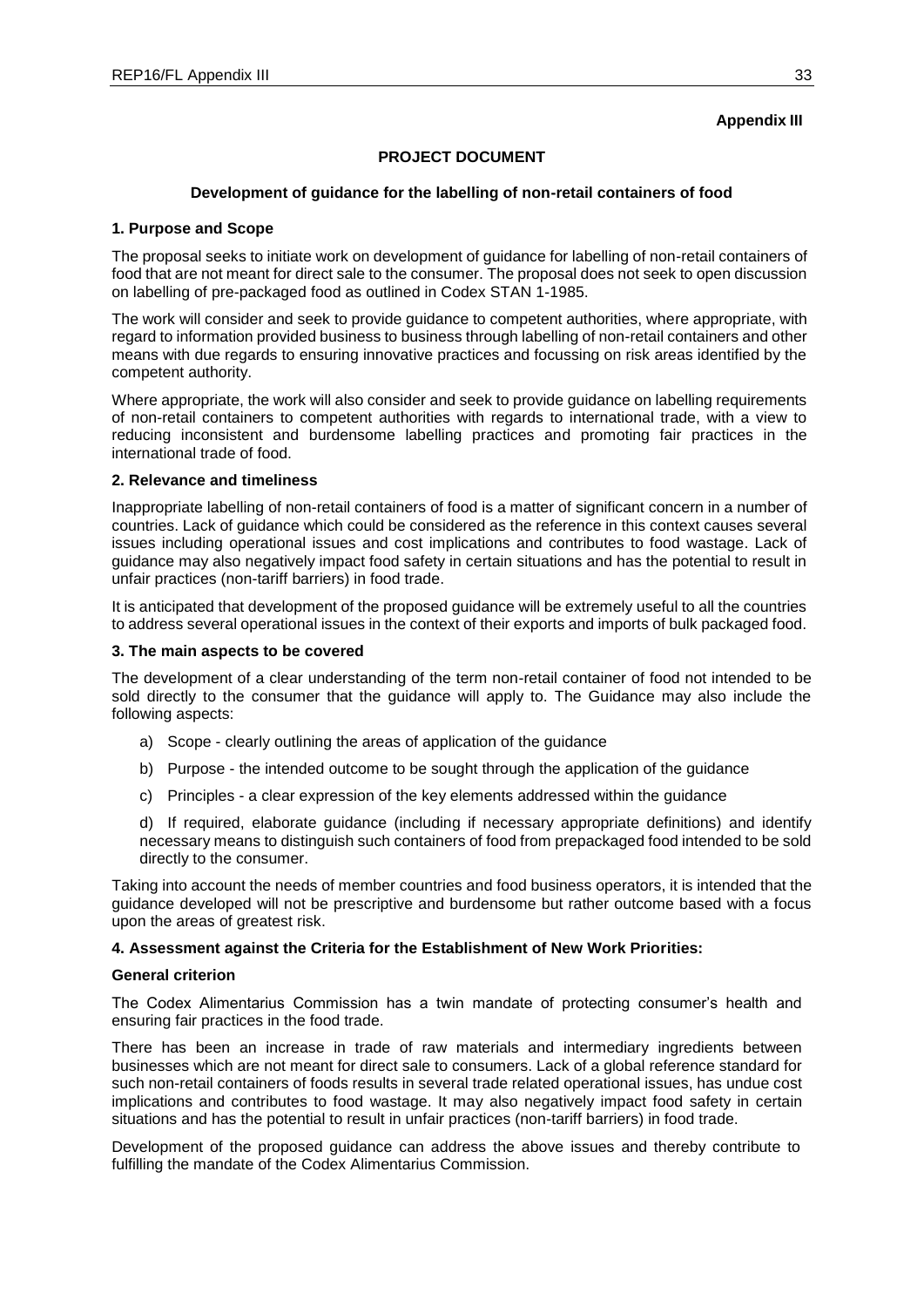**Appendix III**

**PROJECT DOCUMENT**

**Development of guidance for the labelling of non-retail containers of food**

**1. Purpose and Scope**

The proposal seeks to initiate work on development of guidance for labelling of non-retail containers of food that are not meant for direct sale to the consumer. The proposal does not seek to open discussion on labelling of pre-packaged food as outlined in Codex STAN 1-1985.

The work will consider and seek to provide guidance to competent authorities, where appropriate, with regard to information provided business to business through labelling of non-retail containers and other means with due regards to ensuring innovative practices and focussing on risk areas identified by the competent authority.

Where appropriate, the work will also consider and seek to provide guidance on labelling requirements of non-retail containers to competent authorities with regards to international trade, with a view to reducing inconsistent and burdensome labelling practices and promoting fair practices in the international trade of food.

**2. Relevance and timeliness**

Inappropriate labelling of non-retail containers of food is a matter of significant concern in a number of countries. Lack of guidance which could be considered as the reference in this context causes several issues including operational issues and cost implications and contributes to food wastage. Lack of guidance may also negatively impact food safety in certain situations and has the potential to result in unfair practices (non-tariff barriers) in food trade.

It is anticipated that development of the proposed guidance will be extremely useful to all the countries to address several operational issues in the context of their exports and imports of bulk packaged food.

**3. The main aspects to be covered**

The development of a clear understanding of the term non-retail container of food not intended to be sold directly to the consumer that the guidance will apply to. The Guidance may also include the following aspects:

a) Scope - clearly outlining the areas of application of the guidance

b) Purpose - the intended outcome to be sought through the application of the guidance

c) Principles - a clear expression of the key elements addressed within the guidance

d) If required, elaborate guidance (including if necessary appropriate definitions) and identify necessary means to distinguish such containers of food from prepackaged food intended to be sold directly to the consumer.

Taking into account the needs of member countries and food business operators, it is intended that the guidance developed will not be prescriptive and burdensome but rather outcome based with a focus upon the areas of greatest risk.

**4. Assessment against the Criteria for the Establishment of New Work Priorities:**

**General criterion**

The Codex Alimentarius Commission has a twin mandate of protecting consumer's health and ensuring fair practices in the food trade.

There has been an increase in trade of raw materials and intermediary ingredients between businesses which are not meant for direct sale to consumers. Lack of a global reference standard for such non-retail containers of foods results in several trade related operational issues, has undue cost implications and contributes to food wastage. It may also negatively impact food safety in certain situations and has the potential to result in unfair practices (non-tariff barriers) in food trade.

Development of the proposed guidance can address the above issues and thereby contribute to fulfilling the mandate of the Codex Alimentarius Commission.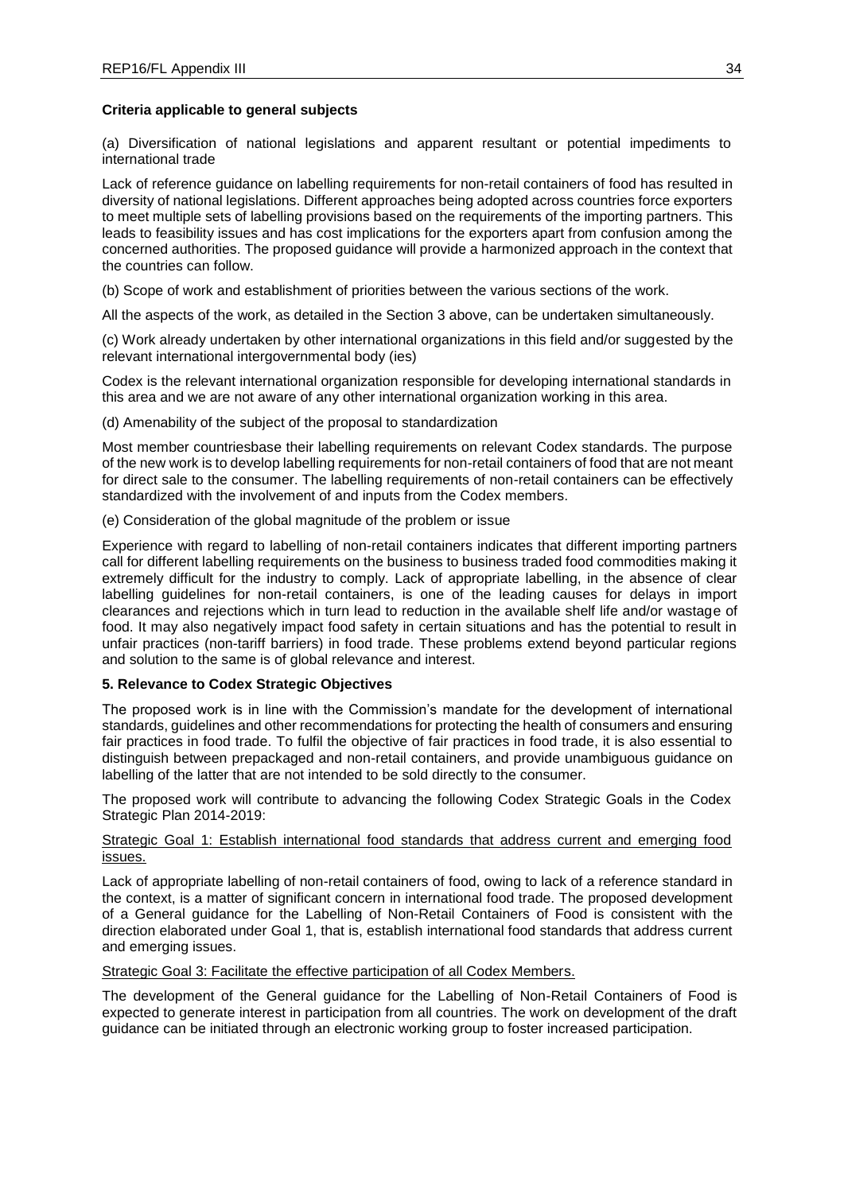**Criteria applicable to general subjects**

(a) Diversification of national legislations and apparent resultant or potential impediments to international trade

Lack of reference guidance on labelling requirements for non-retail containers of food has resulted in diversity of national legislations. Different approaches being adopted across countries force exporters to meet multiple sets of labelling provisions based on the requirements of the importing partners. This leads to feasibility issues and has cost implications for the exporters apart from confusion among the concerned authorities. The proposed guidance will provide a harmonized approach in the context that the countries can follow.

(b) Scope of work and establishment of priorities between the various sections of the work.

All the aspects of the work, as detailed in the Section 3 above, can be undertaken simultaneously.

(c) Work already undertaken by other international organizations in this field and/or suggested by the relevant international intergovernmental body (ies)

Codex is the relevant international organization responsible for developing international standards in this area and we are not aware of any other international organization working in this area.

(d) Amenability of the subject of the proposal to standardization

Most member countriesbase their labelling requirements on relevant Codex standards. The purpose of the new work is to develop labelling requirements for non-retail containers of food that are not meant for direct sale to the consumer. The labelling requirements of non-retail containers can be effectively standardized with the involvement of and inputs from the Codex members.

(e) Consideration of the global magnitude of the problem or issue

Experience with regard to labelling of non-retail containers indicates that different importing partners call for different labelling requirements on the business to business traded food commodities making it extremely difficult for the industry to comply. Lack of appropriate labelling, in the absence of clear labelling guidelines for non-retail containers, is one of the leading causes for delays in import clearances and rejections which in turn lead to reduction in the available shelf life and/or wastage of food. It may also negatively impact food safety in certain situations and has the potential to result in unfair practices (non-tariff barriers) in food trade. These problems extend beyond particular regions and solution to the same is of global relevance and interest.

**5. Relevance to Codex Strategic Objectives**

The proposed work is in line with the Commission's mandate for the development of international standards, guidelines and other recommendations for protecting the health of consumers and ensuring fair practices in food trade. To fulfil the objective of fair practices in food trade, it is also essential to distinguish between prepackaged and non-retail containers, and provide unambiguous guidance on labelling of the latter that are not intended to be sold directly to the consumer.

The proposed work will contribute to advancing the following Codex Strategic Goals in the Codex Strategic Plan 2014-2019:

<u>Strategic Goal 1: Establish international food standards that address current and emerging food issues.</u>

Lack of appropriate labelling of non-retail containers of food, owing to lack of a reference standard in the context, is a matter of significant concern in international food trade. The proposed development of a General guidance for the Labelling of Non-Retail Containers of Food is consistent with the direction elaborated under Goal 1, that is, establish international food standards that address current and emerging issues.

<u>Strategic Goal 3: Facilitate the effective participation of all Codex Members.</u>

The development of the General guidance for the Labelling of Non-Retail Containers of Food is expected to generate interest in participation from all countries. The work on development of the draft guidance can be initiated through an electronic working group to foster increased participation.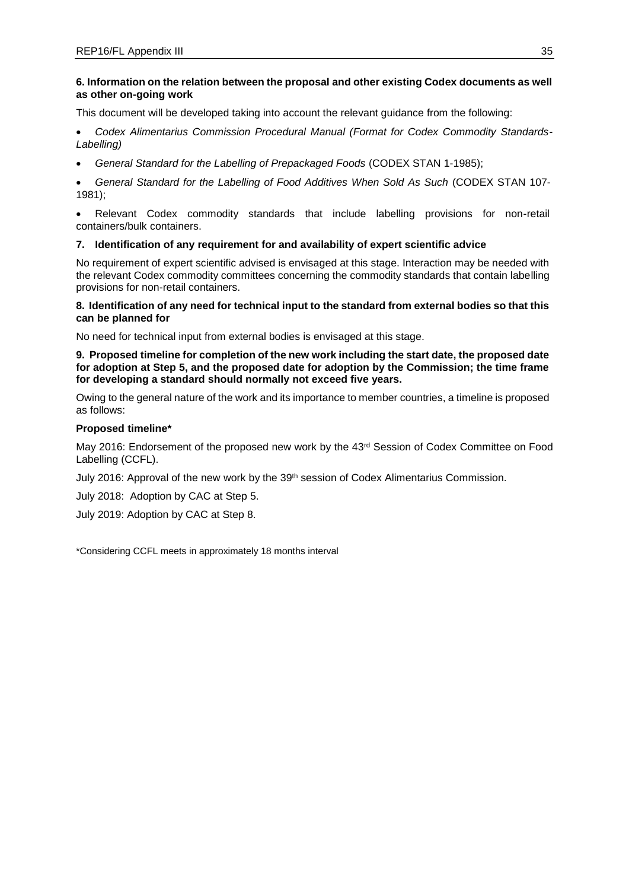**6. Information on the relation between the proposal and other existing Codex documents as well as other on-going work**

This document will be developed taking into account the relevant guidance from the following:

- *Codex Alimentarius Commission Procedural Manual (Format for Codex Commodity Standards-Labelling)*
- *General Standard for the Labelling of Prepackaged Foods* (CODEX STAN 1-1985);
- *General Standard for the Labelling of Food Additives When Sold As Such* (CODEX STAN 107-1981);
- Relevant Codex commodity standards that include labelling provisions for non-retail containers/bulk containers.

**7. Identification of any requirement for and availability of expert scientific advice**

No requirement of expert scientific advised is envisaged at this stage. Interaction may be needed with the relevant Codex commodity committees concerning the commodity standards that contain labelling provisions for non-retail containers.

**8. Identification of any need for technical input to the standard from external bodies so that this can be planned for**

No need for technical input from external bodies is envisaged at this stage.

**9. Proposed timeline for completion of the new work including the start date, the proposed date for adoption at Step 5, and the proposed date for adoption by the Commission; the time frame for developing a standard should normally not exceed five years.**

Owing to the general nature of the work and its importance to member countries, a timeline is proposed as follows:

**Proposed timeline***

May 2016: Endorsement of the proposed new work by the 43rd Session of Codex Committee on Food Labelling (CCFL).

July 2016: Approval of the new work by the 39th session of Codex Alimentarius Commission.

July 2018: Adoption by CAC at Step 5.

July 2019: Adoption by CAC at Step 8.

*Considering CCFL meets in approximately 18 months interval